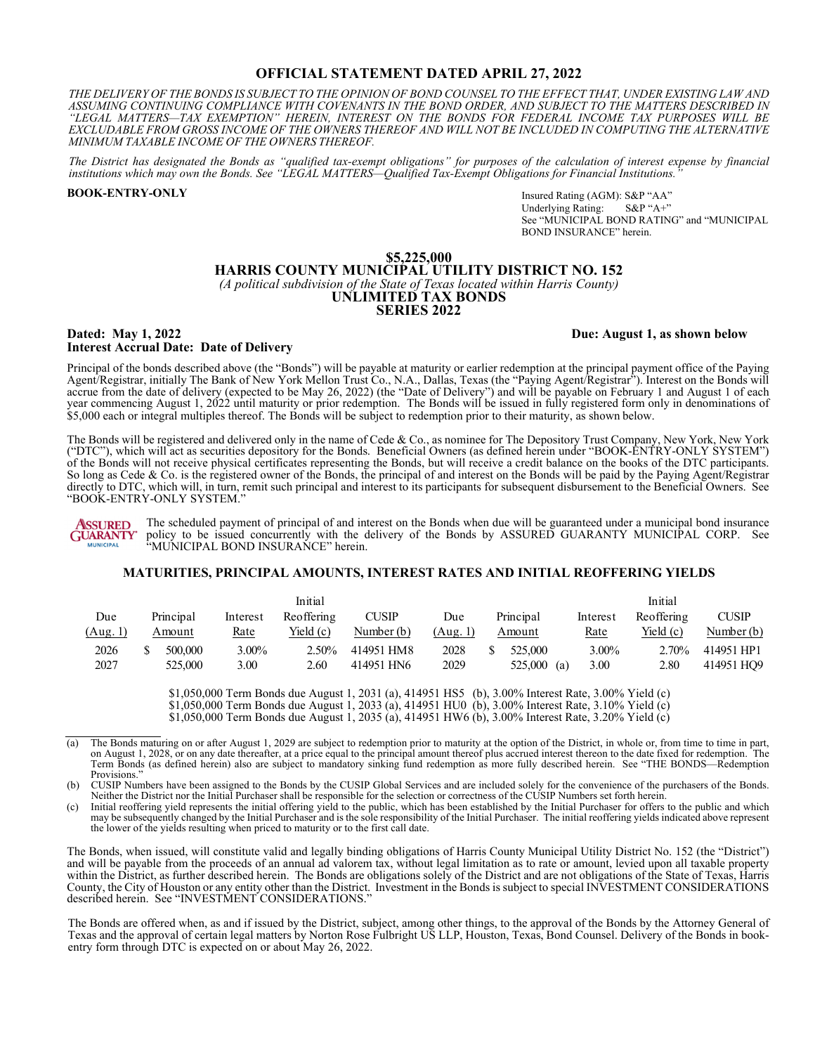# OFFICIAL STATEMENT DATED APRIL 27, 2022

*THE DELIVERY OF THE BONDS IS SUBJECT TO THE OPINION OF BOND COUNSEL TO THE EFFECT THAT, UNDER EXISTING LAW AND ASSUMING CONTINUING COMPLIANCE WITH COVENANTS IN THE BOND ORDER, AND SUBJECT TO THE MATTERS DESCRIBED IN "LEGAL MATTERS—TAX EXEMPTION" HEREIN, INTEREST ON THE BONDS FOR FEDERAL INCOME TAX PURPOSES WILL BE EXCLUDABLE FROM GROSS INCOME OF THE OWNERS THEREOF AND WILL NOT BE INCLUDED IN COMPUTING THE ALTERNATIVE MINIMUM TAXABLE INCOME OF THE OWNERS THEREOF.*

*The District has designated the Bonds as "qualified tax-exempt obligations" for purposes of the calculation of interest expense by financial institutions which may own the Bonds. See "LEGAL MATTERS—Qualified Tax-Exempt Obligations for Financial Institutions."*

**BOOK-ENTRY-ONLY**

Insured Rating (AGM): S&P "AA"
Underlying Rating: S&P "A+"
See "MUNICIPAL BOND RATING" and "MUNICIPAL BOND INSURANCE" herein.

## $5,225,000
## HARRIS COUNTY MUNICIPAL UTILITY DISTRICT NO. 152
*(A political subdivision of the State of Texas located within Harris County)*
## UNLIMITED TAX BONDS
## SERIES 2022

**Dated: May 1, 2022** **Due: August 1, as shown below**
**Interest Accrual Date: Date of Delivery**

Principal of the bonds described above (the "Bonds") will be payable at maturity or earlier redemption at the principal payment office of the Paying Agent/Registrar, initially The Bank of New York Mellon Trust Co., N.A., Dallas, Texas (the "Paying Agent/Registrar"). Interest on the Bonds will accrue from the date of delivery (expected to be May 26, 2022) (the "Date of Delivery") and will be payable on February 1 and August 1 of each year commencing August 1, 2022 until maturity or prior redemption. The Bonds will be issued in fully registered form only in denominations of $5,000 each or integral multiples thereof. The Bonds will be subject to redemption prior to their maturity, as shown below.

The Bonds will be registered and delivered only in the name of Cede & Co., as nominee for The Depository Trust Company, New York, New York ("DTC"), which will act as securities depository for the Bonds. Beneficial Owners (as defined herein under "BOOK-ENTRY-ONLY SYSTEM") of the Bonds will not receive physical certificates representing the Bonds, but will receive a credit balance on the books of the DTC participants. So long as Cede & Co. is the registered owner of the Bonds, the principal of and interest on the Bonds will be paid by the Paying Agent/Registrar directly to DTC, which will, in turn, remit such principal and interest to its participants for subsequent disbursement to the Beneficial Owners. See "BOOK-ENTRY-ONLY SYSTEM."

ASSURED GUARANTY MUNICIPAL — The scheduled payment of principal of and interest on the Bonds when due will be guaranteed under a municipal bond insurance policy to be issued concurrently with the delivery of the Bonds by ASSURED GUARANTY MUNICIPAL CORP. See "MUNICIPAL BOND INSURANCE" herein.

### MATURITIES, PRINCIPAL AMOUNTS, INTEREST RATES AND INITIAL REOFFERING YIELDS

| Due (Aug. 1) | Principal Amount | Interest Rate | Initial Reoffering Yield (c) | CUSIP Number (b) | Due (Aug. 1) | Principal Amount | Interest Rate | Initial Reoffering Yield (c) | CUSIP Number (b) |
|---|---|---|---|---|---|---|---|---|---|
| 2026 | $ 500,000 | 3.00% | 2.50% | 414951 HM8 | 2028 | $ 525,000 | 3.00% | 2.70% | 414951 HP1 |
| 2027 | 525,000 | 3.00 | 2.60 | 414951 HN6 | 2029 | 525,000 (a) | 3.00 | 2.80 | 414951 HQ9 |

$1,050,000 Term Bonds due August 1, 2031 (a), 414951 HS5 (b), 3.00% Interest Rate, 3.00% Yield (c)
$1,050,000 Term Bonds due August 1, 2033 (a), 414951 HU0 (b), 3.00% Interest Rate, 3.10% Yield (c)
$1,050,000 Term Bonds due August 1, 2035 (a), 414951 HW6 (b), 3.00% Interest Rate, 3.20% Yield (c)

---

(a) The Bonds maturing on or after August 1, 2029 are subject to redemption prior to maturity at the option of the District, in whole or, from time to time in part, on August 1, 2028, or on any date thereafter, at a price equal to the principal amount thereof plus accrued interest thereon to the date fixed for redemption. The Term Bonds (as defined herein) also are subject to mandatory sinking fund redemption as more fully described herein. See "THE BONDS—Redemption Provisions."

(b) CUSIP Numbers have been assigned to the Bonds by the CUSIP Global Services and are included solely for the convenience of the purchasers of the Bonds. Neither the District nor the Initial Purchaser shall be responsible for the selection or correctness of the CUSIP Numbers set forth herein.

(c) Initial reoffering yield represents the initial offering yield to the public, which has been established by the Initial Purchaser for offers to the public and which may be subsequently changed by the Initial Purchaser and is the sole responsibility of the Initial Purchaser. The initial reoffering yields indicated above represent the lower of the yields resulting when priced to maturity or to the first call date.

The Bonds, when issued, will constitute valid and legally binding obligations of Harris County Municipal Utility District No. 152 (the "District") and will be payable from the proceeds of an annual ad valorem tax, without legal limitation as to rate or amount, levied upon all taxable property within the District, as further described herein. The Bonds are obligations solely of the District and are not obligations of the State of Texas, Harris County, the City of Houston or any entity other than the District. Investment in the Bonds is subject to special INVESTMENT CONSIDERATIONS described herein. See "INVESTMENT CONSIDERATIONS."

The Bonds are offered when, as and if issued by the District, subject, among other things, to the approval of the Bonds by the Attorney General of Texas and the approval of certain legal matters by Norton Rose Fulbright US LLP, Houston, Texas, Bond Counsel. Delivery of the Bonds in book-entry form through DTC is expected on or about May 26, 2022.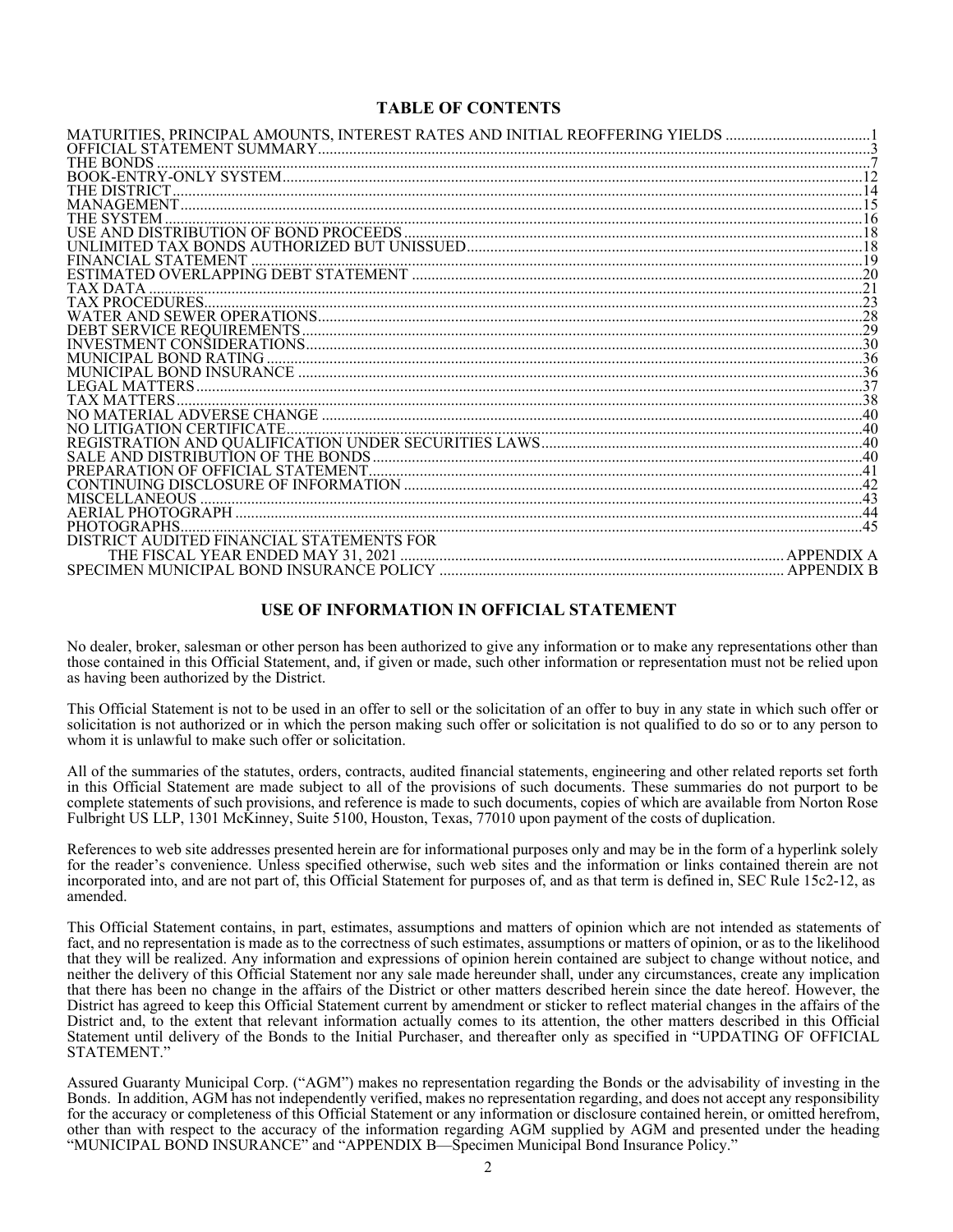## TABLE OF CONTENTS

| | |
|---|---|
| MATURITIES, PRINCIPAL AMOUNTS, INTEREST RATES AND INITIAL REOFFERING YIELDS | 1 |
| OFFICIAL STATEMENT SUMMARY | 3 |
| THE BONDS | 7 |
| BOOK-ENTRY-ONLY SYSTEM | 12 |
| THE DISTRICT | 14 |
| MANAGEMENT | 15 |
| THE SYSTEM | 16 |
| USE AND DISTRIBUTION OF BOND PROCEEDS | 18 |
| UNLIMITED TAX BONDS AUTHORIZED BUT UNISSUED | 18 |
| FINANCIAL STATEMENT | 19 |
| ESTIMATED OVERLAPPING DEBT STATEMENT | 20 |
| TAX DATA | 21 |
| TAX PROCEDURES | 23 |
| WATER AND SEWER OPERATIONS | 28 |
| DEBT SERVICE REQUIREMENTS | 29 |
| INVESTMENT CONSIDERATIONS | 30 |
| MUNICIPAL BOND RATING | 36 |
| MUNICIPAL BOND INSURANCE | 36 |
| LEGAL MATTERS | 37 |
| TAX MATTERS | 38 |
| NO MATERIAL ADVERSE CHANGE | 40 |
| NO LITIGATION CERTIFICATE | 40 |
| REGISTRATION AND QUALIFICATION UNDER SECURITIES LAWS | 40 |
| SALE AND DISTRIBUTION OF THE BONDS | 40 |
| PREPARATION OF OFFICIAL STATEMENT | 41 |
| CONTINUING DISCLOSURE OF INFORMATION | 42 |
| MISCELLANEOUS | 43 |
| AERIAL PHOTOGRAPH | 44 |
| PHOTOGRAPHS | 45 |
| DISTRICT AUDITED FINANCIAL STATEMENTS FOR THE FISCAL YEAR ENDED MAY 31, 2021 | APPENDIX A |
| SPECIMEN MUNICIPAL BOND INSURANCE POLICY | APPENDIX B |

## USE OF INFORMATION IN OFFICIAL STATEMENT

No dealer, broker, salesman or other person has been authorized to give any information or to make any representations other than those contained in this Official Statement, and, if given or made, such other information or representation must not be relied upon as having been authorized by the District.

This Official Statement is not to be used in an offer to sell or the solicitation of an offer to buy in any state in which such offer or solicitation is not authorized or in which the person making such offer or solicitation is not qualified to do so or to any person to whom it is unlawful to make such offer or solicitation.

All of the summaries of the statutes, orders, contracts, audited financial statements, engineering and other related reports set forth in this Official Statement are made subject to all of the provisions of such documents. These summaries do not purport to be complete statements of such provisions, and reference is made to such documents, copies of which are available from Norton Rose Fulbright US LLP, 1301 McKinney, Suite 5100, Houston, Texas, 77010 upon payment of the costs of duplication.

References to web site addresses presented herein are for informational purposes only and may be in the form of a hyperlink solely for the reader's convenience. Unless specified otherwise, such web sites and the information or links contained therein are not incorporated into, and are not part of, this Official Statement for purposes of, and as that term is defined in, SEC Rule 15c2-12, as amended.

This Official Statement contains, in part, estimates, assumptions and matters of opinion which are not intended as statements of fact, and no representation is made as to the correctness of such estimates, assumptions or matters of opinion, or as to the likelihood that they will be realized. Any information and expressions of opinion herein contained are subject to change without notice, and neither the delivery of this Official Statement nor any sale made hereunder shall, under any circumstances, create any implication that there has been no change in the affairs of the District or other matters described herein since the date hereof. However, the District has agreed to keep this Official Statement current by amendment or sticker to reflect material changes in the affairs of the District and, to the extent that relevant information actually comes to its attention, the other matters described in this Official Statement until delivery of the Bonds to the Initial Purchaser, and thereafter only as specified in "UPDATING OF OFFICIAL STATEMENT."

Assured Guaranty Municipal Corp. ("AGM") makes no representation regarding the Bonds or the advisability of investing in the Bonds. In addition, AGM has not independently verified, makes no representation regarding, and does not accept any responsibility for the accuracy or completeness of this Official Statement or any information or disclosure contained herein, or omitted herefrom, other than with respect to the accuracy of the information regarding AGM supplied by AGM and presented under the heading "MUNICIPAL BOND INSURANCE" and "APPENDIX B—Specimen Municipal Bond Insurance Policy."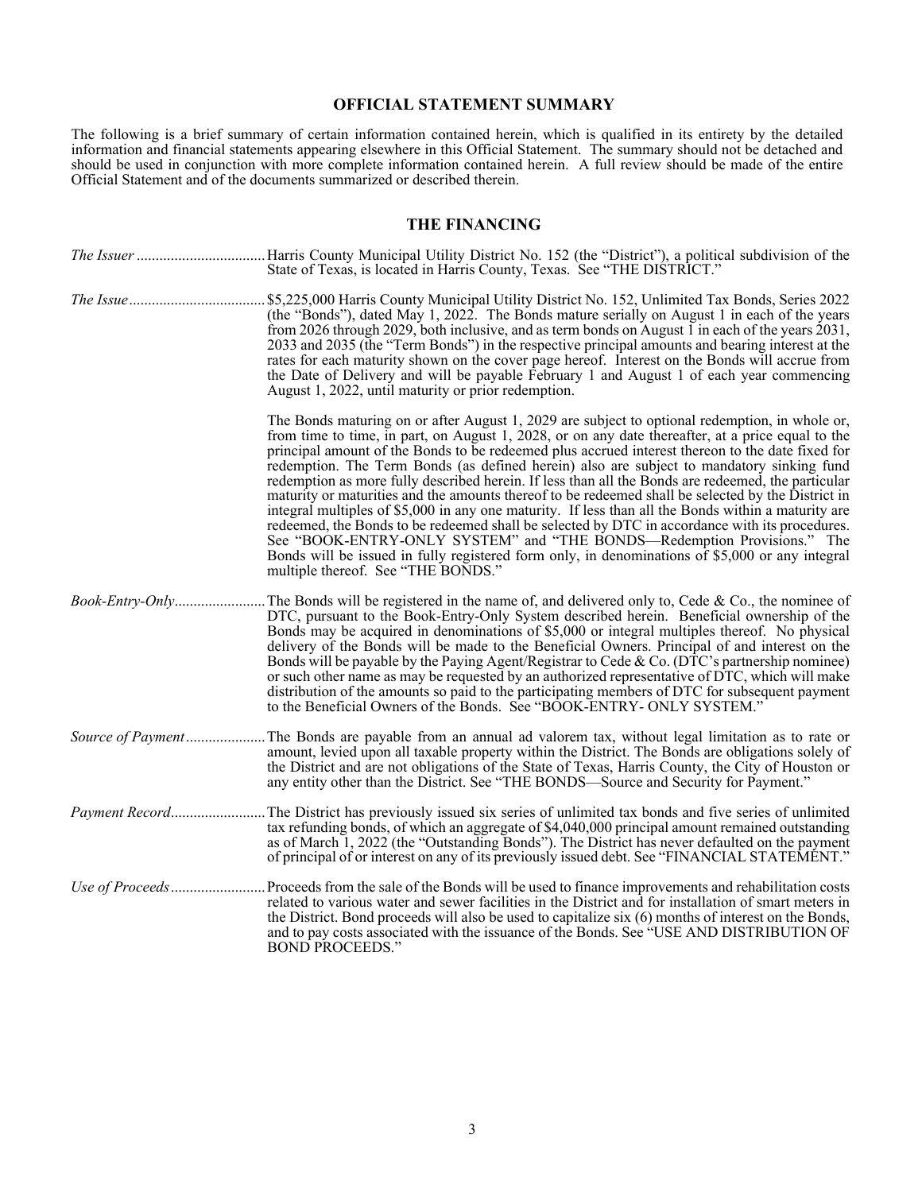## OFFICIAL STATEMENT SUMMARY

The following is a brief summary of certain information contained herein, which is qualified in its entirety by the detailed information and financial statements appearing elsewhere in this Official Statement. The summary should not be detached and should be used in conjunction with more complete information contained herein. A full review should be made of the entire Official Statement and of the documents summarized or described therein.

## THE FINANCING

*The Issuer* ................................. Harris County Municipal Utility District No. 152 (the "District"), a political subdivision of the State of Texas, is located in Harris County, Texas. See "THE DISTRICT."

*The Issue*................................... $5,225,000 Harris County Municipal Utility District No. 152, Unlimited Tax Bonds, Series 2022 (the "Bonds"), dated May 1, 2022. The Bonds mature serially on August 1 in each of the years from 2026 through 2029, both inclusive, and as term bonds on August 1 in each of the years 2031, 2033 and 2035 (the "Term Bonds") in the respective principal amounts and bearing interest at the rates for each maturity shown on the cover page hereof. Interest on the Bonds will accrue from the Date of Delivery and will be payable February 1 and August 1 of each year commencing August 1, 2022, until maturity or prior redemption.

The Bonds maturing on or after August 1, 2029 are subject to optional redemption, in whole or, from time to time, in part, on August 1, 2028, or on any date thereafter, at a price equal to the principal amount of the Bonds to be redeemed plus accrued interest thereon to the date fixed for redemption. The Term Bonds (as defined herein) also are subject to mandatory sinking fund redemption as more fully described herein. If less than all the Bonds are redeemed, the particular maturity or maturities and the amounts thereof to be redeemed shall be selected by the District in integral multiples of $5,000 in any one maturity. If less than all the Bonds within a maturity are redeemed, the Bonds to be redeemed shall be selected by DTC in accordance with its procedures. See "BOOK-ENTRY-ONLY SYSTEM" and "THE BONDS—Redemption Provisions." The Bonds will be issued in fully registered form only, in denominations of $5,000 or any integral multiple thereof. See "THE BONDS."

*Book-Entry-Only*........................ The Bonds will be registered in the name of, and delivered only to, Cede & Co., the nominee of DTC, pursuant to the Book-Entry-Only System described herein. Beneficial ownership of the Bonds may be acquired in denominations of $5,000 or integral multiples thereof. No physical delivery of the Bonds will be made to the Beneficial Owners. Principal of and interest on the Bonds will be payable by the Paying Agent/Registrar to Cede & Co. (DTC's partnership nominee) or such other name as may be requested by an authorized representative of DTC, which will make distribution of the amounts so paid to the participating members of DTC for subsequent payment to the Beneficial Owners of the Bonds. See "BOOK-ENTRY- ONLY SYSTEM."

*Source of Payment* ..................... The Bonds are payable from an annual ad valorem tax, without legal limitation as to rate or amount, levied upon all taxable property within the District. The Bonds are obligations solely of the District and are not obligations of the State of Texas, Harris County, the City of Houston or any entity other than the District. See "THE BONDS—Source and Security for Payment."

*Payment Record*......................... The District has previously issued six series of unlimited tax bonds and five series of unlimited tax refunding bonds, of which an aggregate of $4,040,000 principal amount remained outstanding as of March 1, 2022 (the "Outstanding Bonds"). The District has never defaulted on the payment of principal of or interest on any of its previously issued debt. See "FINANCIAL STATEMENT."

*Use of Proceeds*......................... Proceeds from the sale of the Bonds will be used to finance improvements and rehabilitation costs related to various water and sewer facilities in the District and for installation of smart meters in the District. Bond proceeds will also be used to capitalize six (6) months of interest on the Bonds, and to pay costs associated with the issuance of the Bonds. See "USE AND DISTRIBUTION OF BOND PROCEEDS."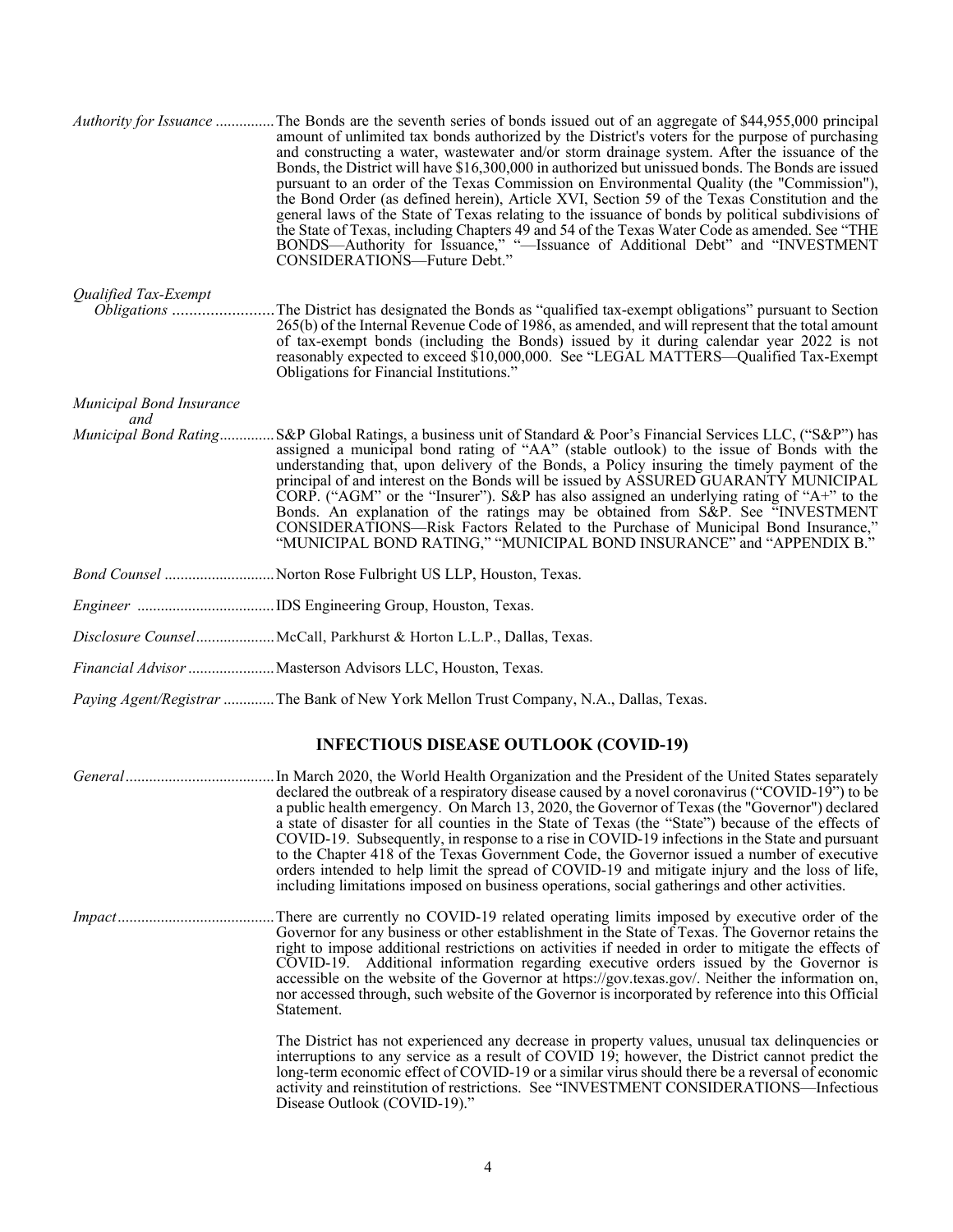*Authority for Issuance* ............... The Bonds are the seventh series of bonds issued out of an aggregate of $44,955,000 principal amount of unlimited tax bonds authorized by the District's voters for the purpose of purchasing and constructing a water, wastewater and/or storm drainage system. After the issuance of the Bonds, the District will have $16,300,000 in authorized but unissued bonds. The Bonds are issued pursuant to an order of the Texas Commission on Environmental Quality (the "Commission"), the Bond Order (as defined herein), Article XVI, Section 59 of the Texas Constitution and the general laws of the State of Texas relating to the issuance of bonds by political subdivisions of the State of Texas, including Chapters 49 and 54 of the Texas Water Code as amended. See "THE BONDS—Authority for Issuance," "—Issuance of Additional Debt" and "INVESTMENT CONSIDERATIONS—Future Debt."

*Qualified Tax-Exempt Obligations* ........................ The District has designated the Bonds as "qualified tax-exempt obligations" pursuant to Section 265(b) of the Internal Revenue Code of 1986, as amended, and will represent that the total amount of tax-exempt bonds (including the Bonds) issued by it during calendar year 2022 is not reasonably expected to exceed $10,000,000. See "LEGAL MATTERS—Qualified Tax-Exempt Obligations for Financial Institutions."

*Municipal Bond Insurance and Municipal Bond Rating*.............. S&P Global Ratings, a business unit of Standard & Poor's Financial Services LLC, ("S&P") has assigned a municipal bond rating of "AA" (stable outlook) to the issue of Bonds with the understanding that, upon delivery of the Bonds, a Policy insuring the timely payment of the principal of and interest on the Bonds will be issued by ASSURED GUARANTY MUNICIPAL CORP. ("AGM" or the "Insurer"). S&P has also assigned an underlying rating of "A+" to the Bonds. An explanation of the ratings may be obtained from S&P. See "INVESTMENT CONSIDERATIONS—Risk Factors Related to the Purchase of Municipal Bond Insurance," "MUNICIPAL BOND RATING," "MUNICIPAL BOND INSURANCE" and "APPENDIX B."

*Bond Counsel* ............................ Norton Rose Fulbright US LLP, Houston, Texas.

*Engineer* .................................. IDS Engineering Group, Houston, Texas.

*Disclosure Counsel*.................... McCall, Parkhurst & Horton L.L.P., Dallas, Texas.

*Financial Advisor* ...................... Masterson Advisors LLC, Houston, Texas.

*Paying Agent/Registrar* ............. The Bank of New York Mellon Trust Company, N.A., Dallas, Texas.

## INFECTIOUS DISEASE OUTLOOK (COVID-19)

*General*...................................... In March 2020, the World Health Organization and the President of the United States separately declared the outbreak of a respiratory disease caused by a novel coronavirus ("COVID-19") to be a public health emergency. On March 13, 2020, the Governor of Texas (the "Governor") declared a state of disaster for all counties in the State of Texas (the "State") because of the effects of COVID-19. Subsequently, in response to a rise in COVID-19 infections in the State and pursuant to the Chapter 418 of the Texas Government Code, the Governor issued a number of executive orders intended to help limit the spread of COVID-19 and mitigate injury and the loss of life, including limitations imposed on business operations, social gatherings and other activities.

*Impact*........................................ There are currently no COVID-19 related operating limits imposed by executive order of the Governor for any business or other establishment in the State of Texas. The Governor retains the right to impose additional restrictions on activities if needed in order to mitigate the effects of COVID-19. Additional information regarding executive orders issued by the Governor is accessible on the website of the Governor at https://gov.texas.gov/. Neither the information on, nor accessed through, such website of the Governor is incorporated by reference into this Official Statement.

The District has not experienced any decrease in property values, unusual tax delinquencies or interruptions to any service as a result of COVID 19; however, the District cannot predict the long-term economic effect of COVID-19 or a similar virus should there be a reversal of economic activity and reinstitution of restrictions. See "INVESTMENT CONSIDERATIONS—Infectious Disease Outlook (COVID-19)."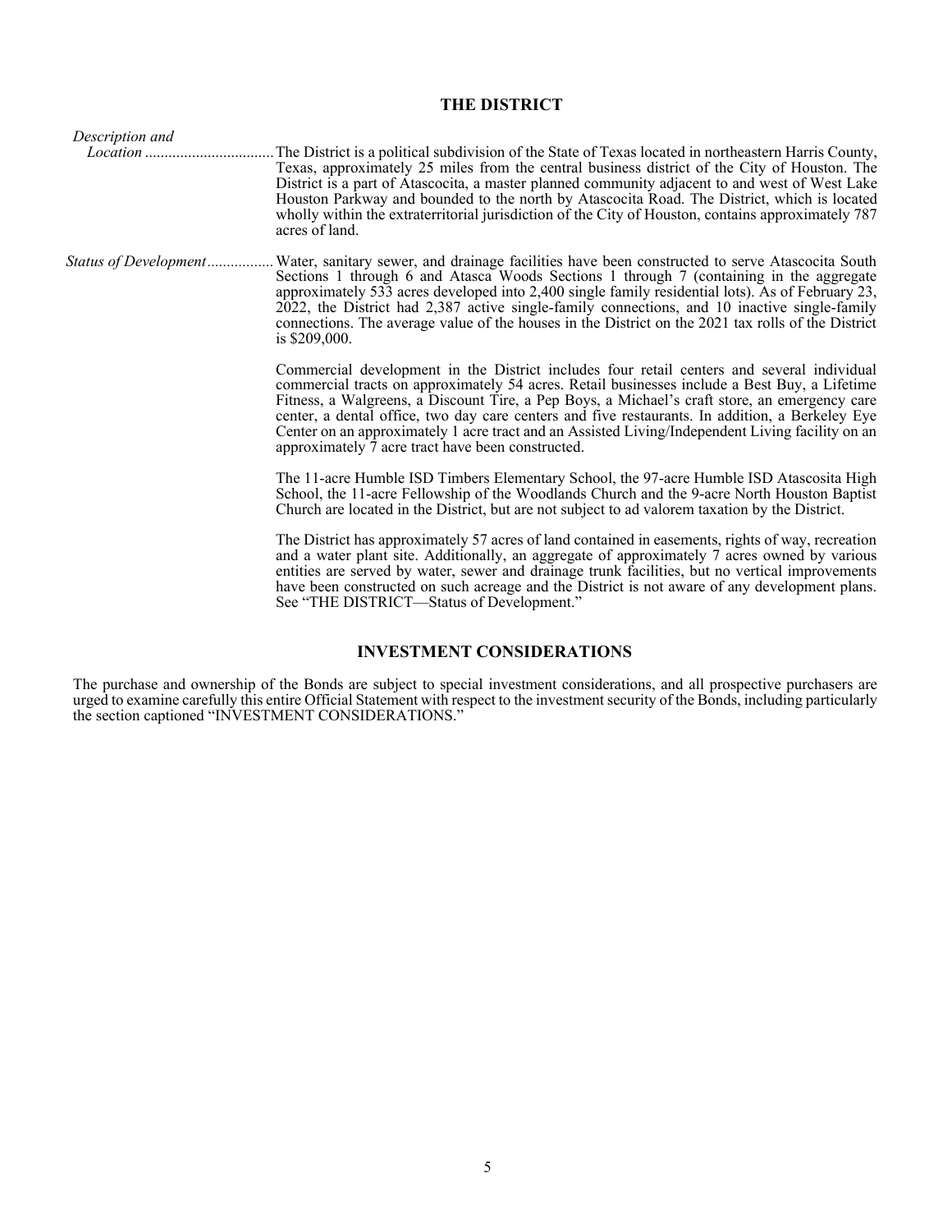## THE DISTRICT

*Description and Location* ................................ The District is a political subdivision of the State of Texas located in northeastern Harris County, Texas, approximately 25 miles from the central business district of the City of Houston. The District is a part of Atascocita, a master planned community adjacent to and west of West Lake Houston Parkway and bounded to the north by Atascocita Road. The District, which is located wholly within the extraterritorial jurisdiction of the City of Houston, contains approximately 787 acres of land.

*Status of Development*................. Water, sanitary sewer, and drainage facilities have been constructed to serve Atascocita South Sections 1 through 6 and Atasca Woods Sections 1 through 7 (containing in the aggregate approximately 533 acres developed into 2,400 single family residential lots). As of February 23, 2022, the District had 2,387 active single-family connections, and 10 inactive single-family connections. The average value of the houses in the District on the 2021 tax rolls of the District is $209,000.

Commercial development in the District includes four retail centers and several individual commercial tracts on approximately 54 acres. Retail businesses include a Best Buy, a Lifetime Fitness, a Walgreens, a Discount Tire, a Pep Boys, a Michael's craft store, an emergency care center, a dental office, two day care centers and five restaurants. In addition, a Berkeley Eye Center on an approximately 1 acre tract and an Assisted Living/Independent Living facility on an approximately 7 acre tract have been constructed.

The 11-acre Humble ISD Timbers Elementary School, the 97-acre Humble ISD Atascocita High School, the 11-acre Fellowship of the Woodlands Church and the 9-acre North Houston Baptist Church are located in the District, but are not subject to ad valorem taxation by the District.

The District has approximately 57 acres of land contained in easements, rights of way, recreation and a water plant site. Additionally, an aggregate of approximately 7 acres owned by various entities are served by water, sewer and drainage trunk facilities, but no vertical improvements have been constructed on such acreage and the District is not aware of any development plans. See "THE DISTRICT—Status of Development."

## INVESTMENT CONSIDERATIONS

The purchase and ownership of the Bonds are subject to special investment considerations, and all prospective purchasers are urged to examine carefully this entire Official Statement with respect to the investment security of the Bonds, including particularly the section captioned "INVESTMENT CONSIDERATIONS."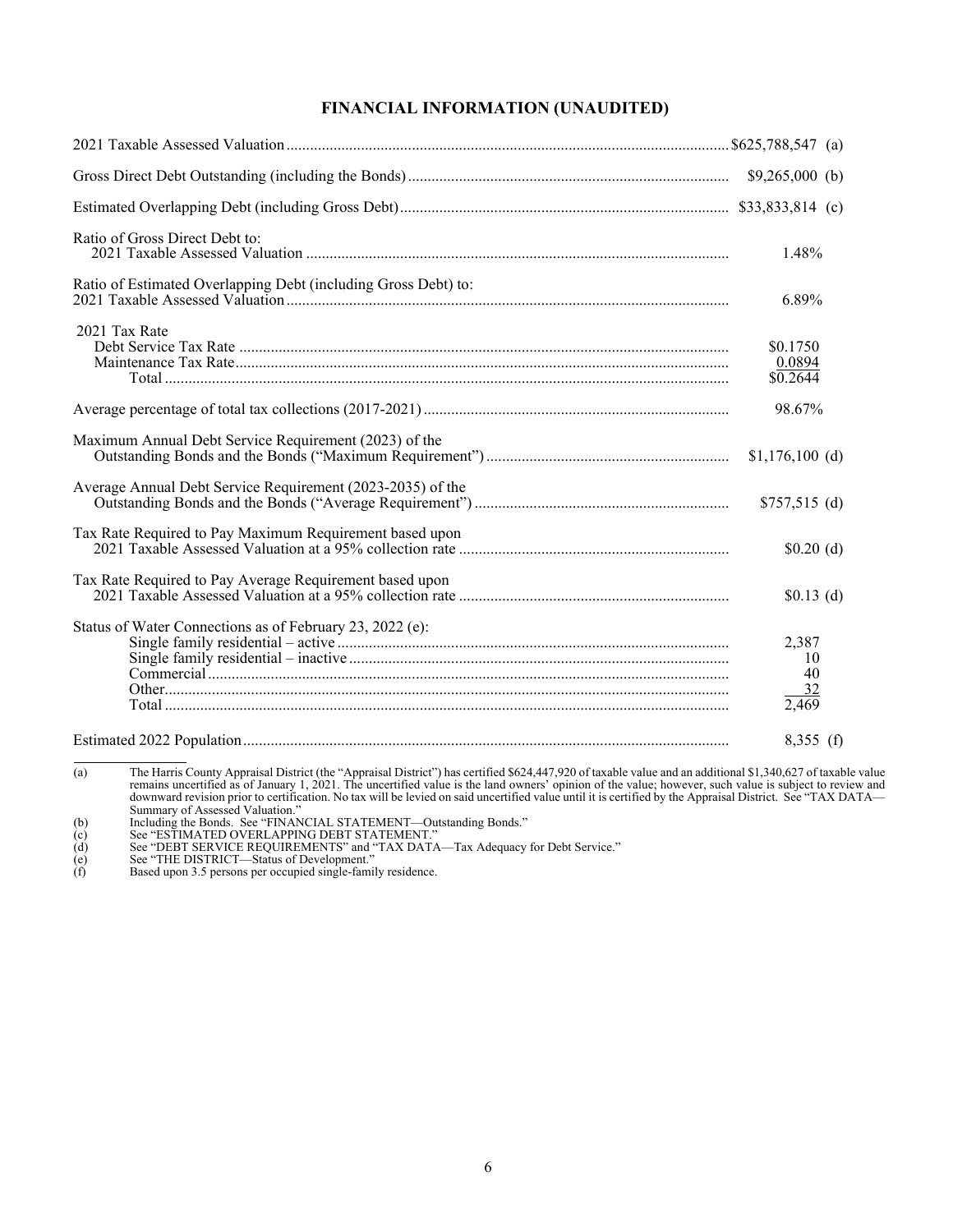## FINANCIAL INFORMATION (UNAUDITED)

| | |
|---|---|
| 2021 Taxable Assessed Valuation | $625,788,547 (a) |
| Gross Direct Debt Outstanding (including the Bonds) | $9,265,000 (b) |
| Estimated Overlapping Debt (including Gross Debt) | $33,833,814 (c) |
| Ratio of Gross Direct Debt to: 2021 Taxable Assessed Valuation | 1.48% |
| Ratio of Estimated Overlapping Debt (including Gross Debt) to: 2021 Taxable Assessed Valuation | 6.89% |
| 2021 Tax Rate | |
| Debt Service Tax Rate | $0.1750 |
| Maintenance Tax Rate | 0.0894 |
| Total | $0.2644 |
| Average percentage of total tax collections (2017-2021) | 98.67% |
| Maximum Annual Debt Service Requirement (2023) of the Outstanding Bonds and the Bonds ("Maximum Requirement") | $1,176,100 (d) |
| Average Annual Debt Service Requirement (2023-2035) of the Outstanding Bonds and the Bonds ("Average Requirement") | $757,515 (d) |
| Tax Rate Required to Pay Maximum Requirement based upon 2021 Taxable Assessed Valuation at a 95% collection rate | $0.20 (d) |
| Tax Rate Required to Pay Average Requirement based upon 2021 Taxable Assessed Valuation at a 95% collection rate | $0.13 (d) |
| Status of Water Connections as of February 23, 2022 (e): | |
| Single family residential – active | 2,387 |
| Single family residential – inactive | 10 |
| Commercial | 40 |
| Other | 32 |
| Total | 2,469 |
| Estimated 2022 Population | 8,355 (f) |

(a) The Harris County Appraisal District (the "Appraisal District") has certified $624,447,920 of taxable value and an additional $1,340,627 of taxable value remains uncertified as of January 1, 2021. The uncertified value is the land owners' opinion of the value; however, such value is subject to review and downward revision prior to certification. No tax will be levied on said uncertified value until it is certified by the Appraisal District. See "TAX DATA—Summary of Assessed Valuation."

(b) Including the Bonds. See "FINANCIAL STATEMENT—Outstanding Bonds."

(c) See "ESTIMATED OVERLAPPING DEBT STATEMENT."

(d) See "DEBT SERVICE REQUIREMENTS" and "TAX DATA—Tax Adequacy for Debt Service."

(e) See "THE DISTRICT—Status of Development."

(f) Based upon 3.5 persons per occupied single-family residence.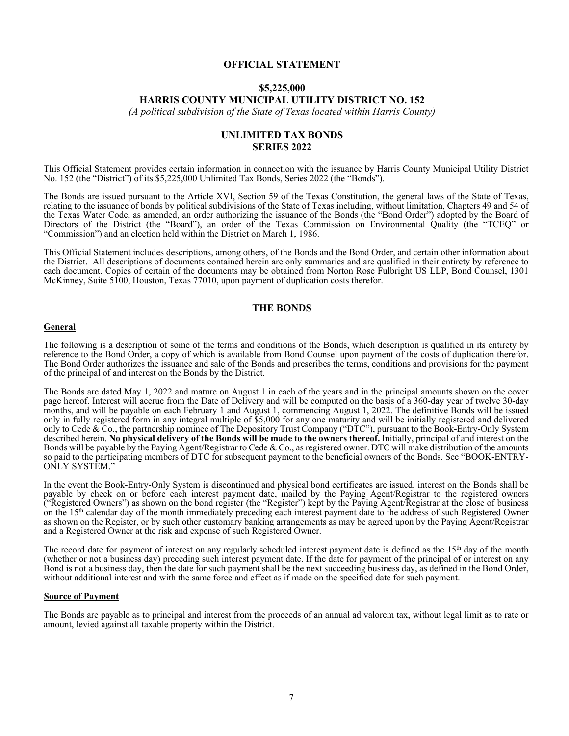# OFFICIAL STATEMENT

## $5,225,000
## HARRIS COUNTY MUNICIPAL UTILITY DISTRICT NO. 152

*(A political subdivision of the State of Texas located within Harris County)*

## UNLIMITED TAX BONDS
## SERIES 2022

This Official Statement provides certain information in connection with the issuance by Harris County Municipal Utility District No. 152 (the "District") of its $5,225,000 Unlimited Tax Bonds, Series 2022 (the "Bonds").

The Bonds are issued pursuant to the Article XVI, Section 59 of the Texas Constitution, the general laws of the State of Texas, relating to the issuance of bonds by political subdivisions of the State of Texas including, without limitation, Chapters 49 and 54 of the Texas Water Code, as amended, an order authorizing the issuance of the Bonds (the "Bond Order") adopted by the Board of Directors of the District (the "Board"), an order of the Texas Commission on Environmental Quality (the "TCEQ" or "Commission") and an election held within the District on March 1, 1986.

This Official Statement includes descriptions, among others, of the Bonds and the Bond Order, and certain other information about the District. All descriptions of documents contained herein are only summaries and are qualified in their entirety by reference to each document. Copies of certain of the documents may be obtained from Norton Rose Fulbright US LLP, Bond Counsel, 1301 McKinney, Suite 5100, Houston, Texas 77010, upon payment of duplication costs therefor.

## THE BONDS

### General

The following is a description of some of the terms and conditions of the Bonds, which description is qualified in its entirety by reference to the Bond Order, a copy of which is available from Bond Counsel upon payment of the costs of duplication therefor. The Bond Order authorizes the issuance and sale of the Bonds and prescribes the terms, conditions and provisions for the payment of the principal of and interest on the Bonds by the District.

The Bonds are dated May 1, 2022 and mature on August 1 in each of the years and in the principal amounts shown on the cover page hereof. Interest will accrue from the Date of Delivery and will be computed on the basis of a 360-day year of twelve 30-day months, and will be payable on each February 1 and August 1, commencing August 1, 2022. The definitive Bonds will be issued only in fully registered form in any integral multiple of $5,000 for any one maturity and will be initially registered and delivered only to Cede & Co., the partnership nominee of The Depository Trust Company ("DTC"), pursuant to the Book-Entry-Only System described herein. **No physical delivery of the Bonds will be made to the owners thereof.** Initially, principal of and interest on the Bonds will be payable by the Paying Agent/Registrar to Cede & Co., as registered owner. DTC will make distribution of the amounts so paid to the participating members of DTC for subsequent payment to the beneficial owners of the Bonds. See "BOOK-ENTRY-ONLY SYSTEM."

In the event the Book-Entry-Only System is discontinued and physical bond certificates are issued, interest on the Bonds shall be payable by check on or before each interest payment date, mailed by the Paying Agent/Registrar to the registered owners ("Registered Owners") as shown on the bond register (the "Register") kept by the Paying Agent/Registrar at the close of business on the 15th calendar day of the month immediately preceding each interest payment date to the address of such Registered Owner as shown on the Register, or by such other customary banking arrangements as may be agreed upon by the Paying Agent/Registrar and a Registered Owner at the risk and expense of such Registered Owner.

The record date for payment of interest on any regularly scheduled interest payment date is defined as the 15th day of the month (whether or not a business day) preceding such interest payment date. If the date for payment of the principal of or interest on any Bond is not a business day, then the date for such payment shall be the next succeeding business day, as defined in the Bond Order, without additional interest and with the same force and effect as if made on the specified date for such payment.

### Source of Payment

The Bonds are payable as to principal and interest from the proceeds of an annual ad valorem tax, without legal limit as to rate or amount, levied against all taxable property within the District.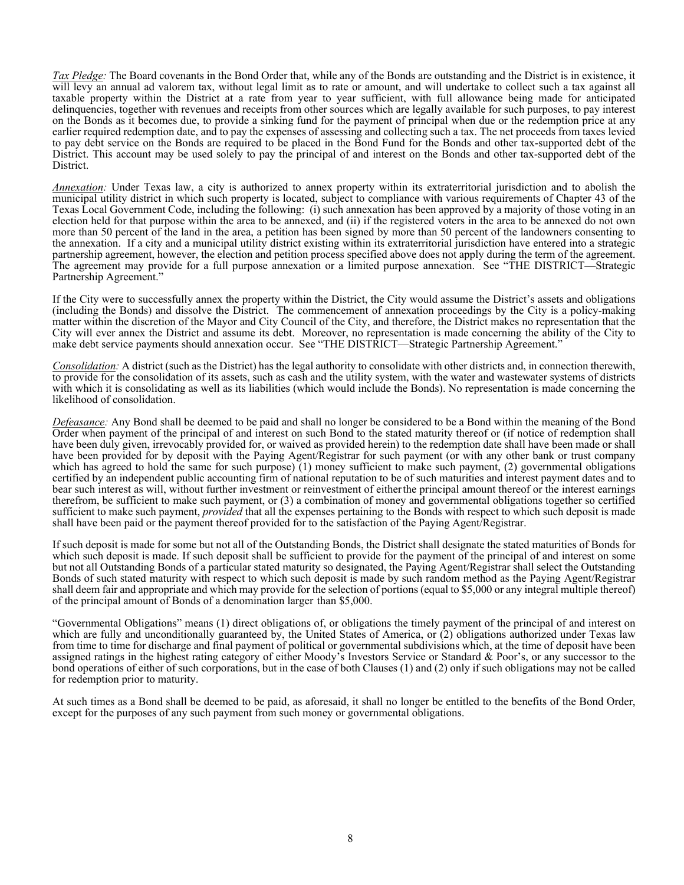*Tax Pledge:* The Board covenants in the Bond Order that, while any of the Bonds are outstanding and the District is in existence, it will levy an annual ad valorem tax, without legal limit as to rate or amount, and will undertake to collect such a tax against all taxable property within the District at a rate from year to year sufficient, with full allowance being made for anticipated delinquencies, together with revenues and receipts from other sources which are legally available for such purposes, to pay interest on the Bonds as it becomes due, to provide a sinking fund for the payment of principal when due or the redemption price at any earlier required redemption date, and to pay the expenses of assessing and collecting such a tax. The net proceeds from taxes levied to pay debt service on the Bonds are required to be placed in the Bond Fund for the Bonds and other tax-supported debt of the District. This account may be used solely to pay the principal of and interest on the Bonds and other tax-supported debt of the District.

*Annexation:* Under Texas law, a city is authorized to annex property within its extraterritorial jurisdiction and to abolish the municipal utility district in which such property is located, subject to compliance with various requirements of Chapter 43 of the Texas Local Government Code, including the following: (i) such annexation has been approved by a majority of those voting in an election held for that purpose within the area to be annexed, and (ii) if the registered voters in the area to be annexed do not own more than 50 percent of the land in the area, a petition has been signed by more than 50 percent of the landowners consenting to the annexation. If a city and a municipal utility district existing within its extraterritorial jurisdiction have entered into a strategic partnership agreement, however, the election and petition process specified above does not apply during the term of the agreement. The agreement may provide for a full purpose annexation or a limited purpose annexation. See "THE DISTRICT—Strategic Partnership Agreement."

If the City were to successfully annex the property within the District, the City would assume the District's assets and obligations (including the Bonds) and dissolve the District. The commencement of annexation proceedings by the City is a policy-making matter within the discretion of the Mayor and City Council of the City, and therefore, the District makes no representation that the City will ever annex the District and assume its debt. Moreover, no representation is made concerning the ability of the City to make debt service payments should annexation occur. See "THE DISTRICT—Strategic Partnership Agreement."

*Consolidation:* A district (such as the District) has the legal authority to consolidate with other districts and, in connection therewith, to provide for the consolidation of its assets, such as cash and the utility system, with the water and wastewater systems of districts with which it is consolidating as well as its liabilities (which would include the Bonds). No representation is made concerning the likelihood of consolidation.

*Defeasance:* Any Bond shall be deemed to be paid and shall no longer be considered to be a Bond within the meaning of the Bond Order when payment of the principal of and interest on such Bond to the stated maturity thereof or (if notice of redemption shall have been duly given, irrevocably provided for, or waived as provided herein) to the redemption date shall have been made or shall have been provided for by deposit with the Paying Agent/Registrar for such payment (or with any other bank or trust company which has agreed to hold the same for such purpose) (1) money sufficient to make such payment, (2) governmental obligations certified by an independent public accounting firm of national reputation to be of such maturities and interest payment dates and to bear such interest as will, without further investment or reinvestment of either the principal amount thereof or the interest earnings therefrom, be sufficient to make such payment, or (3) a combination of money and governmental obligations together so certified sufficient to make such payment, *provided* that all the expenses pertaining to the Bonds with respect to which such deposit is made shall have been paid or the payment thereof provided for to the satisfaction of the Paying Agent/Registrar.

If such deposit is made for some but not all of the Outstanding Bonds, the District shall designate the stated maturities of Bonds for which such deposit is made. If such deposit shall be sufficient to provide for the payment of the principal of and interest on some but not all Outstanding Bonds of a particular stated maturity so designated, the Paying Agent/Registrar shall select the Outstanding Bonds of such stated maturity with respect to which such deposit is made by such random method as the Paying Agent/Registrar shall deem fair and appropriate and which may provide for the selection of portions (equal to $5,000 or any integral multiple thereof) of the principal amount of Bonds of a denomination larger than $5,000.

"Governmental Obligations" means (1) direct obligations of, or obligations the timely payment of the principal of and interest on which are fully and unconditionally guaranteed by, the United States of America, or (2) obligations authorized under Texas law from time to time for discharge and final payment of political or governmental subdivisions which, at the time of deposit have been assigned ratings in the highest rating category of either Moody's Investors Service or Standard & Poor's, or any successor to the bond operations of either of such corporations, but in the case of both Clauses (1) and (2) only if such obligations may not be called for redemption prior to maturity.

At such times as a Bond shall be deemed to be paid, as aforesaid, it shall no longer be entitled to the benefits of the Bond Order, except for the purposes of any such payment from such money or governmental obligations.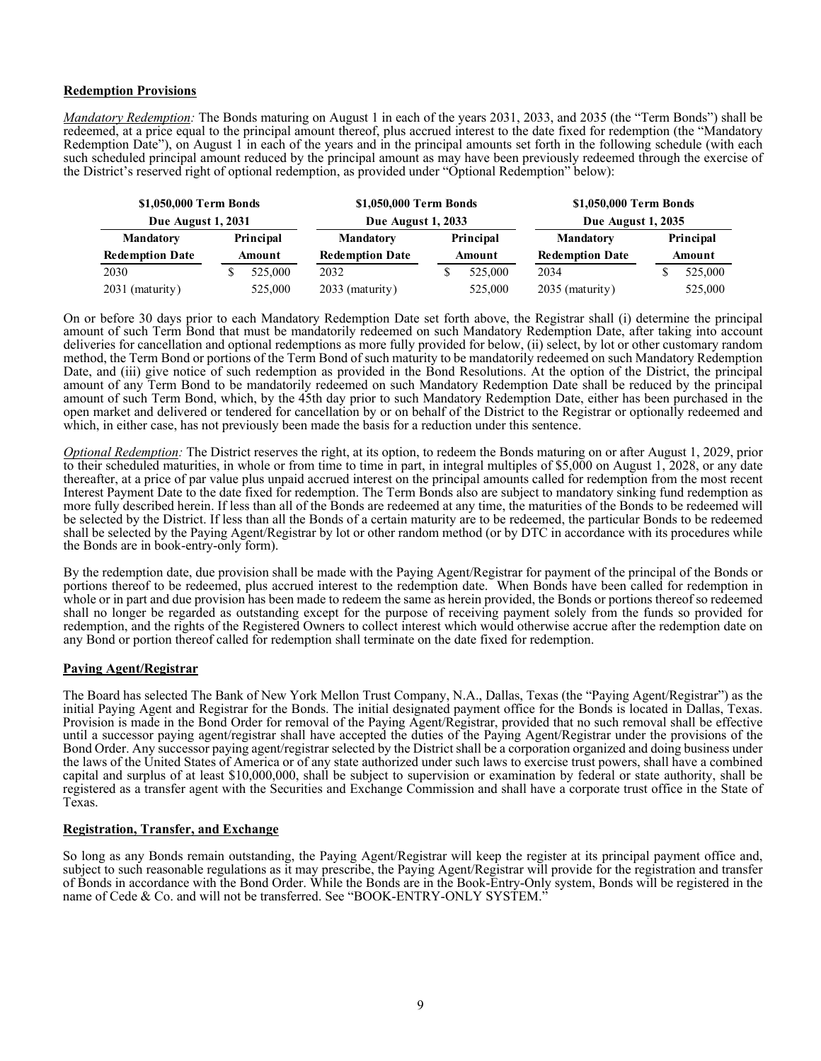## Redemption Provisions

*Mandatory Redemption:* The Bonds maturing on August 1 in each of the years 2031, 2033, and 2035 (the "Term Bonds") shall be redeemed, at a price equal to the principal amount thereof, plus accrued interest to the date fixed for redemption (the "Mandatory Redemption Date"), on August 1 in each of the years and in the principal amounts set forth in the following schedule (with each such scheduled principal amount reduced by the principal amount as may have been previously redeemed through the exercise of the District's reserved right of optional redemption, as provided under "Optional Redemption" below):

| $1,050,000 Term Bonds Due August 1, 2031 | | $1,050,000 Term Bonds Due August 1, 2033 | | $1,050,000 Term Bonds Due August 1, 2035 | |
|---|---|---|---|---|---|
| Mandatory Redemption Date | Principal Amount | Mandatory Redemption Date | Principal Amount | Mandatory Redemption Date | Principal Amount |
| 2030 | $ 525,000 | 2032 | $ 525,000 | 2034 | $ 525,000 |
| 2031 (maturity) | 525,000 | 2033 (maturity) | 525,000 | 2035 (maturity) | 525,000 |

On or before 30 days prior to each Mandatory Redemption Date set forth above, the Registrar shall (i) determine the principal amount of such Term Bond that must be mandatorily redeemed on such Mandatory Redemption Date, after taking into account deliveries for cancellation and optional redemptions as more fully provided for below, (ii) select, by lot or other customary random method, the Term Bond or portions of the Term Bond of such maturity to be mandatorily redeemed on such Mandatory Redemption Date, and (iii) give notice of such redemption as provided in the Bond Resolutions. At the option of the District, the principal amount of any Term Bond to be mandatorily redeemed on such Mandatory Redemption Date shall be reduced by the principal amount of such Term Bond, which, by the 45th day prior to such Mandatory Redemption Date, either has been purchased in the open market and delivered or tendered for cancellation by or on behalf of the District to the Registrar or optionally redeemed and which, in either case, has not previously been made the basis for a reduction under this sentence.

*Optional Redemption:* The District reserves the right, at its option, to redeem the Bonds maturing on or after August 1, 2029, prior to their scheduled maturities, in whole or from time to time in part, in integral multiples of $5,000 on August 1, 2028, or any date thereafter, at a price of par value plus unpaid accrued interest on the principal amounts called for redemption from the most recent Interest Payment Date to the date fixed for redemption. The Term Bonds also are subject to mandatory sinking fund redemption as more fully described herein. If less than all of the Bonds are redeemed at any time, the maturities of the Bonds to be redeemed will be selected by the District. If less than all the Bonds of a certain maturity are to be redeemed, the particular Bonds to be redeemed shall be selected by the Paying Agent/Registrar by lot or other random method (or by DTC in accordance with its procedures while the Bonds are in book-entry-only form).

By the redemption date, due provision shall be made with the Paying Agent/Registrar for payment of the principal of the Bonds or portions thereof to be redeemed, plus accrued interest to the redemption date. When Bonds have been called for redemption in whole or in part and due provision has been made to redeem the same as herein provided, the Bonds or portions thereof so redeemed shall no longer be regarded as outstanding except for the purpose of receiving payment solely from the funds so provided for redemption, and the rights of the Registered Owners to collect interest which would otherwise accrue after the redemption date on any Bond or portion thereof called for redemption shall terminate on the date fixed for redemption.

## Paying Agent/Registrar

The Board has selected The Bank of New York Mellon Trust Company, N.A., Dallas, Texas (the "Paying Agent/Registrar") as the initial Paying Agent and Registrar for the Bonds. The initial designated payment office for the Bonds is located in Dallas, Texas. Provision is made in the Bond Order for removal of the Paying Agent/Registrar, provided that no such removal shall be effective until a successor paying agent/registrar shall have accepted the duties of the Paying Agent/Registrar under the provisions of the Bond Order. Any successor paying agent/registrar selected by the District shall be a corporation organized and doing business under the laws of the United States of America or of any state authorized under such laws to exercise trust powers, shall have a combined capital and surplus of at least $10,000,000, shall be subject to supervision or examination by federal or state authority, shall be registered as a transfer agent with the Securities and Exchange Commission and shall have a corporate trust office in the State of Texas.

## Registration, Transfer, and Exchange

So long as any Bonds remain outstanding, the Paying Agent/Registrar will keep the register at its principal payment office and, subject to such reasonable regulations as it may prescribe, the Paying Agent/Registrar will provide for the registration and transfer of Bonds in accordance with the Bond Order. While the Bonds are in the Book-Entry-Only system, Bonds will be registered in the name of Cede & Co. and will not be transferred. See "BOOK-ENTRY-ONLY SYSTEM."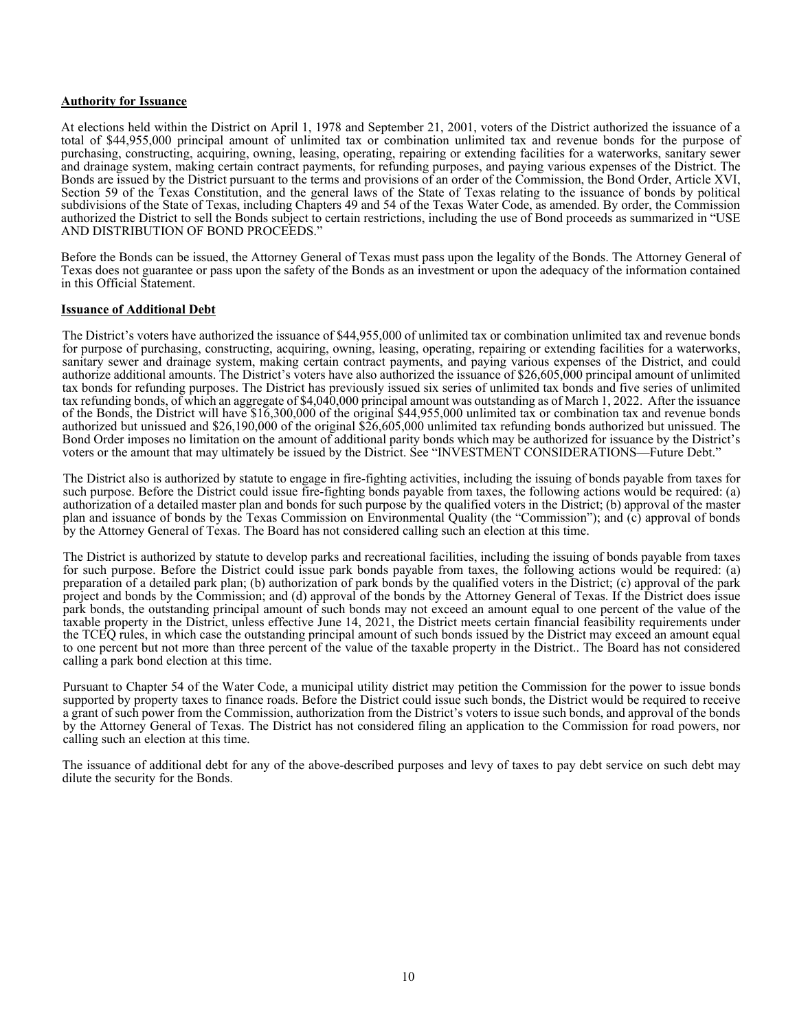**Authority for Issuance**

At elections held within the District on April 1, 1978 and September 21, 2001, voters of the District authorized the issuance of a total of $44,955,000 principal amount of unlimited tax or combination unlimited tax and revenue bonds for the purpose of purchasing, constructing, acquiring, owning, leasing, operating, repairing or extending facilities for a waterworks, sanitary sewer and drainage system, making certain contract payments, for refunding purposes, and paying various expenses of the District. The Bonds are issued by the District pursuant to the terms and provisions of an order of the Commission, the Bond Order, Article XVI, Section 59 of the Texas Constitution, and the general laws of the State of Texas relating to the issuance of bonds by political subdivisions of the State of Texas, including Chapters 49 and 54 of the Texas Water Code, as amended. By order, the Commission authorized the District to sell the Bonds subject to certain restrictions, including the use of Bond proceeds as summarized in "USE AND DISTRIBUTION OF BOND PROCEEDS."

Before the Bonds can be issued, the Attorney General of Texas must pass upon the legality of the Bonds. The Attorney General of Texas does not guarantee or pass upon the safety of the Bonds as an investment or upon the adequacy of the information contained in this Official Statement.

**Issuance of Additional Debt**

The District's voters have authorized the issuance of $44,955,000 of unlimited tax or combination unlimited tax and revenue bonds for purpose of purchasing, constructing, acquiring, owning, leasing, operating, repairing or extending facilities for a waterworks, sanitary sewer and drainage system, making certain contract payments, and paying various expenses of the District, and could authorize additional amounts. The District's voters have also authorized the issuance of $26,605,000 principal amount of unlimited tax bonds for refunding purposes. The District has previously issued six series of unlimited tax bonds and five series of unlimited tax refunding bonds, of which an aggregate of $4,040,000 principal amount was outstanding as of March 1, 2022. After the issuance of the Bonds, the District will have $16,300,000 of the original $44,955,000 unlimited tax or combination tax and revenue bonds authorized but unissued and $26,190,000 of the original $26,605,000 unlimited tax refunding bonds authorized but unissued. The Bond Order imposes no limitation on the amount of additional parity bonds which may be authorized for issuance by the District's voters or the amount that may ultimately be issued by the District. See "INVESTMENT CONSIDERATIONS—Future Debt."

The District also is authorized by statute to engage in fire-fighting activities, including the issuing of bonds payable from taxes for such purpose. Before the District could issue fire-fighting bonds payable from taxes, the following actions would be required: (a) authorization of a detailed master plan and bonds for such purpose by the qualified voters in the District; (b) approval of the master plan and issuance of bonds by the Texas Commission on Environmental Quality (the "Commission"); and (c) approval of bonds by the Attorney General of Texas. The Board has not considered calling such an election at this time.

The District is authorized by statute to develop parks and recreational facilities, including the issuing of bonds payable from taxes for such purpose. Before the District could issue park bonds payable from taxes, the following actions would be required: (a) preparation of a detailed park plan; (b) authorization of park bonds by the qualified voters in the District; (c) approval of the park project and bonds by the Commission; and (d) approval of the bonds by the Attorney General of Texas. If the District does issue park bonds, the outstanding principal amount of such bonds may not exceed an amount equal to one percent of the value of the taxable property in the District, unless effective June 14, 2021, the District meets certain financial feasibility requirements under the TCEQ rules, in which case the outstanding principal amount of such bonds issued by the District may exceed an amount equal to one percent but not more than three percent of the value of the taxable property in the District.. The Board has not considered calling a park bond election at this time.

Pursuant to Chapter 54 of the Water Code, a municipal utility district may petition the Commission for the power to issue bonds supported by property taxes to finance roads. Before the District could issue such bonds, the District would be required to receive a grant of such power from the Commission, authorization from the District's voters to issue such bonds, and approval of the bonds by the Attorney General of Texas. The District has not considered filing an application to the Commission for road powers, nor calling such an election at this time.

The issuance of additional debt for any of the above-described purposes and levy of taxes to pay debt service on such debt may dilute the security for the Bonds.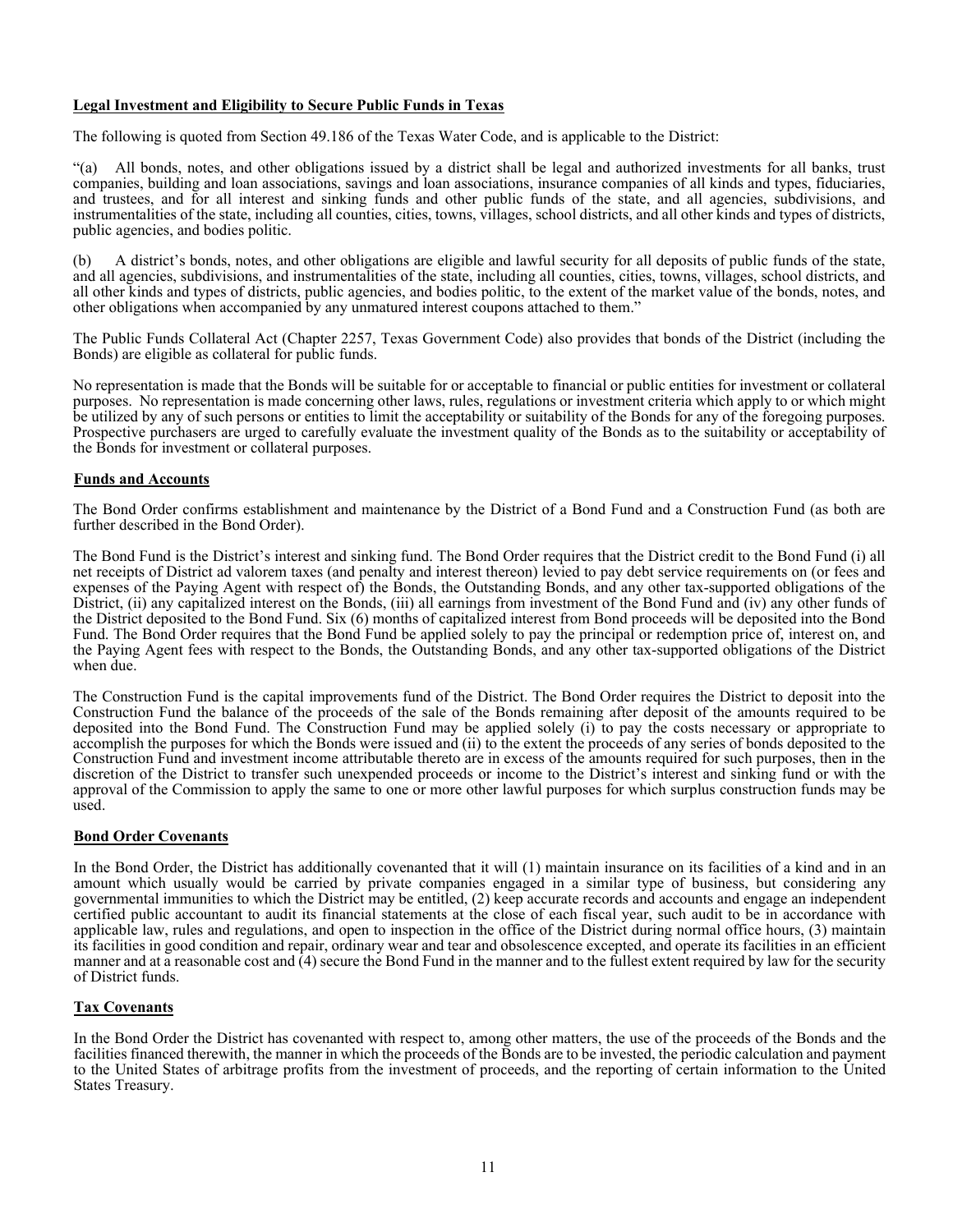**Legal Investment and Eligibility to Secure Public Funds in Texas**

The following is quoted from Section 49.186 of the Texas Water Code, and is applicable to the District:

"(a) All bonds, notes, and other obligations issued by a district shall be legal and authorized investments for all banks, trust companies, building and loan associations, savings and loan associations, insurance companies of all kinds and types, fiduciaries, and trustees, and for all interest and sinking funds and other public funds of the state, and all agencies, subdivisions, and instrumentalities of the state, including all counties, cities, towns, villages, school districts, and all other kinds and types of districts, public agencies, and bodies politic.

(b) A district's bonds, notes, and other obligations are eligible and lawful security for all deposits of public funds of the state, and all agencies, subdivisions, and instrumentalities of the state, including all counties, cities, towns, villages, school districts, and all other kinds and types of districts, public agencies, and bodies politic, to the extent of the market value of the bonds, notes, and other obligations when accompanied by any unmatured interest coupons attached to them."

The Public Funds Collateral Act (Chapter 2257, Texas Government Code) also provides that bonds of the District (including the Bonds) are eligible as collateral for public funds.

No representation is made that the Bonds will be suitable for or acceptable to financial or public entities for investment or collateral purposes. No representation is made concerning other laws, rules, regulations or investment criteria which apply to or which might be utilized by any of such persons or entities to limit the acceptability or suitability of the Bonds for any of the foregoing purposes. Prospective purchasers are urged to carefully evaluate the investment quality of the Bonds as to the suitability or acceptability of the Bonds for investment or collateral purposes.

**Funds and Accounts**

The Bond Order confirms establishment and maintenance by the District of a Bond Fund and a Construction Fund (as both are further described in the Bond Order).

The Bond Fund is the District's interest and sinking fund. The Bond Order requires that the District credit to the Bond Fund (i) all net receipts of District ad valorem taxes (and penalty and interest thereon) levied to pay debt service requirements on (or fees and expenses of the Paying Agent with respect of) the Bonds, the Outstanding Bonds, and any other tax-supported obligations of the District, (ii) any capitalized interest on the Bonds, (iii) all earnings from investment of the Bond Fund and (iv) any other funds of the District deposited to the Bond Fund. Six (6) months of capitalized interest from Bond proceeds will be deposited into the Bond Fund. The Bond Order requires that the Bond Fund be applied solely to pay the principal or redemption price of, interest on, and the Paying Agent fees with respect to the Bonds, the Outstanding Bonds, and any other tax-supported obligations of the District when due.

The Construction Fund is the capital improvements fund of the District. The Bond Order requires the District to deposit into the Construction Fund the balance of the proceeds of the sale of the Bonds remaining after deposit of the amounts required to be deposited into the Bond Fund. The Construction Fund may be applied solely (i) to pay the costs necessary or appropriate to accomplish the purposes for which the Bonds were issued and (ii) to the extent the proceeds of any series of bonds deposited to the Construction Fund and investment income attributable thereto are in excess of the amounts required for such purposes, then in the discretion of the District to transfer such unexpended proceeds or income to the District's interest and sinking fund or with the approval of the Commission to apply the same to one or more other lawful purposes for which surplus construction funds may be used.

**Bond Order Covenants**

In the Bond Order, the District has additionally covenanted that it will (1) maintain insurance on its facilities of a kind and in an amount which usually would be carried by private companies engaged in a similar type of business, but considering any governmental immunities to which the District may be entitled, (2) keep accurate records and accounts and engage an independent certified public accountant to audit its financial statements at the close of each fiscal year, such audit to be in accordance with applicable law, rules and regulations, and open to inspection in the office of the District during normal office hours, (3) maintain its facilities in good condition and repair, ordinary wear and tear and obsolescence excepted, and operate its facilities in an efficient manner and at a reasonable cost and (4) secure the Bond Fund in the manner and to the fullest extent required by law for the security of District funds.

**Tax Covenants**

In the Bond Order the District has covenanted with respect to, among other matters, the use of the proceeds of the Bonds and the facilities financed therewith, the manner in which the proceeds of the Bonds are to be invested, the periodic calculation and payment to the United States of arbitrage profits from the investment of proceeds, and the reporting of certain information to the United States Treasury.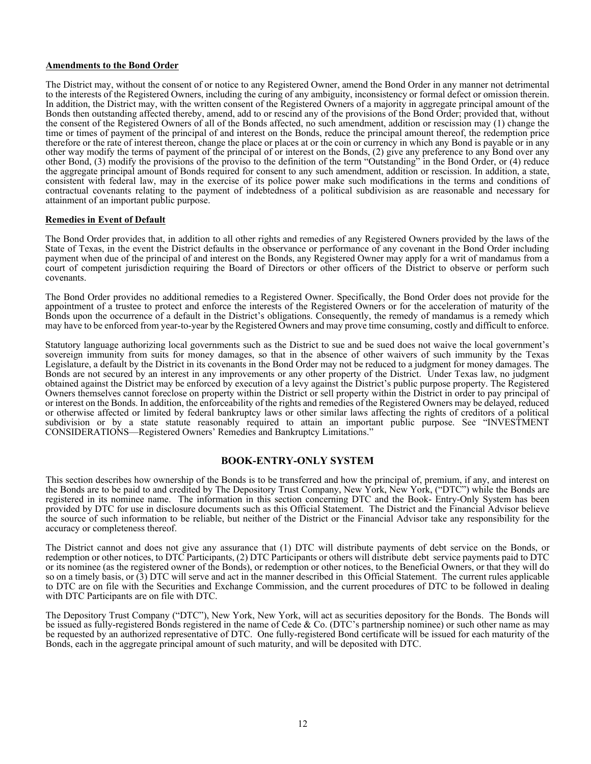**Amendments to the Bond Order**

The District may, without the consent of or notice to any Registered Owner, amend the Bond Order in any manner not detrimental to the interests of the Registered Owners, including the curing of any ambiguity, inconsistency or formal defect or omission therein. In addition, the District may, with the written consent of the Registered Owners of a majority in aggregate principal amount of the Bonds then outstanding affected thereby, amend, add to or rescind any of the provisions of the Bond Order; provided that, without the consent of the Registered Owners of all of the Bonds affected, no such amendment, addition or rescission may (1) change the time or times of payment of the principal of and interest on the Bonds, reduce the principal amount thereof, the redemption price therefore or the rate of interest thereon, change the place or places at or the coin or currency in which any Bond is payable or in any other way modify the terms of payment of the principal of or interest on the Bonds, (2) give any preference to any Bond over any other Bond, (3) modify the provisions of the proviso to the definition of the term "Outstanding" in the Bond Order, or (4) reduce the aggregate principal amount of Bonds required for consent to any such amendment, addition or rescission. In addition, a state, consistent with federal law, may in the exercise of its police power make such modifications in the terms and conditions of contractual covenants relating to the payment of indebtedness of a political subdivision as are reasonable and necessary for attainment of an important public purpose.

**Remedies in Event of Default**

The Bond Order provides that, in addition to all other rights and remedies of any Registered Owners provided by the laws of the State of Texas, in the event the District defaults in the observance or performance of any covenant in the Bond Order including payment when due of the principal of and interest on the Bonds, any Registered Owner may apply for a writ of mandamus from a court of competent jurisdiction requiring the Board of Directors or other officers of the District to observe or perform such covenants.

The Bond Order provides no additional remedies to a Registered Owner. Specifically, the Bond Order does not provide for the appointment of a trustee to protect and enforce the interests of the Registered Owners or for the acceleration of maturity of the Bonds upon the occurrence of a default in the District's obligations. Consequently, the remedy of mandamus is a remedy which may have to be enforced from year-to-year by the Registered Owners and may prove time consuming, costly and difficult to enforce.

Statutory language authorizing local governments such as the District to sue and be sued does not waive the local government's sovereign immunity from suits for money damages, so that in the absence of other waivers of such immunity by the Texas Legislature, a default by the District in its covenants in the Bond Order may not be reduced to a judgment for money damages. The Bonds are not secured by an interest in any improvements or any other property of the District. Under Texas law, no judgment obtained against the District may be enforced by execution of a levy against the District's public purpose property. The Registered Owners themselves cannot foreclose on property within the District or sell property within the District in order to pay principal of or interest on the Bonds. In addition, the enforceability of the rights and remedies of the Registered Owners may be delayed, reduced or otherwise affected or limited by federal bankruptcy laws or other similar laws affecting the rights of creditors of a political subdivision or by a state statute reasonably required to attain an important public purpose. See "INVESTMENT CONSIDERATIONS—Registered Owners' Remedies and Bankruptcy Limitations."

## BOOK-ENTRY-ONLY SYSTEM

This section describes how ownership of the Bonds is to be transferred and how the principal of, premium, if any, and interest on the Bonds are to be paid to and credited by The Depository Trust Company, New York, New York, ("DTC") while the Bonds are registered in its nominee name. The information in this section concerning DTC and the Book- Entry-Only System has been provided by DTC for use in disclosure documents such as this Official Statement. The District and the Financial Advisor believe the source of such information to be reliable, but neither of the District or the Financial Advisor take any responsibility for the accuracy or completeness thereof.

The District cannot and does not give any assurance that (1) DTC will distribute payments of debt service on the Bonds, or redemption or other notices, to DTC Participants, (2) DTC Participants or others will distribute debt service payments paid to DTC or its nominee (as the registered owner of the Bonds), or redemption or other notices, to the Beneficial Owners, or that they will do so on a timely basis, or (3) DTC will serve and act in the manner described in this Official Statement. The current rules applicable to DTC are on file with the Securities and Exchange Commission, and the current procedures of DTC to be followed in dealing with DTC Participants are on file with DTC.

The Depository Trust Company ("DTC"), New York, New York, will act as securities depository for the Bonds. The Bonds will be issued as fully-registered Bonds registered in the name of Cede & Co. (DTC's partnership nominee) or such other name as may be requested by an authorized representative of DTC. One fully-registered Bond certificate will be issued for each maturity of the Bonds, each in the aggregate principal amount of such maturity, and will be deposited with DTC.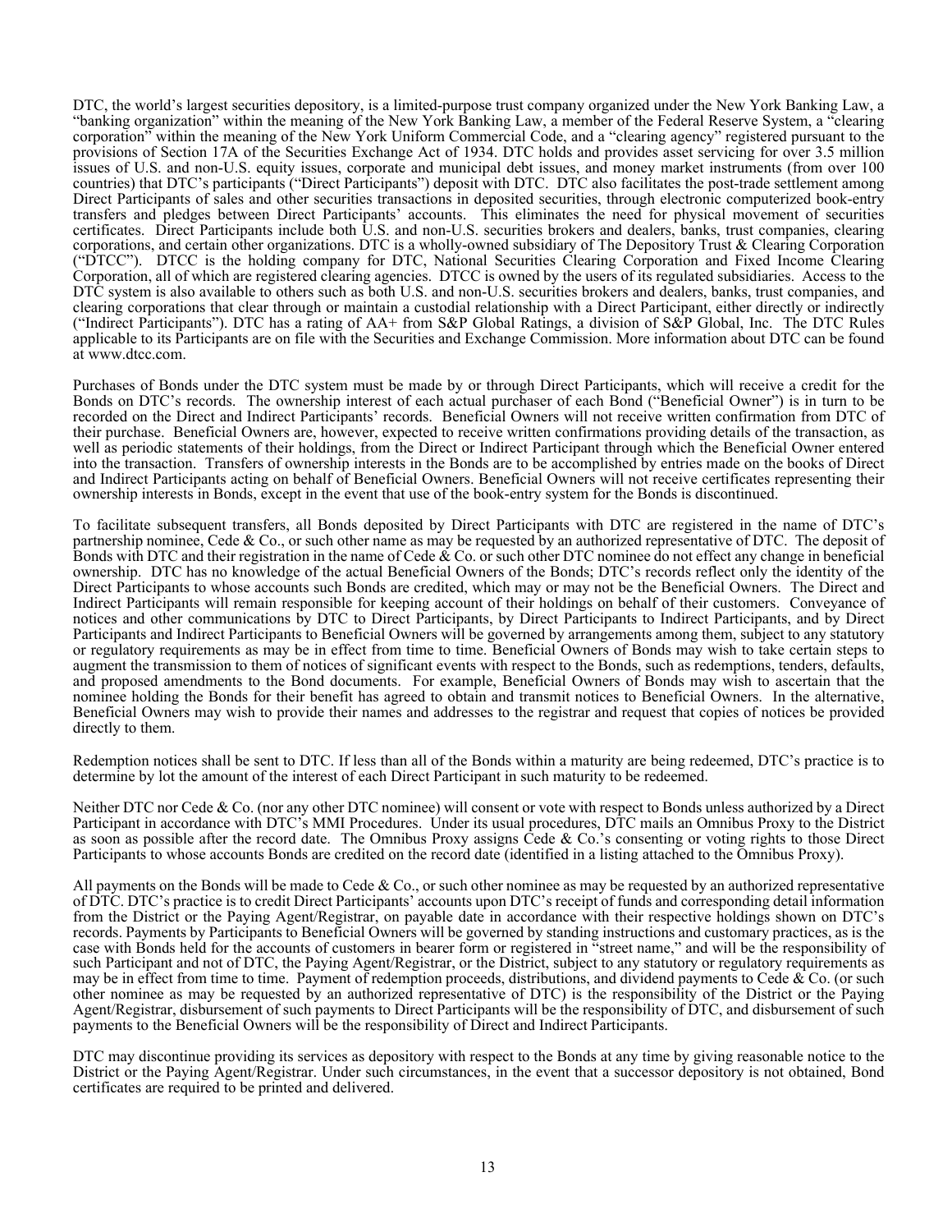DTC, the world's largest securities depository, is a limited-purpose trust company organized under the New York Banking Law, a "banking organization" within the meaning of the New York Banking Law, a member of the Federal Reserve System, a "clearing corporation" within the meaning of the New York Uniform Commercial Code, and a "clearing agency" registered pursuant to the provisions of Section 17A of the Securities Exchange Act of 1934. DTC holds and provides asset servicing for over 3.5 million issues of U.S. and non-U.S. equity issues, corporate and municipal debt issues, and money market instruments (from over 100 countries) that DTC's participants ("Direct Participants") deposit with DTC. DTC also facilitates the post-trade settlement among Direct Participants of sales and other securities transactions in deposited securities, through electronic computerized book-entry transfers and pledges between Direct Participants' accounts. This eliminates the need for physical movement of securities certificates. Direct Participants include both U.S. and non-U.S. securities brokers and dealers, banks, trust companies, clearing corporations, and certain other organizations. DTC is a wholly-owned subsidiary of The Depository Trust & Clearing Corporation ("DTCC"). DTCC is the holding company for DTC, National Securities Clearing Corporation and Fixed Income Clearing Corporation, all of which are registered clearing agencies. DTCC is owned by the users of its regulated subsidiaries. Access to the DTC system is also available to others such as both U.S. and non-U.S. securities brokers and dealers, banks, trust companies, and clearing corporations that clear through or maintain a custodial relationship with a Direct Participant, either directly or indirectly ("Indirect Participants"). DTC has a rating of AA+ from S&P Global Ratings, a division of S&P Global, Inc. The DTC Rules applicable to its Participants are on file with the Securities and Exchange Commission. More information about DTC can be found at www.dtcc.com.

Purchases of Bonds under the DTC system must be made by or through Direct Participants, which will receive a credit for the Bonds on DTC's records. The ownership interest of each actual purchaser of each Bond ("Beneficial Owner") is in turn to be recorded on the Direct and Indirect Participants' records. Beneficial Owners will not receive written confirmation from DTC of their purchase. Beneficial Owners are, however, expected to receive written confirmations providing details of the transaction, as well as periodic statements of their holdings, from the Direct or Indirect Participant through which the Beneficial Owner entered into the transaction. Transfers of ownership interests in the Bonds are to be accomplished by entries made on the books of Direct and Indirect Participants acting on behalf of Beneficial Owners. Beneficial Owners will not receive certificates representing their ownership interests in Bonds, except in the event that use of the book-entry system for the Bonds is discontinued.

To facilitate subsequent transfers, all Bonds deposited by Direct Participants with DTC are registered in the name of DTC's partnership nominee, Cede & Co., or such other name as may be requested by an authorized representative of DTC. The deposit of Bonds with DTC and their registration in the name of Cede & Co. or such other DTC nominee do not effect any change in beneficial ownership. DTC has no knowledge of the actual Beneficial Owners of the Bonds; DTC's records reflect only the identity of the Direct Participants to whose accounts such Bonds are credited, which may or may not be the Beneficial Owners. The Direct and Indirect Participants will remain responsible for keeping account of their holdings on behalf of their customers. Conveyance of notices and other communications by DTC to Direct Participants, by Direct Participants to Indirect Participants, and by Direct Participants and Indirect Participants to Beneficial Owners will be governed by arrangements among them, subject to any statutory or regulatory requirements as may be in effect from time to time. Beneficial Owners of Bonds may wish to take certain steps to augment the transmission to them of notices of significant events with respect to the Bonds, such as redemptions, tenders, defaults, and proposed amendments to the Bond documents. For example, Beneficial Owners of Bonds may wish to ascertain that the nominee holding the Bonds for their benefit has agreed to obtain and transmit notices to Beneficial Owners. In the alternative, Beneficial Owners may wish to provide their names and addresses to the registrar and request that copies of notices be provided directly to them.

Redemption notices shall be sent to DTC. If less than all of the Bonds within a maturity are being redeemed, DTC's practice is to determine by lot the amount of the interest of each Direct Participant in such maturity to be redeemed.

Neither DTC nor Cede & Co. (nor any other DTC nominee) will consent or vote with respect to Bonds unless authorized by a Direct Participant in accordance with DTC's MMI Procedures. Under its usual procedures, DTC mails an Omnibus Proxy to the District as soon as possible after the record date. The Omnibus Proxy assigns Cede & Co.'s consenting or voting rights to those Direct Participants to whose accounts Bonds are credited on the record date (identified in a listing attached to the Omnibus Proxy).

All payments on the Bonds will be made to Cede & Co., or such other nominee as may be requested by an authorized representative of DTC. DTC's practice is to credit Direct Participants' accounts upon DTC's receipt of funds and corresponding detail information from the District or the Paying Agent/Registrar, on payable date in accordance with their respective holdings shown on DTC's records. Payments by Participants to Beneficial Owners will be governed by standing instructions and customary practices, as is the case with Bonds held for the accounts of customers in bearer form or registered in "street name," and will be the responsibility of such Participant and not of DTC, the Paying Agent/Registrar, or the District, subject to any statutory or regulatory requirements as may be in effect from time to time. Payment of redemption proceeds, distributions, and dividend payments to Cede & Co. (or such other nominee as may be requested by an authorized representative of DTC) is the responsibility of the District or the Paying Agent/Registrar, disbursement of such payments to Direct Participants will be the responsibility of DTC, and disbursement of such payments to the Beneficial Owners will be the responsibility of Direct and Indirect Participants.

DTC may discontinue providing its services as depository with respect to the Bonds at any time by giving reasonable notice to the District or the Paying Agent/Registrar. Under such circumstances, in the event that a successor depository is not obtained, Bond certificates are required to be printed and delivered.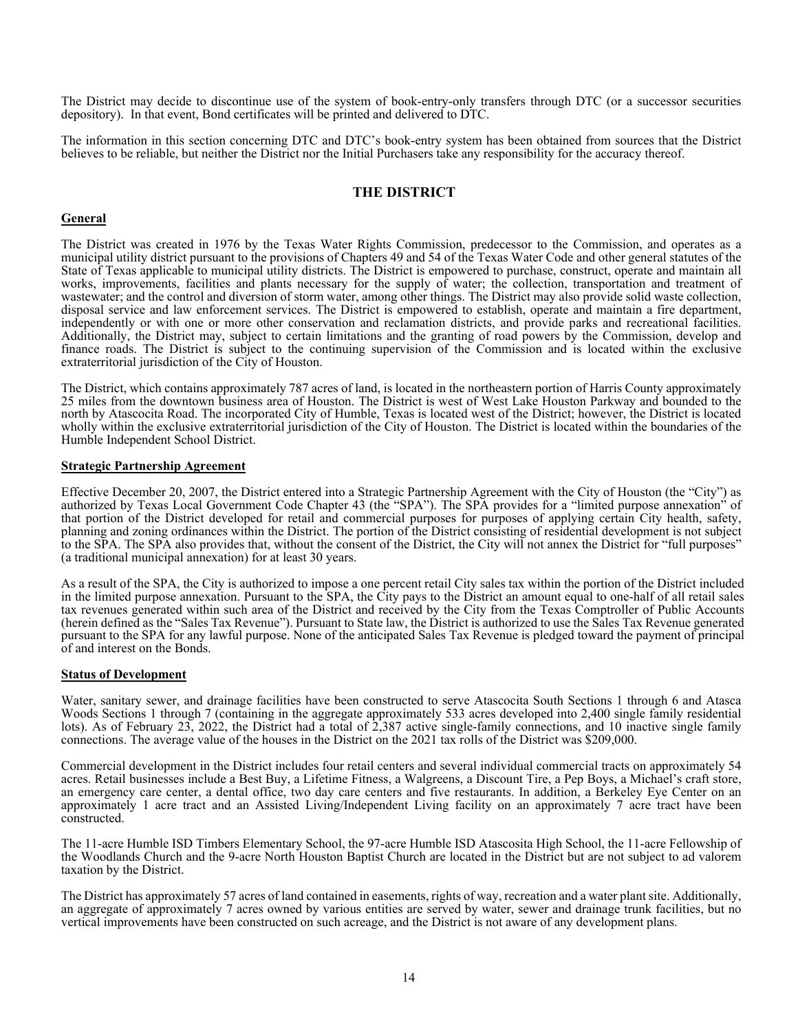The District may decide to discontinue use of the system of book-entry-only transfers through DTC (or a successor securities depository). In that event, Bond certificates will be printed and delivered to DTC.

The information in this section concerning DTC and DTC's book-entry system has been obtained from sources that the District believes to be reliable, but neither the District nor the Initial Purchasers take any responsibility for the accuracy thereof.

## THE DISTRICT

### General

The District was created in 1976 by the Texas Water Rights Commission, predecessor to the Commission, and operates as a municipal utility district pursuant to the provisions of Chapters 49 and 54 of the Texas Water Code and other general statutes of the State of Texas applicable to municipal utility districts. The District is empowered to purchase, construct, operate and maintain all works, improvements, facilities and plants necessary for the supply of water; the collection, transportation and treatment of wastewater; and the control and diversion of storm water, among other things. The District may also provide solid waste collection, disposal service and law enforcement services. The District is empowered to establish, operate and maintain a fire department, independently or with one or more other conservation and reclamation districts, and provide parks and recreational facilities. Additionally, the District may, subject to certain limitations and the granting of road powers by the Commission, develop and finance roads. The District is subject to the continuing supervision of the Commission and is located within the exclusive extraterritorial jurisdiction of the City of Houston.

The District, which contains approximately 787 acres of land, is located in the northeastern portion of Harris County approximately 25 miles from the downtown business area of Houston. The District is west of West Lake Houston Parkway and bounded to the north by Atascocita Road. The incorporated City of Humble, Texas is located west of the District; however, the District is located wholly within the exclusive extraterritorial jurisdiction of the City of Houston. The District is located within the boundaries of the Humble Independent School District.

### Strategic Partnership Agreement

Effective December 20, 2007, the District entered into a Strategic Partnership Agreement with the City of Houston (the "City") as authorized by Texas Local Government Code Chapter 43 (the "SPA"). The SPA provides for a "limited purpose annexation" of that portion of the District developed for retail and commercial purposes for purposes of applying certain City health, safety, planning and zoning ordinances within the District. The portion of the District consisting of residential development is not subject to the SPA. The SPA also provides that, without the consent of the District, the City will not annex the District for "full purposes" (a traditional municipal annexation) for at least 30 years.

As a result of the SPA, the City is authorized to impose a one percent retail City sales tax within the portion of the District included in the limited purpose annexation. Pursuant to the SPA, the City pays to the District an amount equal to one-half of all retail sales tax revenues generated within such area of the District and received by the City from the Texas Comptroller of Public Accounts (herein defined as the "Sales Tax Revenue"). Pursuant to State law, the District is authorized to use the Sales Tax Revenue generated pursuant to the SPA for any lawful purpose. None of the anticipated Sales Tax Revenue is pledged toward the payment of principal of and interest on the Bonds.

### Status of Development

Water, sanitary sewer, and drainage facilities have been constructed to serve Atascocita South Sections 1 through 6 and Atasca Woods Sections 1 through 7 (containing in the aggregate approximately 533 acres developed into 2,400 single family residential lots). As of February 23, 2022, the District had a total of 2,387 active single-family connections, and 10 inactive single family connections. The average value of the houses in the District on the 2021 tax rolls of the District was $209,000.

Commercial development in the District includes four retail centers and several individual commercial tracts on approximately 54 acres. Retail businesses include a Best Buy, a Lifetime Fitness, a Walgreens, a Discount Tire, a Pep Boys, a Michael's craft store, an emergency care center, a dental office, two day care centers and five restaurants. In addition, a Berkeley Eye Center on an approximately 1 acre tract and an Assisted Living/Independent Living facility on an approximately 7 acre tract have been constructed.

The 11-acre Humble ISD Timbers Elementary School, the 97-acre Humble ISD Atascosita High School, the 11-acre Fellowship of the Woodlands Church and the 9-acre North Houston Baptist Church are located in the District but are not subject to ad valorem taxation by the District.

The District has approximately 57 acres of land contained in easements, rights of way, recreation and a water plant site. Additionally, an aggregate of approximately 7 acres owned by various entities are served by water, sewer and drainage trunk facilities, but no vertical improvements have been constructed on such acreage, and the District is not aware of any development plans.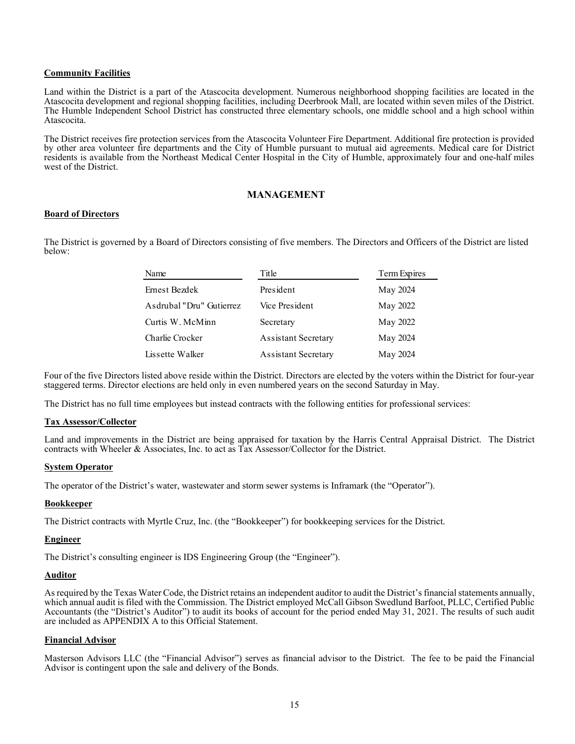**Community Facilities**

Land within the District is a part of the Atascocita development. Numerous neighborhood shopping facilities are located in the Atascocita development and regional shopping facilities, including Deerbrook Mall, are located within seven miles of the District. The Humble Independent School District has constructed three elementary schools, one middle school and a high school within Atascocita.

The District receives fire protection services from the Atascocita Volunteer Fire Department. Additional fire protection is provided by other area volunteer fire departments and the City of Humble pursuant to mutual aid agreements. Medical care for District residents is available from the Northeast Medical Center Hospital in the City of Humble, approximately four and one-half miles west of the District.

## MANAGEMENT

**Board of Directors**

The District is governed by a Board of Directors consisting of five members. The Directors and Officers of the District are listed below:

| Name | Title | Term Expires |
|---|---|---|
| Ernest Bezdek | President | May 2024 |
| Asdrubal "Dru" Gutierrez | Vice President | May 2022 |
| Curtis W. McMinn | Secretary | May 2022 |
| Charlie Crocker | Assistant Secretary | May 2024 |
| Lissette Walker | Assistant Secretary | May 2024 |

Four of the five Directors listed above reside within the District. Directors are elected by the voters within the District for four-year staggered terms. Director elections are held only in even numbered years on the second Saturday in May.

The District has no full time employees but instead contracts with the following entities for professional services:

**Tax Assessor/Collector**

Land and improvements in the District are being appraised for taxation by the Harris Central Appraisal District. The District contracts with Wheeler & Associates, Inc. to act as Tax Assessor/Collector for the District.

**System Operator**

The operator of the District's water, wastewater and storm sewer systems is Inframark (the "Operator").

**Bookkeeper**

The District contracts with Myrtle Cruz, Inc. (the "Bookkeeper") for bookkeeping services for the District.

**Engineer**

The District's consulting engineer is IDS Engineering Group (the "Engineer").

**Auditor**

As required by the Texas Water Code, the District retains an independent auditor to audit the District's financial statements annually, which annual audit is filed with the Commission. The District employed McCall Gibson Swedlund Barfoot, PLLC, Certified Public Accountants (the "District's Auditor") to audit its books of account for the period ended May 31, 2021. The results of such audit are included as APPENDIX A to this Official Statement.

**Financial Advisor**

Masterson Advisors LLC (the "Financial Advisor") serves as financial advisor to the District. The fee to be paid the Financial Advisor is contingent upon the sale and delivery of the Bonds.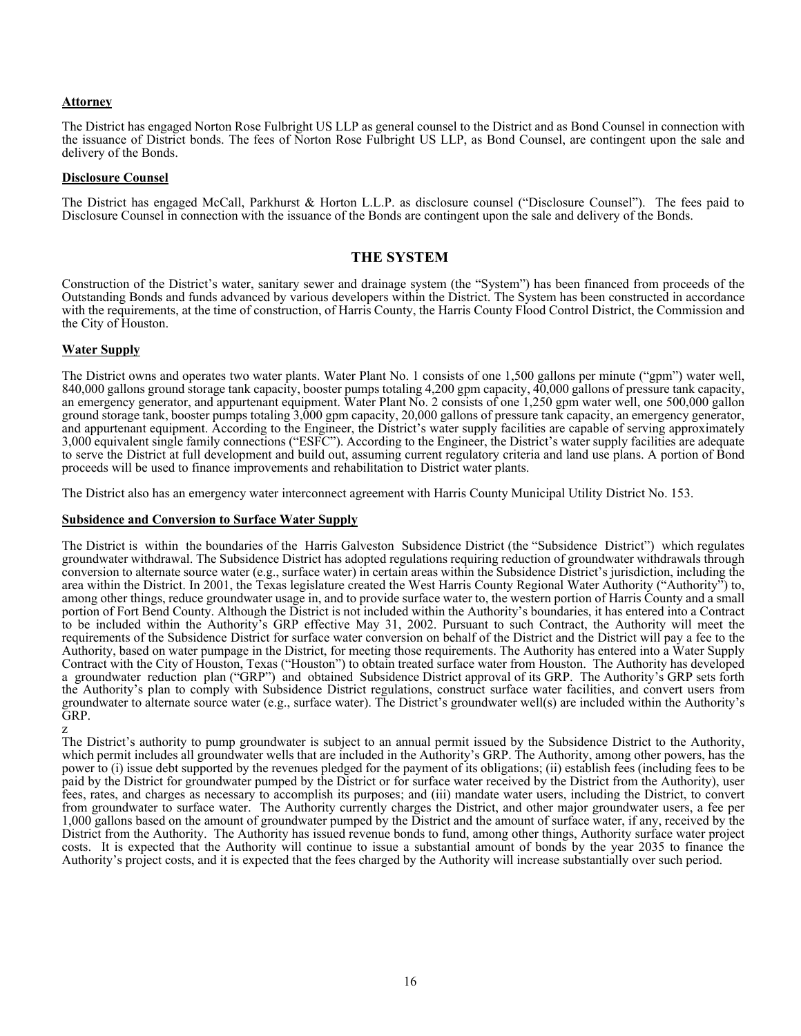**Attorney**

The District has engaged Norton Rose Fulbright US LLP as general counsel to the District and as Bond Counsel in connection with the issuance of District bonds. The fees of Norton Rose Fulbright US LLP, as Bond Counsel, are contingent upon the sale and delivery of the Bonds.

**Disclosure Counsel**

The District has engaged McCall, Parkhurst & Horton L.L.P. as disclosure counsel ("Disclosure Counsel"). The fees paid to Disclosure Counsel in connection with the issuance of the Bonds are contingent upon the sale and delivery of the Bonds.

## THE SYSTEM

Construction of the District's water, sanitary sewer and drainage system (the "System") has been financed from proceeds of the Outstanding Bonds and funds advanced by various developers within the District. The System has been constructed in accordance with the requirements, at the time of construction, of Harris County, the Harris County Flood Control District, the Commission and the City of Houston.

**Water Supply**

The District owns and operates two water plants. Water Plant No. 1 consists of one 1,500 gallons per minute ("gpm") water well, 840,000 gallons ground storage tank capacity, booster pumps totaling 4,200 gpm capacity, 40,000 gallons of pressure tank capacity, an emergency generator, and appurtenant equipment. Water Plant No. 2 consists of one 1,250 gpm water well, one 500,000 gallon ground storage tank, booster pumps totaling 3,000 gpm capacity, 20,000 gallons of pressure tank capacity, an emergency generator, and appurtenant equipment. According to the Engineer, the District's water supply facilities are capable of serving approximately 3,000 equivalent single family connections ("ESFC"). According to the Engineer, the District's water supply facilities are adequate to serve the District at full development and build out, assuming current regulatory criteria and land use plans. A portion of Bond proceeds will be used to finance improvements and rehabilitation to District water plants.

The District also has an emergency water interconnect agreement with Harris County Municipal Utility District No. 153.

**Subsidence and Conversion to Surface Water Supply**

The District is within the boundaries of the Harris Galveston Subsidence District (the "Subsidence District") which regulates groundwater withdrawal. The Subsidence District has adopted regulations requiring reduction of groundwater withdrawals through conversion to alternate source water (e.g., surface water) in certain areas within the Subsidence District's jurisdiction, including the area within the District. In 2001, the Texas legislature created the West Harris County Regional Water Authority ("Authority") to, among other things, reduce groundwater usage in, and to provide surface water to, the western portion of Harris County and a small portion of Fort Bend County. Although the District is not included within the Authority's boundaries, it has entered into a Contract to be included within the Authority's GRP effective May 31, 2002. Pursuant to such Contract, the Authority will meet the requirements of the Subsidence District for surface water conversion on behalf of the District and the District will pay a fee to the Authority, based on water pumpage in the District, for meeting those requirements. The Authority has entered into a Water Supply Contract with the City of Houston, Texas ("Houston") to obtain treated surface water from Houston. The Authority has developed a groundwater reduction plan ("GRP") and obtained Subsidence District approval of its GRP. The Authority's GRP sets forth the Authority's plan to comply with Subsidence District regulations, construct surface water facilities, and convert users from groundwater to alternate source water (e.g., surface water). The District's groundwater well(s) are included within the Authority's GRP.
z
The District's authority to pump groundwater is subject to an annual permit issued by the Subsidence District to the Authority, which permit includes all groundwater wells that are included in the Authority's GRP. The Authority, among other powers, has the power to (i) issue debt supported by the revenues pledged for the payment of its obligations; (ii) establish fees (including fees to be paid by the District for groundwater pumped by the District or for surface water received by the District from the Authority), user fees, rates, and charges as necessary to accomplish its purposes; and (iii) mandate water users, including the District, to convert from groundwater to surface water. The Authority currently charges the District, and other major groundwater users, a fee per 1,000 gallons based on the amount of groundwater pumped by the District and the amount of surface water, if any, received by the District from the Authority. The Authority has issued revenue bonds to fund, among other things, Authority surface water project costs. It is expected that the Authority will continue to issue a substantial amount of bonds by the year 2035 to finance the Authority's project costs, and it is expected that the fees charged by the Authority will increase substantially over such period.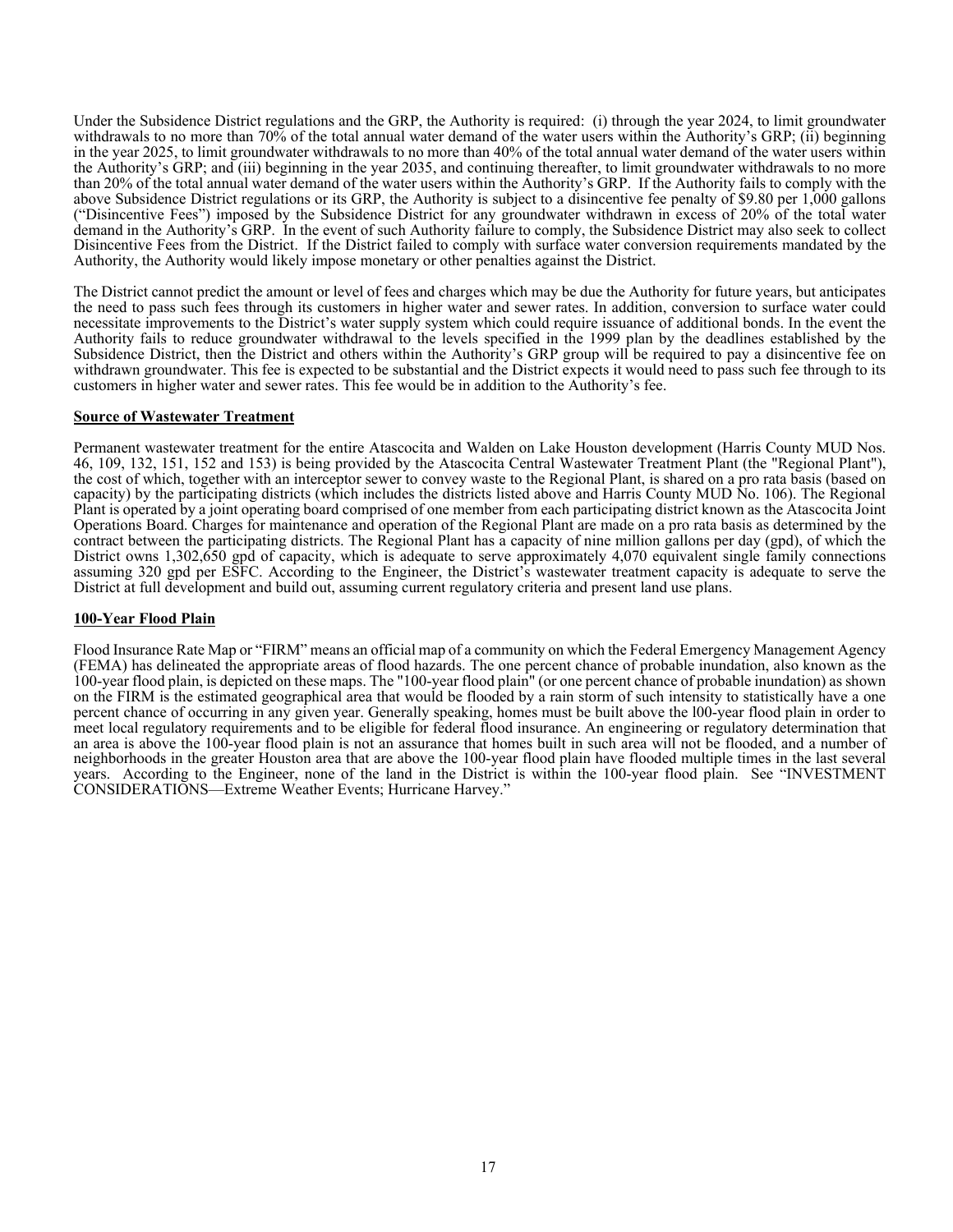Under the Subsidence District regulations and the GRP, the Authority is required: (i) through the year 2024, to limit groundwater withdrawals to no more than 70% of the total annual water demand of the water users within the Authority's GRP; (ii) beginning in the year 2025, to limit groundwater withdrawals to no more than 40% of the total annual water demand of the water users within the Authority's GRP; and (iii) beginning in the year 2035, and continuing thereafter, to limit groundwater withdrawals to no more than 20% of the total annual water demand of the water users within the Authority's GRP. If the Authority fails to comply with the above Subsidence District regulations or its GRP, the Authority is subject to a disincentive fee penalty of $9.80 per 1,000 gallons ("Disincentive Fees") imposed by the Subsidence District for any groundwater withdrawn in excess of 20% of the total water demand in the Authority's GRP. In the event of such Authority failure to comply, the Subsidence District may also seek to collect Disincentive Fees from the District. If the District failed to comply with surface water conversion requirements mandated by the Authority, the Authority would likely impose monetary or other penalties against the District.

The District cannot predict the amount or level of fees and charges which may be due the Authority for future years, but anticipates the need to pass such fees through its customers in higher water and sewer rates. In addition, conversion to surface water could necessitate improvements to the District's water supply system which could require issuance of additional bonds. In the event the Authority fails to reduce groundwater withdrawal to the levels specified in the 1999 plan by the deadlines established by the Subsidence District, then the District and others within the Authority's GRP group will be required to pay a disincentive fee on withdrawn groundwater. This fee is expected to be substantial and the District expects it would need to pass such fee through to its customers in higher water and sewer rates. This fee would be in addition to the Authority's fee.

**Source of Wastewater Treatment**

Permanent wastewater treatment for the entire Atascocita and Walden on Lake Houston development (Harris County MUD Nos. 46, 109, 132, 151, 152 and 153) is being provided by the Atascocita Central Wastewater Treatment Plant (the "Regional Plant"), the cost of which, together with an interceptor sewer to convey waste to the Regional Plant, is shared on a pro rata basis (based on capacity) by the participating districts (which includes the districts listed above and Harris County MUD No. 106). The Regional Plant is operated by a joint operating board comprised of one member from each participating district known as the Atascocita Joint Operations Board. Charges for maintenance and operation of the Regional Plant are made on a pro rata basis as determined by the contract between the participating districts. The Regional Plant has a capacity of nine million gallons per day (gpd), of which the District owns 1,302,650 gpd of capacity, which is adequate to serve approximately 4,070 equivalent single family connections assuming 320 gpd per ESFC. According to the Engineer, the District's wastewater treatment capacity is adequate to serve the District at full development and build out, assuming current regulatory criteria and present land use plans.

**100-Year Flood Plain**

Flood Insurance Rate Map or "FIRM" means an official map of a community on which the Federal Emergency Management Agency (FEMA) has delineated the appropriate areas of flood hazards. The one percent chance of probable inundation, also known as the 100-year flood plain, is depicted on these maps. The "100-year flood plain" (or one percent chance of probable inundation) as shown on the FIRM is the estimated geographical area that would be flooded by a rain storm of such intensity to statistically have a one percent chance of occurring in any given year. Generally speaking, homes must be built above the l00-year flood plain in order to meet local regulatory requirements and to be eligible for federal flood insurance. An engineering or regulatory determination that an area is above the 100-year flood plain is not an assurance that homes built in such area will not be flooded, and a number of neighborhoods in the greater Houston area that are above the 100-year flood plain have flooded multiple times in the last several years. According to the Engineer, none of the land in the District is within the 100-year flood plain. See "INVESTMENT CONSIDERATIONS—Extreme Weather Events; Hurricane Harvey."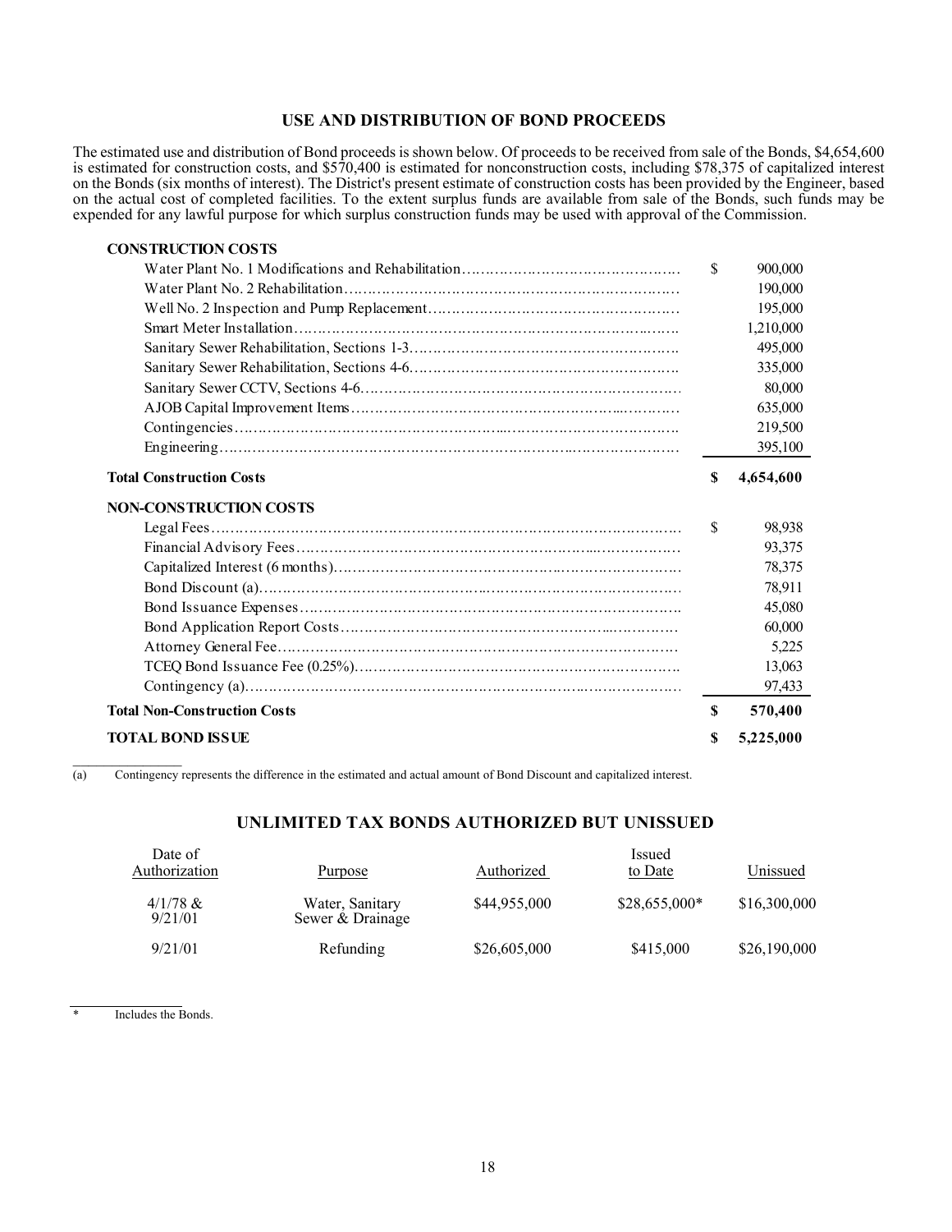## USE AND DISTRIBUTION OF BOND PROCEEDS

The estimated use and distribution of Bond proceeds is shown below. Of proceeds to be received from sale of the Bonds, $4,654,600 is estimated for construction costs, and $570,400 is estimated for nonconstruction costs, including $78,375 of capitalized interest on the Bonds (six months of interest). The District's present estimate of construction costs has been provided by the Engineer, based on the actual cost of completed facilities. To the extent surplus funds are available from sale of the Bonds, such funds may be expended for any lawful purpose for which surplus construction funds may be used with approval of the Commission.

| | |
|---|---|
| **CONSTRUCTION COSTS** | |
| Water Plant No. 1 Modifications and Rehabilitation | $ 900,000 |
| Water Plant No. 2 Rehabilitation | 190,000 |
| Well No. 2 Inspection and Pump Replacement | 195,000 |
| Smart Meter Installation | 1,210,000 |
| Sanitary Sewer Rehabilitation, Sections 1-3 | 495,000 |
| Sanitary Sewer Rehabilitation, Sections 4-6 | 335,000 |
| Sanitary Sewer CCTV, Sections 4-6 | 80,000 |
| AJOB Capital Improvement Items | 635,000 |
| Contingencies | 219,500 |
| Engineering | 395,100 |
| **Total Construction Costs** | **$ 4,654,600** |
| **NON-CONSTRUCTION COSTS** | |
| Legal Fees | $ 98,938 |
| Financial Advisory Fees | 93,375 |
| Capitalized Interest (6 months) | 78,375 |
| Bond Discount (a) | 78,911 |
| Bond Issuance Expenses | 45,080 |
| Bond Application Report Costs | 60,000 |
| Attorney General Fee | 5,225 |
| TCEQ Bond Issuance Fee (0.25%) | 13,063 |
| Contingency (a) | 97,433 |
| **Total Non-Construction Costs** | **$ 570,400** |
| **TOTAL BOND ISSUE** | **$ 5,225,000** |

(a) Contingency represents the difference in the estimated and actual amount of Bond Discount and capitalized interest.

## UNLIMITED TAX BONDS AUTHORIZED BUT UNISSUED

| Date of Authorization | Purpose | Authorized | Issued to Date | Unissued |
|---|---|---|---|---|
| 4/1/78 & 9/21/01 | Water, Sanitary Sewer & Drainage | $44,955,000 | $28,655,000* | $16,300,000 |
| 9/21/01 | Refunding | $26,605,000 | $415,000 | $26,190,000 |

\* Includes the Bonds.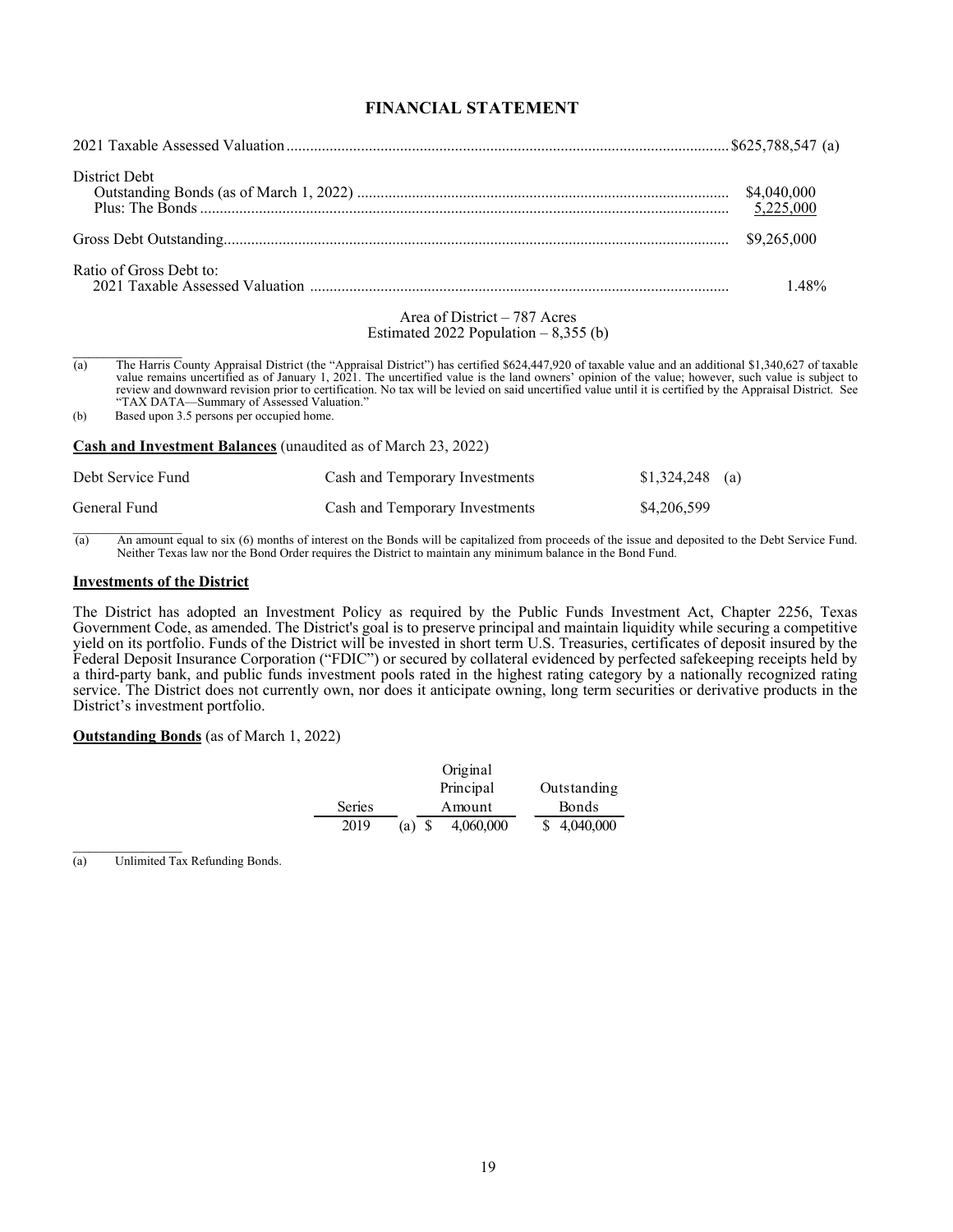# FINANCIAL STATEMENT

| | |
|---|---|
| 2021 Taxable Assessed Valuation | $625,788,547 (a) |
| District Debt | |
| Outstanding Bonds (as of March 1, 2022) | $4,040,000 |
| Plus: The Bonds | 5,225,000 |
| Gross Debt Outstanding | $9,265,000 |
| Ratio of Gross Debt to: | |
| 2021 Taxable Assessed Valuation | 1.48% |

Area of District – 787 Acres
Estimated 2022 Population – 8,355 (b)

(a) The Harris County Appraisal District (the "Appraisal District") has certified $624,447,920 of taxable value and an additional $1,340,627 of taxable value remains uncertified as of January 1, 2021. The uncertified value is the land owners' opinion of the value; however, such value is subject to review and downward revision prior to certification. No tax will be levied on said uncertified value until it is certified by the Appraisal District. See "TAX DATA—Summary of Assessed Valuation."

(b) Based upon 3.5 persons per occupied home.

**Cash and Investment Balances** (unaudited as of March 23, 2022)

| | | |
|---|---|---|
| Debt Service Fund | Cash and Temporary Investments | $1,324,248 (a) |
| General Fund | Cash and Temporary Investments | $4,206,599 |

(a) An amount equal to six (6) months of interest on the Bonds will be capitalized from proceeds of the issue and deposited to the Debt Service Fund. Neither Texas law nor the Bond Order requires the District to maintain any minimum balance in the Bond Fund.

**Investments of the District**

The District has adopted an Investment Policy as required by the Public Funds Investment Act, Chapter 2256, Texas Government Code, as amended. The District's goal is to preserve principal and maintain liquidity while securing a competitive yield on its portfolio. Funds of the District will be invested in short term U.S. Treasuries, certificates of deposit insured by the Federal Deposit Insurance Corporation ("FDIC") or secured by collateral evidenced by perfected safekeeping receipts held by a third-party bank, and public funds investment pools rated in the highest rating category by a nationally recognized rating service. The District does not currently own, nor does it anticipate owning, long term securities or derivative products in the District's investment portfolio.

**Outstanding Bonds** (as of March 1, 2022)

| Series | Original Principal Amount | Outstanding Bonds |
|---|---|---|
| 2019 (a) | $ 4,060,000 | $ 4,040,000 |

(a) Unlimited Tax Refunding Bonds.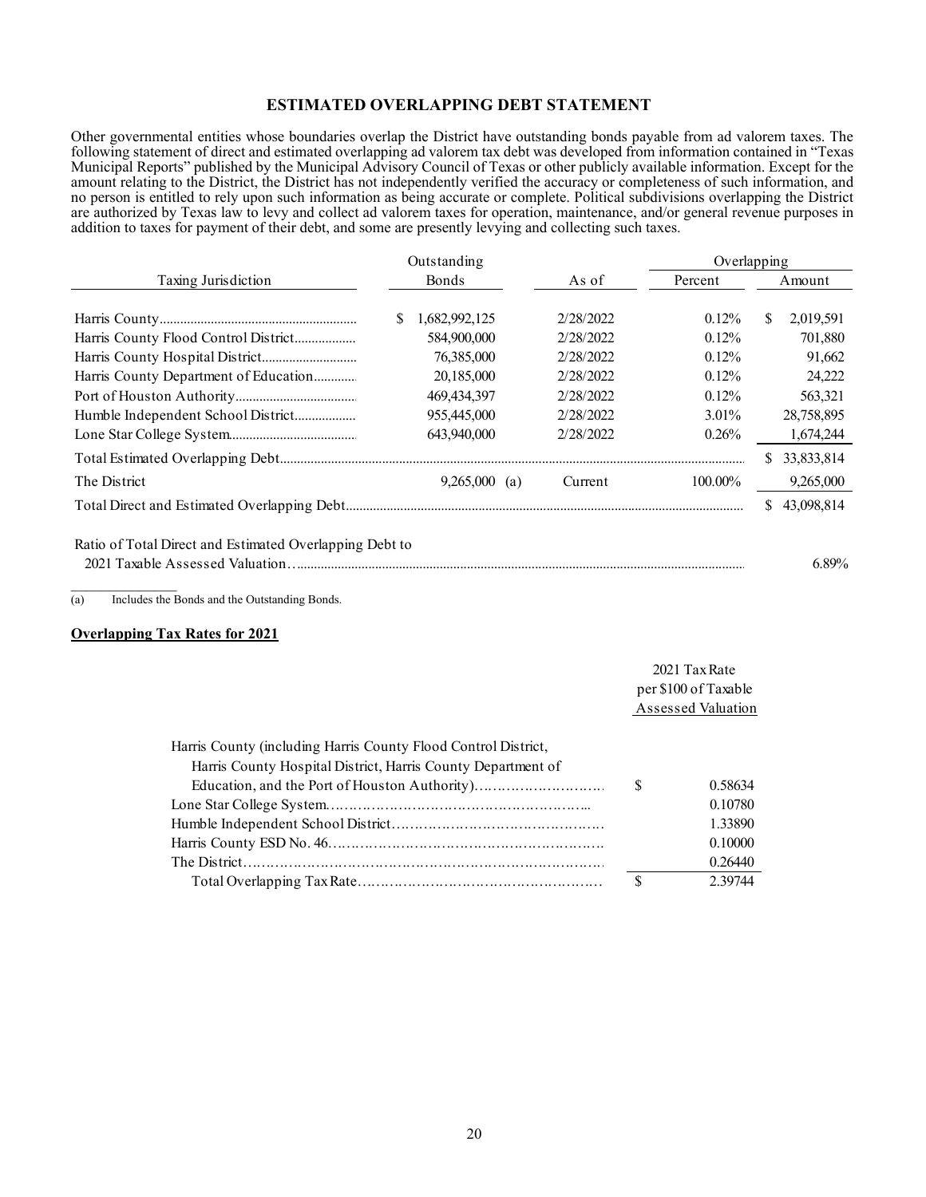## ESTIMATED OVERLAPPING DEBT STATEMENT

Other governmental entities whose boundaries overlap the District have outstanding bonds payable from ad valorem taxes. The following statement of direct and estimated overlapping ad valorem tax debt was developed from information contained in "Texas Municipal Reports" published by the Municipal Advisory Council of Texas or other publicly available information. Except for the amount relating to the District, the District has not independently verified the accuracy or completeness of such information, and no person is entitled to rely upon such information as being accurate or complete. Political subdivisions overlapping the District are authorized by Texas law to levy and collect ad valorem taxes for operation, maintenance, and/or general revenue purposes in addition to taxes for payment of their debt, and some are presently levying and collecting such taxes.

| Taxing Jurisdiction | Outstanding Bonds | As of | Overlapping Percent | Overlapping Amount |
|---|---|---|---|---|
| Harris County | $ 1,682,992,125 | 2/28/2022 | 0.12% | $ 2,019,591 |
| Harris County Flood Control District | 584,900,000 | 2/28/2022 | 0.12% | 701,880 |
| Harris County Hospital District | 76,385,000 | 2/28/2022 | 0.12% | 91,662 |
| Harris County Department of Education | 20,185,000 | 2/28/2022 | 0.12% | 24,222 |
| Port of Houston Authority | 469,434,397 | 2/28/2022 | 0.12% | 563,321 |
| Humble Independent School District | 955,445,000 | 2/28/2022 | 3.01% | 28,758,895 |
| Lone Star College System | 643,940,000 | 2/28/2022 | 0.26% | 1,674,244 |
| Total Estimated Overlapping Debt | | | | $ 33,833,814 |
| The District | 9,265,000 (a) | Current | 100.00% | 9,265,000 |
| Total Direct and Estimated Overlapping Debt | | | | $ 43,098,814 |
| Ratio of Total Direct and Estimated Overlapping Debt to 2021 Taxable Assessed Valuation | | | | 6.89% |

(a) Includes the Bonds and the Outstanding Bonds.

**Overlapping Tax Rates for 2021**

| | 2021 Tax Rate per $100 of Taxable Assessed Valuation |
|---|---|
| Harris County (including Harris County Flood Control District, Harris County Hospital District, Harris County Department of Education, and the Port of Houston Authority) | $ 0.58634 |
| Lone Star College System | 0.10780 |
| Humble Independent School District | 1.33890 |
| Harris County ESD No. 46 | 0.10000 |
| The District | 0.26440 |
| Total Overlapping Tax Rate | $ 2.39744 |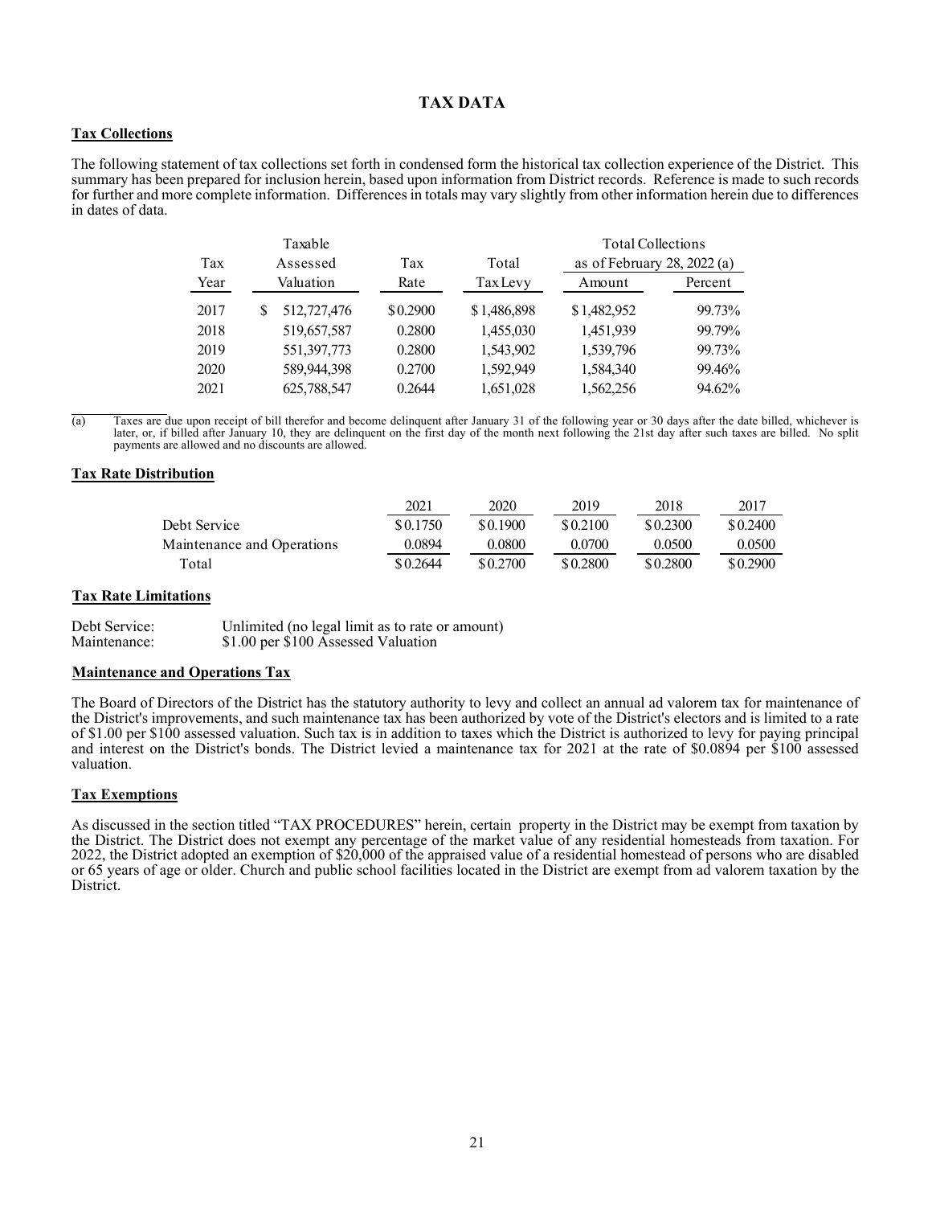# TAX DATA

## Tax Collections

The following statement of tax collections set forth in condensed form the historical tax collection experience of the District. This summary has been prepared for inclusion herein, based upon information from District records. Reference is made to such records for further and more complete information. Differences in totals may vary slightly from other information herein due to differences in dates of data.

| Tax Year | Taxable Assessed Valuation | Tax Rate | Total Tax Levy | Total Collections as of February 28, 2022 (a) | |
|---|---|---|---|---|---|
| | | | | Amount | Percent |
| 2017 | $ 512,727,476 | $0.2900 | $1,486,898 | $1,482,952 | 99.73% |
| 2018 | 519,657,587 | 0.2800 | 1,455,030 | 1,451,939 | 99.79% |
| 2019 | 551,397,773 | 0.2800 | 1,543,902 | 1,539,796 | 99.73% |
| 2020 | 589,944,398 | 0.2700 | 1,592,949 | 1,584,340 | 99.46% |
| 2021 | 625,788,547 | 0.2644 | 1,651,028 | 1,562,256 | 94.62% |

(a) Taxes are due upon receipt of bill therefor and become delinquent after January 31 of the following year or 30 days after the date billed, whichever is later, or, if billed after January 10, they are delinquent on the first day of the month next following the 21st day after such taxes are billed. No split payments are allowed and no discounts are allowed.

## Tax Rate Distribution

| | 2021 | 2020 | 2019 | 2018 | 2017 |
|---|---|---|---|---|---|
| Debt Service | $0.1750 | $0.1900 | $0.2100 | $0.2300 | $0.2400 |
| Maintenance and Operations | 0.0894 | 0.0800 | 0.0700 | 0.0500 | 0.0500 |
| Total | $0.2644 | $0.2700 | $0.2800 | $0.2800 | $0.2900 |

## Tax Rate Limitations

Debt Service: Unlimited (no legal limit as to rate or amount)
Maintenance: $1.00 per $100 Assessed Valuation

## Maintenance and Operations Tax

The Board of Directors of the District has the statutory authority to levy and collect an annual ad valorem tax for maintenance of the District's improvements, and such maintenance tax has been authorized by vote of the District's electors and is limited to a rate of $1.00 per $100 assessed valuation. Such tax is in addition to taxes which the District is authorized to levy for paying principal and interest on the District's bonds. The District levied a maintenance tax for 2021 at the rate of $0.0894 per $100 assessed valuation.

## Tax Exemptions

As discussed in the section titled "TAX PROCEDURES" herein, certain property in the District may be exempt from taxation by the District. The District does not exempt any percentage of the market value of any residential homesteads from taxation. For 2022, the District adopted an exemption of $20,000 of the appraised value of a residential homestead of persons who are disabled or 65 years of age or older. Church and public school facilities located in the District are exempt from ad valorem taxation by the District.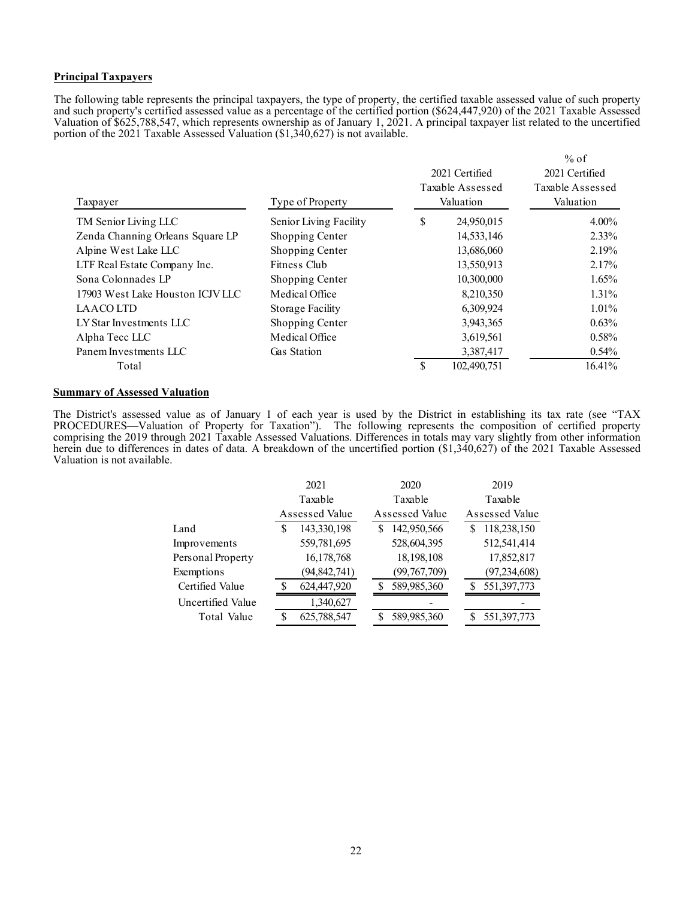**Principal Taxpayers**

The following table represents the principal taxpayers, the type of property, the certified taxable assessed value of such property and such property's certified assessed value as a percentage of the certified portion ($624,447,920) of the 2021 Taxable Assessed Valuation of $625,788,547, which represents ownership as of January 1, 2021. A principal taxpayer list related to the uncertified portion of the 2021 Taxable Assessed Valuation ($1,340,627) is not available.

| Taxpayer | Type of Property | 2021 Certified Taxable Assessed Valuation | % of 2021 Certified Taxable Assessed Valuation |
|---|---|---|---|
| TM Senior Living LLC | Senior Living Facility | $ 24,950,015 | 4.00% |
| Zenda Channing Orleans Square LP | Shopping Center | 14,533,146 | 2.33% |
| Alpine West Lake LLC | Shopping Center | 13,686,060 | 2.19% |
| LTF Real Estate Company Inc. | Fitness Club | 13,550,913 | 2.17% |
| Sona Colonnades LP | Shopping Center | 10,300,000 | 1.65% |
| 17903 West Lake Houston ICJV LLC | Medical Office | 8,210,350 | 1.31% |
| LAACO LTD | Storage Facility | 6,309,924 | 1.01% |
| LY Star Investments LLC | Shopping Center | 3,943,365 | 0.63% |
| Alpha Tecc LLC | Medical Office | 3,619,561 | 0.58% |
| Panem Investments LLC | Gas Station | 3,387,417 | 0.54% |
| Total | | $ 102,490,751 | 16.41% |

**Summary of Assessed Valuation**

The District's assessed value as of January 1 of each year is used by the District in establishing its tax rate (see "TAX PROCEDURES—Valuation of Property for Taxation"). The following represents the composition of certified property comprising the 2019 through 2021 Taxable Assessed Valuations. Differences in totals may vary slightly from other information herein due to differences in dates of data. A breakdown of the uncertified portion ($1,340,627) of the 2021 Taxable Assessed Valuation is not available.

| | 2021 Taxable Assessed Value | 2020 Taxable Assessed Value | 2019 Taxable Assessed Value |
|---|---|---|---|
| Land | $ 143,330,198 | $ 142,950,566 | $ 118,238,150 |
| Improvements | 559,781,695 | 528,604,395 | 512,541,414 |
| Personal Property | 16,178,768 | 18,198,108 | 17,852,817 |
| Exemptions | (94,842,741) | (99,767,709) | (97,234,608) |
| Certified Value | $ 624,447,920 | $ 589,985,360 | $ 551,397,773 |
| Uncertified Value | 1,340,627 | - | - |
| Total Value | $ 625,788,547 | $ 589,985,360 | $ 551,397,773 |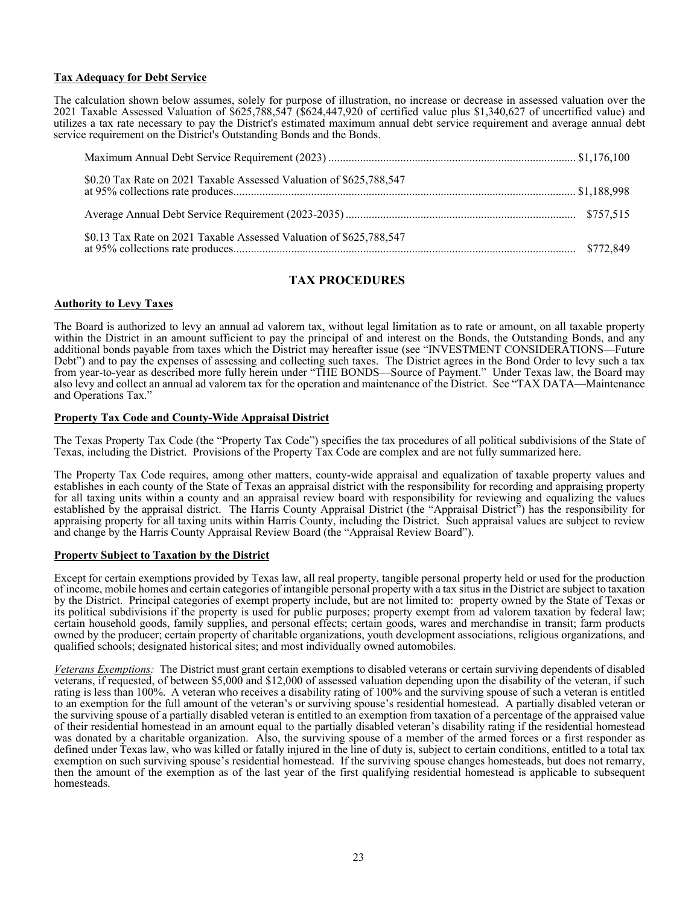**Tax Adequacy for Debt Service**

The calculation shown below assumes, solely for purpose of illustration, no increase or decrease in assessed valuation over the 2021 Taxable Assessed Valuation of $625,788,547 ($624,447,920 of certified value plus $1,340,627 of uncertified value) and utilizes a tax rate necessary to pay the District's estimated maximum annual debt service requirement and average annual debt service requirement on the District's Outstanding Bonds and the Bonds.

| | |
|---|---|
| Maximum Annual Debt Service Requirement (2023) | $1,176,100 |
| $0.20 Tax Rate on 2021 Taxable Assessed Valuation of $625,788,547 at 95% collections rate produces | $1,188,998 |
| Average Annual Debt Service Requirement (2023-2035) | $757,515 |
| $0.13 Tax Rate on 2021 Taxable Assessed Valuation of $625,788,547 at 95% collections rate produces | $772,849 |

## TAX PROCEDURES

**Authority to Levy Taxes**

The Board is authorized to levy an annual ad valorem tax, without legal limitation as to rate or amount, on all taxable property within the District in an amount sufficient to pay the principal of and interest on the Bonds, the Outstanding Bonds, and any additional bonds payable from taxes which the District may hereafter issue (see "INVESTMENT CONSIDERATIONS—Future Debt") and to pay the expenses of assessing and collecting such taxes. The District agrees in the Bond Order to levy such a tax from year-to-year as described more fully herein under "THE BONDS—Source of Payment." Under Texas law, the Board may also levy and collect an annual ad valorem tax for the operation and maintenance of the District. See "TAX DATA—Maintenance and Operations Tax."

**Property Tax Code and County-Wide Appraisal District**

The Texas Property Tax Code (the "Property Tax Code") specifies the tax procedures of all political subdivisions of the State of Texas, including the District. Provisions of the Property Tax Code are complex and are not fully summarized here.

The Property Tax Code requires, among other matters, county-wide appraisal and equalization of taxable property values and establishes in each county of the State of Texas an appraisal district with the responsibility for recording and appraising property for all taxing units within a county and an appraisal review board with responsibility for reviewing and equalizing the values established by the appraisal district. The Harris County Appraisal District (the "Appraisal District") has the responsibility for appraising property for all taxing units within Harris County, including the District. Such appraisal values are subject to review and change by the Harris County Appraisal Review Board (the "Appraisal Review Board").

**Property Subject to Taxation by the District**

Except for certain exemptions provided by Texas law, all real property, tangible personal property held or used for the production of income, mobile homes and certain categories of intangible personal property with a tax situs in the District are subject to taxation by the District. Principal categories of exempt property include, but are not limited to: property owned by the State of Texas or its political subdivisions if the property is used for public purposes; property exempt from ad valorem taxation by federal law; certain household goods, family supplies, and personal effects; certain goods, wares and merchandise in transit; farm products owned by the producer; certain property of charitable organizations, youth development associations, religious organizations, and qualified schools; designated historical sites; and most individually owned automobiles.

*Veterans Exemptions:* The District must grant certain exemptions to disabled veterans or certain surviving dependents of disabled veterans, if requested, of between $5,000 and $12,000 of assessed valuation depending upon the disability of the veteran, if such rating is less than 100%. A veteran who receives a disability rating of 100% and the surviving spouse of such a veteran is entitled to an exemption for the full amount of the veteran's or surviving spouse's residential homestead. A partially disabled veteran or the surviving spouse of a partially disabled veteran is entitled to an exemption from taxation of a percentage of the appraised value of their residential homestead in an amount equal to the partially disabled veteran's disability rating if the residential homestead was donated by a charitable organization. Also, the surviving spouse of a member of the armed forces or a first responder as defined under Texas law, who was killed or fatally injured in the line of duty is, subject to certain conditions, entitled to a total tax exemption on such surviving spouse's residential homestead. If the surviving spouse changes homesteads, but does not remarry, then the amount of the exemption as of the last year of the first qualifying residential homestead is applicable to subsequent homesteads.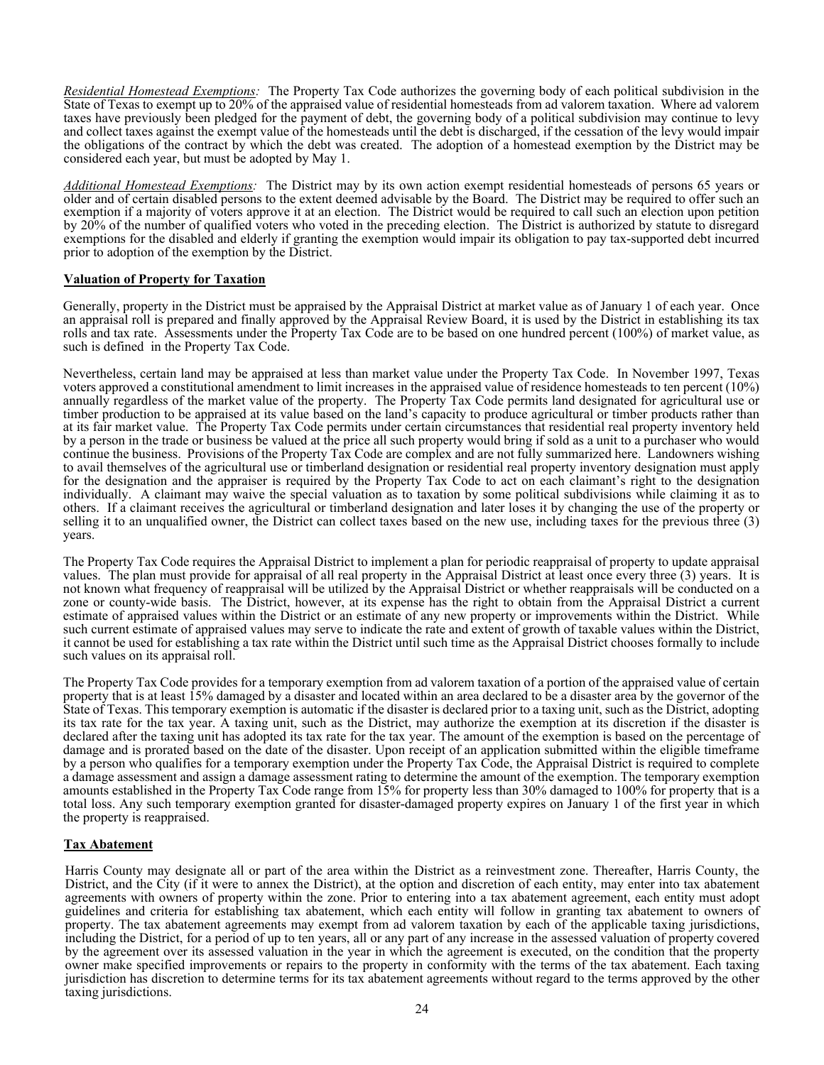*Residential Homestead Exemptions:* The Property Tax Code authorizes the governing body of each political subdivision in the State of Texas to exempt up to 20% of the appraised value of residential homesteads from ad valorem taxation. Where ad valorem taxes have previously been pledged for the payment of debt, the governing body of a political subdivision may continue to levy and collect taxes against the exempt value of the homesteads until the debt is discharged, if the cessation of the levy would impair the obligations of the contract by which the debt was created. The adoption of a homestead exemption by the District may be considered each year, but must be adopted by May 1.

*Additional Homestead Exemptions:* The District may by its own action exempt residential homesteads of persons 65 years or older and of certain disabled persons to the extent deemed advisable by the Board. The District may be required to offer such an exemption if a majority of voters approve it at an election. The District would be required to call such an election upon petition by 20% of the number of qualified voters who voted in the preceding election. The District is authorized by statute to disregard exemptions for the disabled and elderly if granting the exemption would impair its obligation to pay tax-supported debt incurred prior to adoption of the exemption by the District.

**Valuation of Property for Taxation**

Generally, property in the District must be appraised by the Appraisal District at market value as of January 1 of each year. Once an appraisal roll is prepared and finally approved by the Appraisal Review Board, it is used by the District in establishing its tax rolls and tax rate. Assessments under the Property Tax Code are to be based on one hundred percent (100%) of market value, as such is defined in the Property Tax Code.

Nevertheless, certain land may be appraised at less than market value under the Property Tax Code. In November 1997, Texas voters approved a constitutional amendment to limit increases in the appraised value of residence homesteads to ten percent (10%) annually regardless of the market value of the property. The Property Tax Code permits land designated for agricultural use or timber production to be appraised at its value based on the land's capacity to produce agricultural or timber products rather than at its fair market value. The Property Tax Code permits under certain circumstances that residential real property inventory held by a person in the trade or business be valued at the price all such property would bring if sold as a unit to a purchaser who would continue the business. Provisions of the Property Tax Code are complex and are not fully summarized here. Landowners wishing to avail themselves of the agricultural use or timberland designation or residential real property inventory designation must apply for the designation and the appraiser is required by the Property Tax Code to act on each claimant's right to the designation individually. A claimant may waive the special valuation as to taxation by some political subdivisions while claiming it as to others. If a claimant receives the agricultural or timberland designation and later loses it by changing the use of the property or selling it to an unqualified owner, the District can collect taxes based on the new use, including taxes for the previous three (3) years.

The Property Tax Code requires the Appraisal District to implement a plan for periodic reappraisal of property to update appraisal values. The plan must provide for appraisal of all real property in the Appraisal District at least once every three (3) years. It is not known what frequency of reappraisal will be utilized by the Appraisal District or whether reappraisals will be conducted on a zone or county-wide basis. The District, however, at its expense has the right to obtain from the Appraisal District a current estimate of appraised values within the District or an estimate of any new property or improvements within the District. While such current estimate of appraised values may serve to indicate the rate and extent of growth of taxable values within the District, it cannot be used for establishing a tax rate within the District until such time as the Appraisal District chooses formally to include such values on its appraisal roll.

The Property Tax Code provides for a temporary exemption from ad valorem taxation of a portion of the appraised value of certain property that is at least 15% damaged by a disaster and located within an area declared to be a disaster area by the governor of the State of Texas. This temporary exemption is automatic if the disaster is declared prior to a taxing unit, such as the District, adopting its tax rate for the tax year. A taxing unit, such as the District, may authorize the exemption at its discretion if the disaster is declared after the taxing unit has adopted its tax rate for the tax year. The amount of the exemption is based on the percentage of damage and is prorated based on the date of the disaster. Upon receipt of an application submitted within the eligible timeframe by a person who qualifies for a temporary exemption under the Property Tax Code, the Appraisal District is required to complete a damage assessment and assign a damage assessment rating to determine the amount of the exemption. The temporary exemption amounts established in the Property Tax Code range from 15% for property less than 30% damaged to 100% for property that is a total loss. Any such temporary exemption granted for disaster-damaged property expires on January 1 of the first year in which the property is reappraised.

**Tax Abatement**

Harris County may designate all or part of the area within the District as a reinvestment zone. Thereafter, Harris County, the District, and the City (if it were to annex the District), at the option and discretion of each entity, may enter into tax abatement agreements with owners of property within the zone. Prior to entering into a tax abatement agreement, each entity must adopt guidelines and criteria for establishing tax abatement, which each entity will follow in granting tax abatement to owners of property. The tax abatement agreements may exempt from ad valorem taxation by each of the applicable taxing jurisdictions, including the District, for a period of up to ten years, all or any part of any increase in the assessed valuation of property covered by the agreement over its assessed valuation in the year in which the agreement is executed, on the condition that the property owner make specified improvements or repairs to the property in conformity with the terms of the tax abatement. Each taxing jurisdiction has discretion to determine terms for its tax abatement agreements without regard to the terms approved by the other taxing jurisdictions.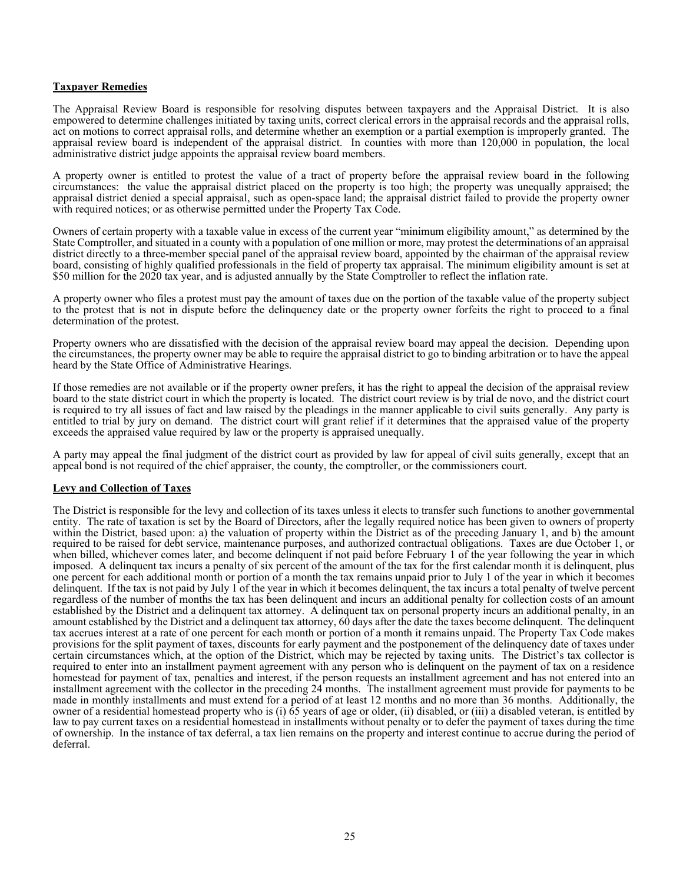**Taxpayer Remedies**

The Appraisal Review Board is responsible for resolving disputes between taxpayers and the Appraisal District. It is also empowered to determine challenges initiated by taxing units, correct clerical errors in the appraisal records and the appraisal rolls, act on motions to correct appraisal rolls, and determine whether an exemption or a partial exemption is improperly granted. The appraisal review board is independent of the appraisal district. In counties with more than 120,000 in population, the local administrative district judge appoints the appraisal review board members.

A property owner is entitled to protest the value of a tract of property before the appraisal review board in the following circumstances: the value the appraisal district placed on the property is too high; the property was unequally appraised; the appraisal district denied a special appraisal, such as open-space land; the appraisal district failed to provide the property owner with required notices; or as otherwise permitted under the Property Tax Code.

Owners of certain property with a taxable value in excess of the current year "minimum eligibility amount," as determined by the State Comptroller, and situated in a county with a population of one million or more, may protest the determinations of an appraisal district directly to a three-member special panel of the appraisal review board, appointed by the chairman of the appraisal review board, consisting of highly qualified professionals in the field of property tax appraisal. The minimum eligibility amount is set at $50 million for the 2020 tax year, and is adjusted annually by the State Comptroller to reflect the inflation rate.

A property owner who files a protest must pay the amount of taxes due on the portion of the taxable value of the property subject to the protest that is not in dispute before the delinquency date or the property owner forfeits the right to proceed to a final determination of the protest.

Property owners who are dissatisfied with the decision of the appraisal review board may appeal the decision. Depending upon the circumstances, the property owner may be able to require the appraisal district to go to binding arbitration or to have the appeal heard by the State Office of Administrative Hearings.

If those remedies are not available or if the property owner prefers, it has the right to appeal the decision of the appraisal review board to the state district court in which the property is located. The district court review is by trial de novo, and the district court is required to try all issues of fact and law raised by the pleadings in the manner applicable to civil suits generally. Any party is entitled to trial by jury on demand. The district court will grant relief if it determines that the appraised value of the property exceeds the appraised value required by law or the property is appraised unequally.

A party may appeal the final judgment of the district court as provided by law for appeal of civil suits generally, except that an appeal bond is not required of the chief appraiser, the county, the comptroller, or the commissioners court.

**Levy and Collection of Taxes**

The District is responsible for the levy and collection of its taxes unless it elects to transfer such functions to another governmental entity. The rate of taxation is set by the Board of Directors, after the legally required notice has been given to owners of property within the District, based upon: a) the valuation of property within the District as of the preceding January 1, and b) the amount required to be raised for debt service, maintenance purposes, and authorized contractual obligations. Taxes are due October 1, or when billed, whichever comes later, and become delinquent if not paid before February 1 of the year following the year in which imposed. A delinquent tax incurs a penalty of six percent of the amount of the tax for the first calendar month it is delinquent, plus one percent for each additional month or portion of a month the tax remains unpaid prior to July 1 of the year in which it becomes delinquent. If the tax is not paid by July 1 of the year in which it becomes delinquent, the tax incurs a total penalty of twelve percent regardless of the number of months the tax has been delinquent and incurs an additional penalty for collection costs of an amount established by the District and a delinquent tax attorney. A delinquent tax on personal property incurs an additional penalty, in an amount established by the District and a delinquent tax attorney, 60 days after the date the taxes become delinquent. The delinquent tax accrues interest at a rate of one percent for each month or portion of a month it remains unpaid. The Property Tax Code makes provisions for the split payment of taxes, discounts for early payment and the postponement of the delinquency date of taxes under certain circumstances which, at the option of the District, which may be rejected by taxing units. The District's tax collector is required to enter into an installment payment agreement with any person who is delinquent on the payment of tax on a residence homestead for payment of tax, penalties and interest, if the person requests an installment agreement and has not entered into an installment agreement with the collector in the preceding 24 months. The installment agreement must provide for payments to be made in monthly installments and must extend for a period of at least 12 months and no more than 36 months. Additionally, the owner of a residential homestead property who is (i) 65 years of age or older, (ii) disabled, or (iii) a disabled veteran, is entitled by law to pay current taxes on a residential homestead in installments without penalty or to defer the payment of taxes during the time of ownership. In the instance of tax deferral, a tax lien remains on the property and interest continue to accrue during the period of deferral.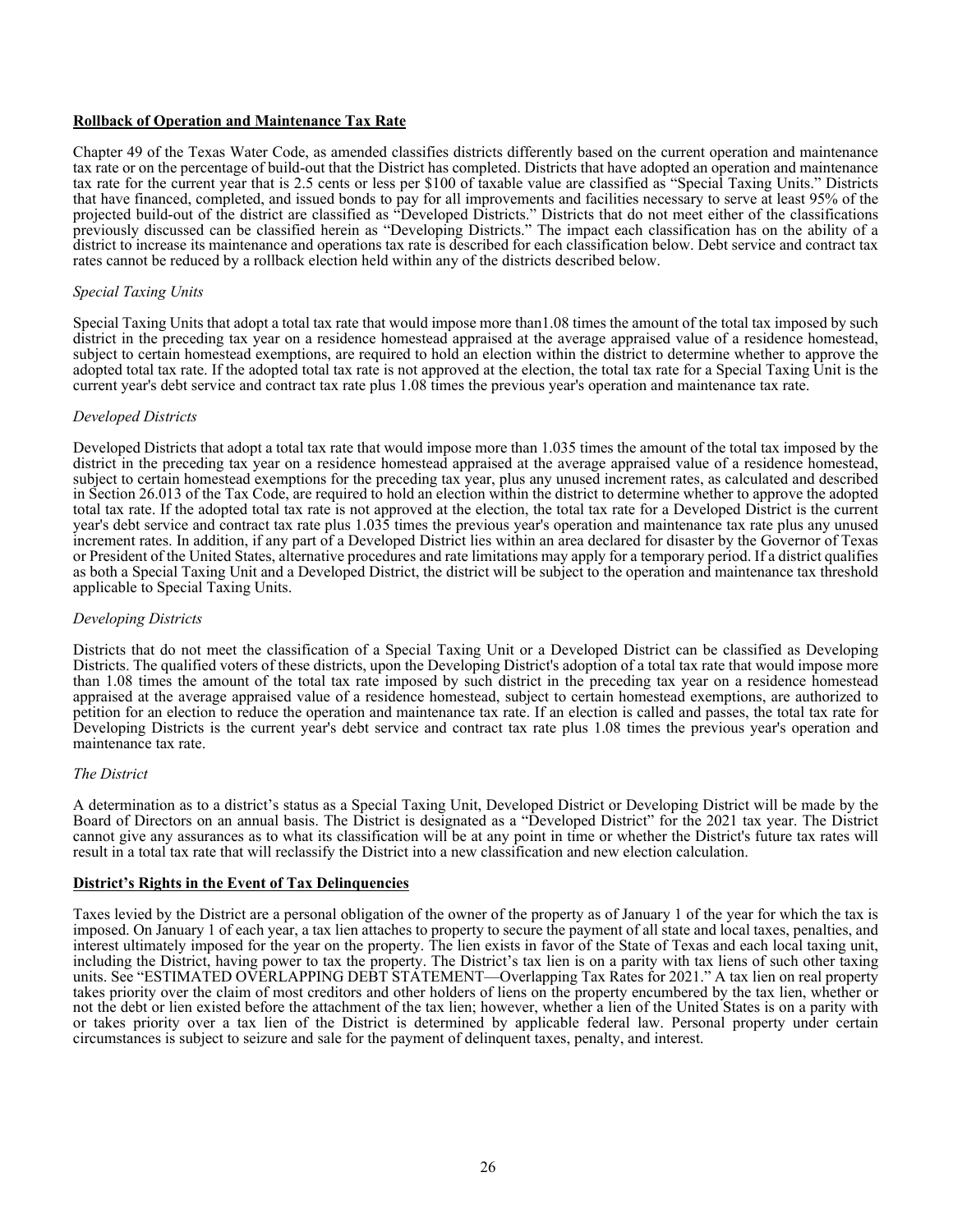**Rollback of Operation and Maintenance Tax Rate**

Chapter 49 of the Texas Water Code, as amended classifies districts differently based on the current operation and maintenance tax rate or on the percentage of build-out that the District has completed. Districts that have adopted an operation and maintenance tax rate for the current year that is 2.5 cents or less per $100 of taxable value are classified as "Special Taxing Units." Districts that have financed, completed, and issued bonds to pay for all improvements and facilities necessary to serve at least 95% of the projected build-out of the district are classified as "Developed Districts." Districts that do not meet either of the classifications previously discussed can be classified herein as "Developing Districts." The impact each classification has on the ability of a district to increase its maintenance and operations tax rate is described for each classification below. Debt service and contract tax rates cannot be reduced by a rollback election held within any of the districts described below.

*Special Taxing Units*

Special Taxing Units that adopt a total tax rate that would impose more than1.08 times the amount of the total tax imposed by such district in the preceding tax year on a residence homestead appraised at the average appraised value of a residence homestead, subject to certain homestead exemptions, are required to hold an election within the district to determine whether to approve the adopted total tax rate. If the adopted total tax rate is not approved at the election, the total tax rate for a Special Taxing Unit is the current year's debt service and contract tax rate plus 1.08 times the previous year's operation and maintenance tax rate.

*Developed Districts*

Developed Districts that adopt a total tax rate that would impose more than 1.035 times the amount of the total tax imposed by the district in the preceding tax year on a residence homestead appraised at the average appraised value of a residence homestead, subject to certain homestead exemptions for the preceding tax year, plus any unused increment rates, as calculated and described in Section 26.013 of the Tax Code, are required to hold an election within the district to determine whether to approve the adopted total tax rate. If the adopted total tax rate is not approved at the election, the total tax rate for a Developed District is the current year's debt service and contract tax rate plus 1.035 times the previous year's operation and maintenance tax rate plus any unused increment rates. In addition, if any part of a Developed District lies within an area declared for disaster by the Governor of Texas or President of the United States, alternative procedures and rate limitations may apply for a temporary period. If a district qualifies as both a Special Taxing Unit and a Developed District, the district will be subject to the operation and maintenance tax threshold applicable to Special Taxing Units.

*Developing Districts*

Districts that do not meet the classification of a Special Taxing Unit or a Developed District can be classified as Developing Districts. The qualified voters of these districts, upon the Developing District's adoption of a total tax rate that would impose more than 1.08 times the amount of the total tax rate imposed by such district in the preceding tax year on a residence homestead appraised at the average appraised value of a residence homestead, subject to certain homestead exemptions, are authorized to petition for an election to reduce the operation and maintenance tax rate. If an election is called and passes, the total tax rate for Developing Districts is the current year's debt service and contract tax rate plus 1.08 times the previous year's operation and maintenance tax rate.

*The District*

A determination as to a district's status as a Special Taxing Unit, Developed District or Developing District will be made by the Board of Directors on an annual basis. The District is designated as a "Developed District" for the 2021 tax year. The District cannot give any assurances as to what its classification will be at any point in time or whether the District's future tax rates will result in a total tax rate that will reclassify the District into a new classification and new election calculation.

**District's Rights in the Event of Tax Delinquencies**

Taxes levied by the District are a personal obligation of the owner of the property as of January 1 of the year for which the tax is imposed. On January 1 of each year, a tax lien attaches to property to secure the payment of all state and local taxes, penalties, and interest ultimately imposed for the year on the property. The lien exists in favor of the State of Texas and each local taxing unit, including the District, having power to tax the property. The District's tax lien is on a parity with tax liens of such other taxing units. See "ESTIMATED OVERLAPPING DEBT STATEMENT—Overlapping Tax Rates for 2021." A tax lien on real property takes priority over the claim of most creditors and other holders of liens on the property encumbered by the tax lien, whether or not the debt or lien existed before the attachment of the tax lien; however, whether a lien of the United States is on a parity with or takes priority over a tax lien of the District is determined by applicable federal law. Personal property under certain circumstances is subject to seizure and sale for the payment of delinquent taxes, penalty, and interest.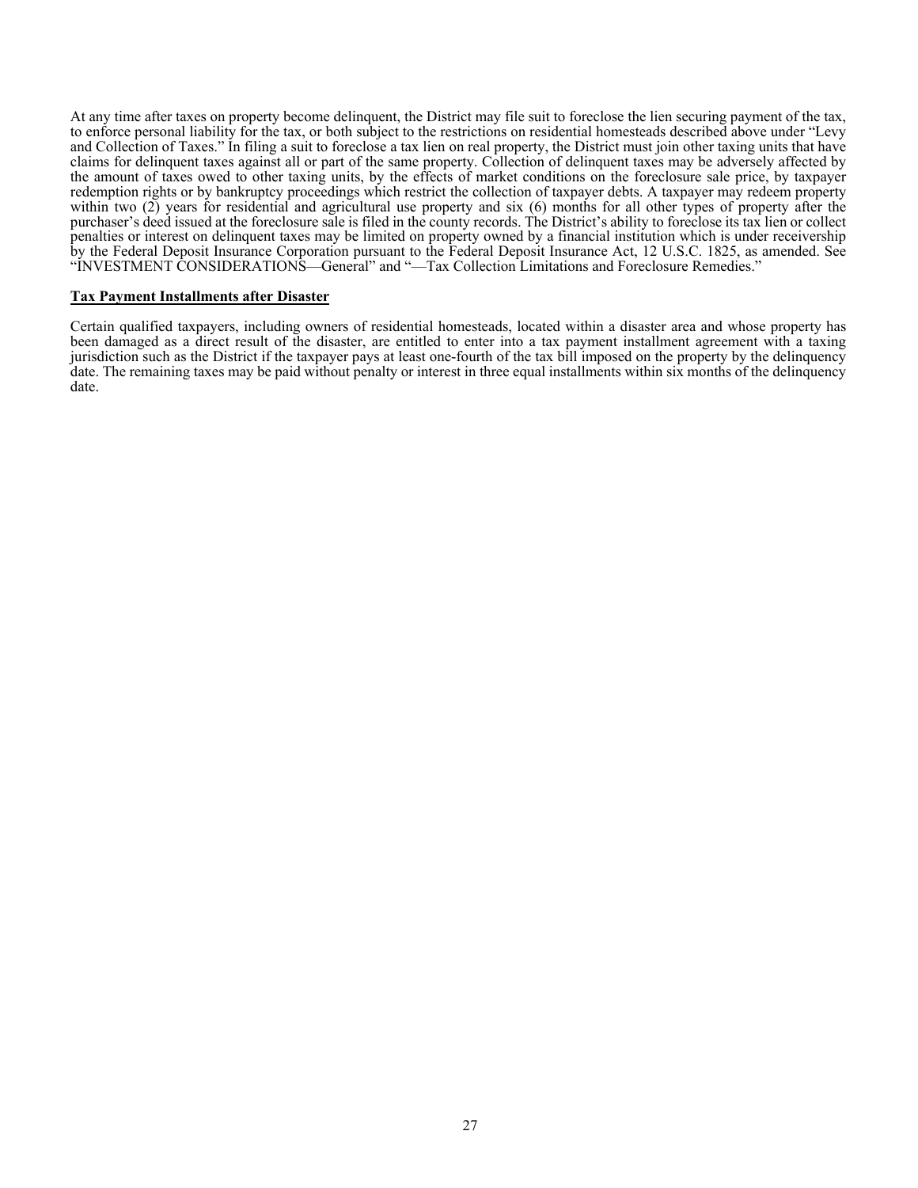At any time after taxes on property become delinquent, the District may file suit to foreclose the lien securing payment of the tax, to enforce personal liability for the tax, or both subject to the restrictions on residential homesteads described above under "Levy and Collection of Taxes." In filing a suit to foreclose a tax lien on real property, the District must join other taxing units that have claims for delinquent taxes against all or part of the same property. Collection of delinquent taxes may be adversely affected by the amount of taxes owed to other taxing units, by the effects of market conditions on the foreclosure sale price, by taxpayer redemption rights or by bankruptcy proceedings which restrict the collection of taxpayer debts. A taxpayer may redeem property within two (2) years for residential and agricultural use property and six (6) months for all other types of property after the purchaser's deed issued at the foreclosure sale is filed in the county records. The District's ability to foreclose its tax lien or collect penalties or interest on delinquent taxes may be limited on property owned by a financial institution which is under receivership by the Federal Deposit Insurance Corporation pursuant to the Federal Deposit Insurance Act, 12 U.S.C. 1825, as amended. See "INVESTMENT CONSIDERATIONS—General" and "—Tax Collection Limitations and Foreclosure Remedies."

**Tax Payment Installments after Disaster**

Certain qualified taxpayers, including owners of residential homesteads, located within a disaster area and whose property has been damaged as a direct result of the disaster, are entitled to enter into a tax payment installment agreement with a taxing jurisdiction such as the District if the taxpayer pays at least one-fourth of the tax bill imposed on the property by the delinquency date. The remaining taxes may be paid without penalty or interest in three equal installments within six months of the delinquency date.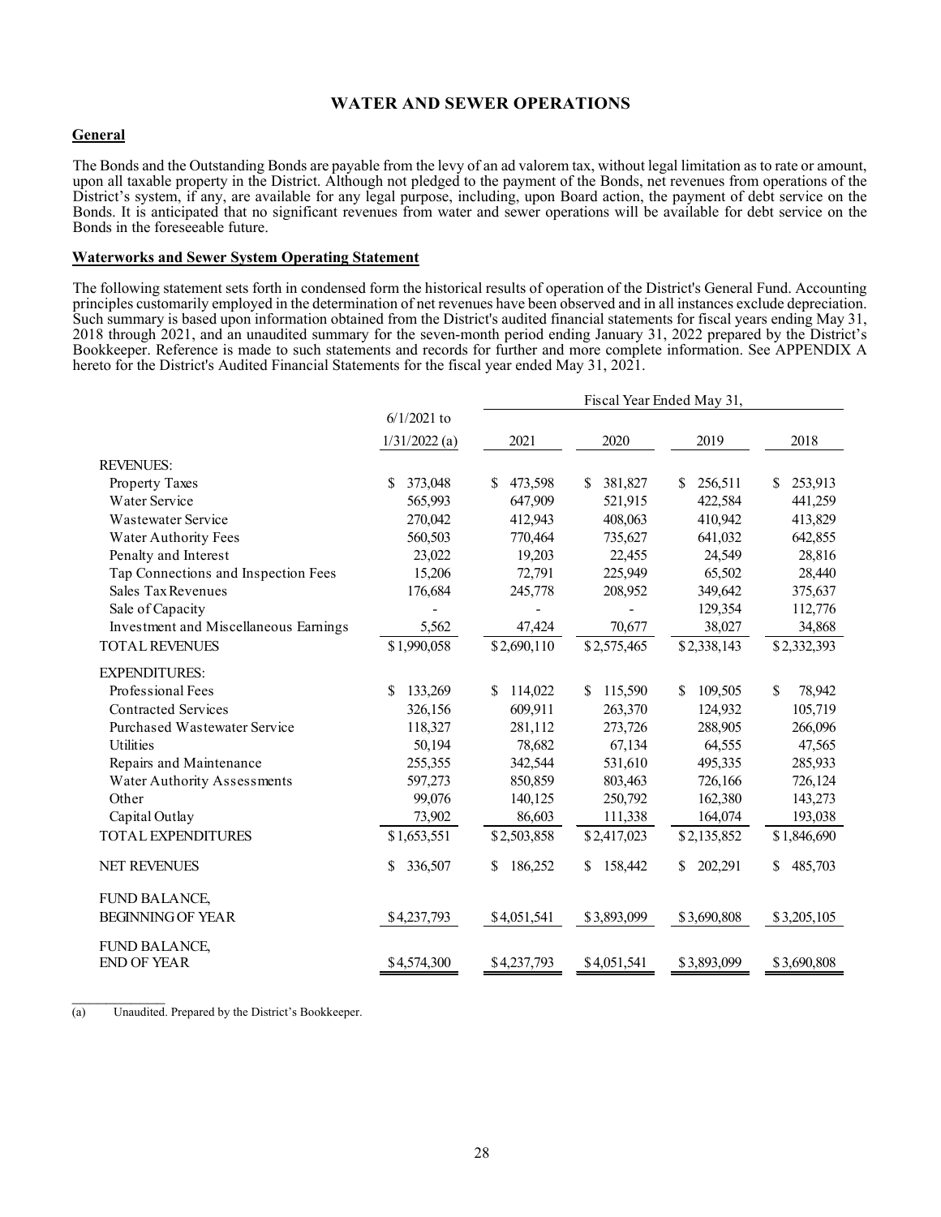# WATER AND SEWER OPERATIONS

## General

The Bonds and the Outstanding Bonds are payable from the levy of an ad valorem tax, without legal limitation as to rate or amount, upon all taxable property in the District. Although not pledged to the payment of the Bonds, net revenues from operations of the District's system, if any, are available for any legal purpose, including, upon Board action, the payment of debt service on the Bonds. It is anticipated that no significant revenues from water and sewer operations will be available for debt service on the Bonds in the foreseeable future.

## Waterworks and Sewer System Operating Statement

The following statement sets forth in condensed form the historical results of operation of the District's General Fund. Accounting principles customarily employed in the determination of net revenues have been observed and in all instances exclude depreciation. Such summary is based upon information obtained from the District's audited financial statements for fiscal years ending May 31, 2018 through 2021, and an unaudited summary for the seven-month period ending January 31, 2022 prepared by the District's Bookkeeper. Reference is made to such statements and records for further and more complete information. See APPENDIX A hereto for the District's Audited Financial Statements for the fiscal year ended May 31, 2021.

| | 6/1/2021 to 1/31/2022 (a) | Fiscal Year Ended May 31, | | | |
|---|---|---|---|---|---|
| | | 2021 | 2020 | 2019 | 2018 |
| REVENUES: | | | | | |
| Property Taxes | $ 373,048 | $ 473,598 | $ 381,827 | $ 256,511 | $ 253,913 |
| Water Service | 565,993 | 647,909 | 521,915 | 422,584 | 441,259 |
| Wastewater Service | 270,042 | 412,943 | 408,063 | 410,942 | 413,829 |
| Water Authority Fees | 560,503 | 770,464 | 735,627 | 641,032 | 642,855 |
| Penalty and Interest | 23,022 | 19,203 | 22,455 | 24,549 | 28,816 |
| Tap Connections and Inspection Fees | 15,206 | 72,791 | 225,949 | 65,502 | 28,440 |
| Sales Tax Revenues | 176,684 | 245,778 | 208,952 | 349,642 | 375,637 |
| Sale of Capacity | - | - | - | 129,354 | 112,776 |
| Investment and Miscellaneous Earnings | 5,562 | 47,424 | 70,677 | 38,027 | 34,868 |
| TOTAL REVENUES | $1,990,058 | $2,690,110 | $2,575,465 | $2,338,143 | $2,332,393 |
| EXPENDITURES: | | | | | |
| Professional Fees | $ 133,269 | $ 114,022 | $ 115,590 | $ 109,505 | $ 78,942 |
| Contracted Services | 326,156 | 609,911 | 263,370 | 124,932 | 105,719 |
| Purchased Wastewater Service | 118,327 | 281,112 | 273,726 | 288,905 | 266,096 |
| Utilities | 50,194 | 78,682 | 67,134 | 64,555 | 47,565 |
| Repairs and Maintenance | 255,355 | 342,544 | 531,610 | 495,335 | 285,933 |
| Water Authority Assessments | 597,273 | 850,859 | 803,463 | 726,166 | 726,124 |
| Other | 99,076 | 140,125 | 250,792 | 162,380 | 143,273 |
| Capital Outlay | 73,902 | 86,603 | 111,338 | 164,074 | 193,038 |
| TOTAL EXPENDITURES | $1,653,551 | $2,503,858 | $2,417,023 | $2,135,852 | $1,846,690 |
| NET REVENUES | $ 336,507 | $ 186,252 | $ 158,442 | $ 202,291 | $ 485,703 |
| FUND BALANCE, BEGINNING OF YEAR | $4,237,793 | $4,051,541 | $3,893,099 | $3,690,808 | $3,205,105 |
| FUND BALANCE, END OF YEAR | $4,574,300 | $4,237,793 | $4,051,541 | $3,893,099 | $3,690,808 |

(a) Unaudited. Prepared by the District's Bookkeeper.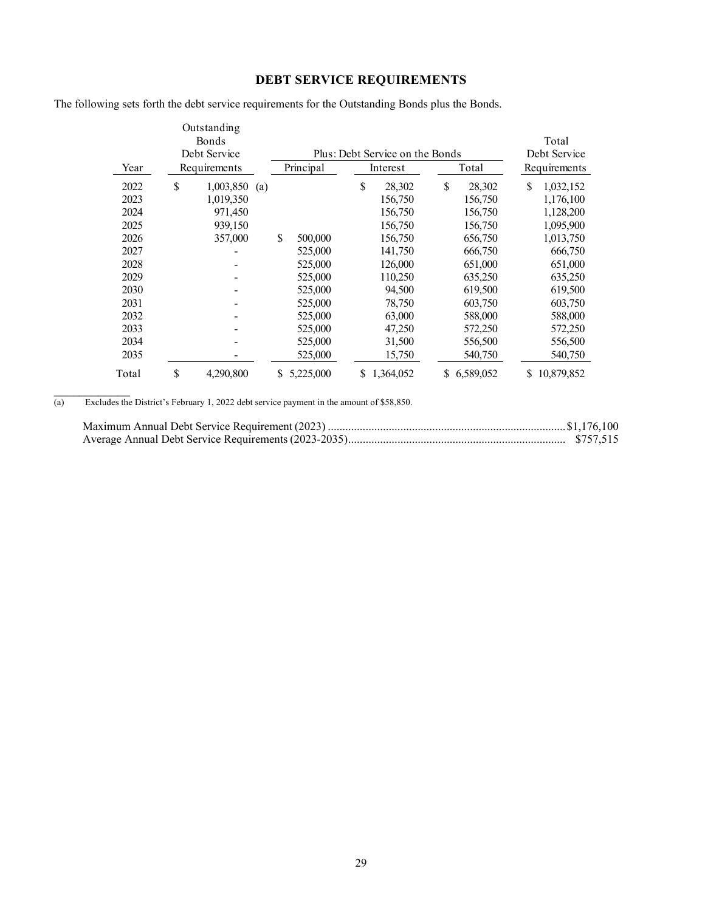## DEBT SERVICE REQUIREMENTS

The following sets forth the debt service requirements for the Outstanding Bonds plus the Bonds.

| Year | Outstanding Bonds Debt Service Requirements | Plus: Debt Service on the Bonds | | | Total Debt Service Requirements |
|---|---|---|---|---|---|
| | | Principal | Interest | Total | |
| 2022 | $ 1,003,850 (a) | | $ 28,302 | $ 28,302 | $ 1,032,152 |
| 2023 | 1,019,350 | | 156,750 | 156,750 | 1,176,100 |
| 2024 | 971,450 | | 156,750 | 156,750 | 1,128,200 |
| 2025 | 939,150 | | 156,750 | 156,750 | 1,095,900 |
| 2026 | 357,000 | $ 500,000 | 156,750 | 656,750 | 1,013,750 |
| 2027 | - | 525,000 | 141,750 | 666,750 | 666,750 |
| 2028 | - | 525,000 | 126,000 | 651,000 | 651,000 |
| 2029 | - | 525,000 | 110,250 | 635,250 | 635,250 |
| 2030 | - | 525,000 | 94,500 | 619,500 | 619,500 |
| 2031 | - | 525,000 | 78,750 | 603,750 | 603,750 |
| 2032 | - | 525,000 | 63,000 | 588,000 | 588,000 |
| 2033 | - | 525,000 | 47,250 | 572,250 | 572,250 |
| 2034 | - | 525,000 | 31,500 | 556,500 | 556,500 |
| 2035 | - | 525,000 | 15,750 | 540,750 | 540,750 |
| Total | $ 4,290,800 | $ 5,225,000 | $ 1,364,052 | $ 6,589,052 | $ 10,879,852 |

(a) Excludes the District's February 1, 2022 debt service payment in the amount of $58,850.

Maximum Annual Debt Service Requirement (2023) .................................................................................. $1,176,100
Average Annual Debt Service Requirements (2023-2035)............................................................................ $757,515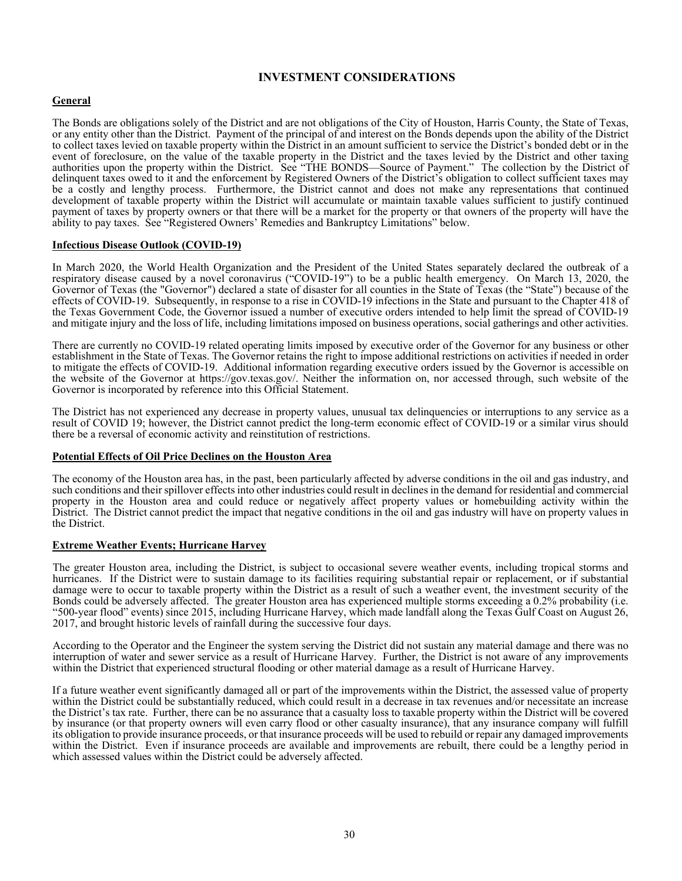# INVESTMENT CONSIDERATIONS

## General

The Bonds are obligations solely of the District and are not obligations of the City of Houston, Harris County, the State of Texas, or any entity other than the District. Payment of the principal of and interest on the Bonds depends upon the ability of the District to collect taxes levied on taxable property within the District in an amount sufficient to service the District's bonded debt or in the event of foreclosure, on the value of the taxable property in the District and the taxes levied by the District and other taxing authorities upon the property within the District. See "THE BONDS—Source of Payment." The collection by the District of delinquent taxes owed to it and the enforcement by Registered Owners of the District's obligation to collect sufficient taxes may be a costly and lengthy process. Furthermore, the District cannot and does not make any representations that continued development of taxable property within the District will accumulate or maintain taxable values sufficient to justify continued payment of taxes by property owners or that there will be a market for the property or that owners of the property will have the ability to pay taxes. See "Registered Owners' Remedies and Bankruptcy Limitations" below.

## Infectious Disease Outlook (COVID-19)

In March 2020, the World Health Organization and the President of the United States separately declared the outbreak of a respiratory disease caused by a novel coronavirus ("COVID-19") to be a public health emergency. On March 13, 2020, the Governor of Texas (the "Governor") declared a state of disaster for all counties in the State of Texas (the "State") because of the effects of COVID-19. Subsequently, in response to a rise in COVID-19 infections in the State and pursuant to the Chapter 418 of the Texas Government Code, the Governor issued a number of executive orders intended to help limit the spread of COVID-19 and mitigate injury and the loss of life, including limitations imposed on business operations, social gatherings and other activities.

There are currently no COVID-19 related operating limits imposed by executive order of the Governor for any business or other establishment in the State of Texas. The Governor retains the right to impose additional restrictions on activities if needed in order to mitigate the effects of COVID-19. Additional information regarding executive orders issued by the Governor is accessible on the website of the Governor at https://gov.texas.gov/. Neither the information on, nor accessed through, such website of the Governor is incorporated by reference into this Official Statement.

The District has not experienced any decrease in property values, unusual tax delinquencies or interruptions to any service as a result of COVID 19; however, the District cannot predict the long-term economic effect of COVID-19 or a similar virus should there be a reversal of economic activity and reinstitution of restrictions.

## Potential Effects of Oil Price Declines on the Houston Area

The economy of the Houston area has, in the past, been particularly affected by adverse conditions in the oil and gas industry, and such conditions and their spillover effects into other industries could result in declines in the demand for residential and commercial property in the Houston area and could reduce or negatively affect property values or homebuilding activity within the District. The District cannot predict the impact that negative conditions in the oil and gas industry will have on property values in the District.

## Extreme Weather Events; Hurricane Harvey

The greater Houston area, including the District, is subject to occasional severe weather events, including tropical storms and hurricanes. If the District were to sustain damage to its facilities requiring substantial repair or replacement, or if substantial damage were to occur to taxable property within the District as a result of such a weather event, the investment security of the Bonds could be adversely affected. The greater Houston area has experienced multiple storms exceeding a 0.2% probability (i.e. "500-year flood" events) since 2015, including Hurricane Harvey, which made landfall along the Texas Gulf Coast on August 26, 2017, and brought historic levels of rainfall during the successive four days.

According to the Operator and the Engineer the system serving the District did not sustain any material damage and there was no interruption of water and sewer service as a result of Hurricane Harvey. Further, the District is not aware of any improvements within the District that experienced structural flooding or other material damage as a result of Hurricane Harvey.

If a future weather event significantly damaged all or part of the improvements within the District, the assessed value of property within the District could be substantially reduced, which could result in a decrease in tax revenues and/or necessitate an increase the District's tax rate. Further, there can be no assurance that a casualty loss to taxable property within the District will be covered by insurance (or that property owners will even carry flood or other casualty insurance), that any insurance company will fulfill its obligation to provide insurance proceeds, or that insurance proceeds will be used to rebuild or repair any damaged improvements within the District. Even if insurance proceeds are available and improvements are rebuilt, there could be a lengthy period in which assessed values within the District could be adversely affected.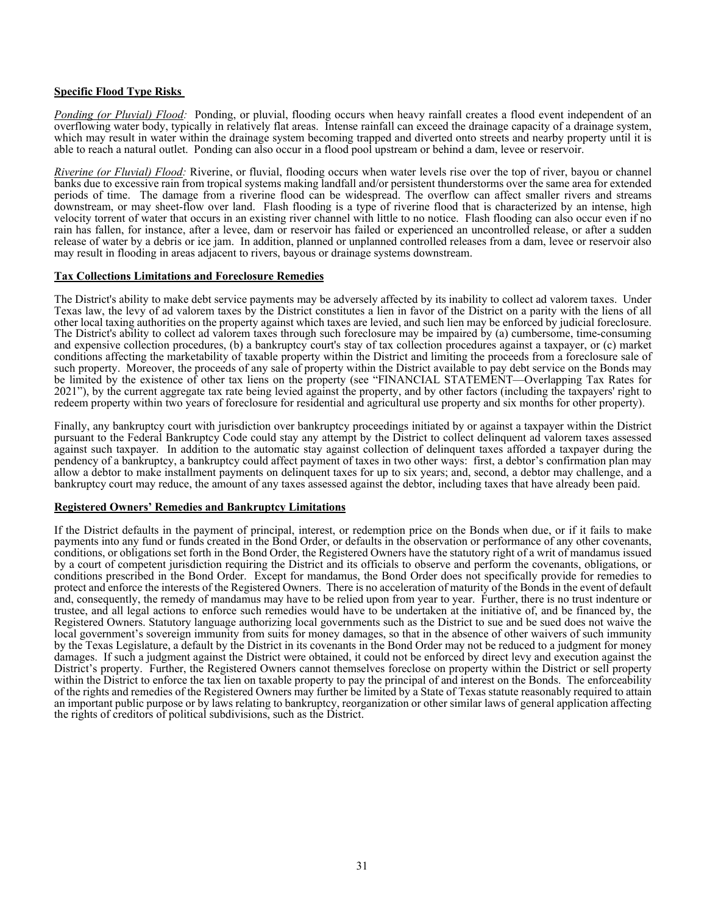**Specific Flood Type Risks**

*Ponding (or Pluvial) Flood:* Ponding, or pluvial, flooding occurs when heavy rainfall creates a flood event independent of an overflowing water body, typically in relatively flat areas. Intense rainfall can exceed the drainage capacity of a drainage system, which may result in water within the drainage system becoming trapped and diverted onto streets and nearby property until it is able to reach a natural outlet. Ponding can also occur in a flood pool upstream or behind a dam, levee or reservoir.

*Riverine (or Fluvial) Flood:* Riverine, or fluvial, flooding occurs when water levels rise over the top of river, bayou or channel banks due to excessive rain from tropical systems making landfall and/or persistent thunderstorms over the same area for extended periods of time. The damage from a riverine flood can be widespread. The overflow can affect smaller rivers and streams downstream, or may sheet-flow over land. Flash flooding is a type of riverine flood that is characterized by an intense, high velocity torrent of water that occurs in an existing river channel with little to no notice. Flash flooding can also occur even if no rain has fallen, for instance, after a levee, dam or reservoir has failed or experienced an uncontrolled release, or after a sudden release of water by a debris or ice jam. In addition, planned or unplanned controlled releases from a dam, levee or reservoir also may result in flooding in areas adjacent to rivers, bayous or drainage systems downstream.

**Tax Collections Limitations and Foreclosure Remedies**

The District's ability to make debt service payments may be adversely affected by its inability to collect ad valorem taxes. Under Texas law, the levy of ad valorem taxes by the District constitutes a lien in favor of the District on a parity with the liens of all other local taxing authorities on the property against which taxes are levied, and such lien may be enforced by judicial foreclosure. The District's ability to collect ad valorem taxes through such foreclosure may be impaired by (a) cumbersome, time-consuming and expensive collection procedures, (b) a bankruptcy court's stay of tax collection procedures against a taxpayer, or (c) market conditions affecting the marketability of taxable property within the District and limiting the proceeds from a foreclosure sale of such property. Moreover, the proceeds of any sale of property within the District available to pay debt service on the Bonds may be limited by the existence of other tax liens on the property (see "FINANCIAL STATEMENT—Overlapping Tax Rates for 2021"), by the current aggregate tax rate being levied against the property, and by other factors (including the taxpayers' right to redeem property within two years of foreclosure for residential and agricultural use property and six months for other property).

Finally, any bankruptcy court with jurisdiction over bankruptcy proceedings initiated by or against a taxpayer within the District pursuant to the Federal Bankruptcy Code could stay any attempt by the District to collect delinquent ad valorem taxes assessed against such taxpayer. In addition to the automatic stay against collection of delinquent taxes afforded a taxpayer during the pendency of a bankruptcy, a bankruptcy could affect payment of taxes in two other ways: first, a debtor's confirmation plan may allow a debtor to make installment payments on delinquent taxes for up to six years; and, second, a debtor may challenge, and a bankruptcy court may reduce, the amount of any taxes assessed against the debtor, including taxes that have already been paid.

**Registered Owners' Remedies and Bankruptcy Limitations**

If the District defaults in the payment of principal, interest, or redemption price on the Bonds when due, or if it fails to make payments into any fund or funds created in the Bond Order, or defaults in the observation or performance of any other covenants, conditions, or obligations set forth in the Bond Order, the Registered Owners have the statutory right of a writ of mandamus issued by a court of competent jurisdiction requiring the District and its officials to observe and perform the covenants, obligations, or conditions prescribed in the Bond Order. Except for mandamus, the Bond Order does not specifically provide for remedies to protect and enforce the interests of the Registered Owners. There is no acceleration of maturity of the Bonds in the event of default and, consequently, the remedy of mandamus may have to be relied upon from year to year. Further, there is no trust indenture or trustee, and all legal actions to enforce such remedies would have to be undertaken at the initiative of, and be financed by, the Registered Owners. Statutory language authorizing local governments such as the District to sue and be sued does not waive the local government's sovereign immunity from suits for money damages, so that in the absence of other waivers of such immunity by the Texas Legislature, a default by the District in its covenants in the Bond Order may not be reduced to a judgment for money damages. If such a judgment against the District were obtained, it could not be enforced by direct levy and execution against the District's property. Further, the Registered Owners cannot themselves foreclose on property within the District or sell property within the District to enforce the tax lien on taxable property to pay the principal of and interest on the Bonds. The enforceability of the rights and remedies of the Registered Owners may further be limited by a State of Texas statute reasonably required to attain an important public purpose or by laws relating to bankruptcy, reorganization or other similar laws of general application affecting the rights of creditors of political subdivisions, such as the District.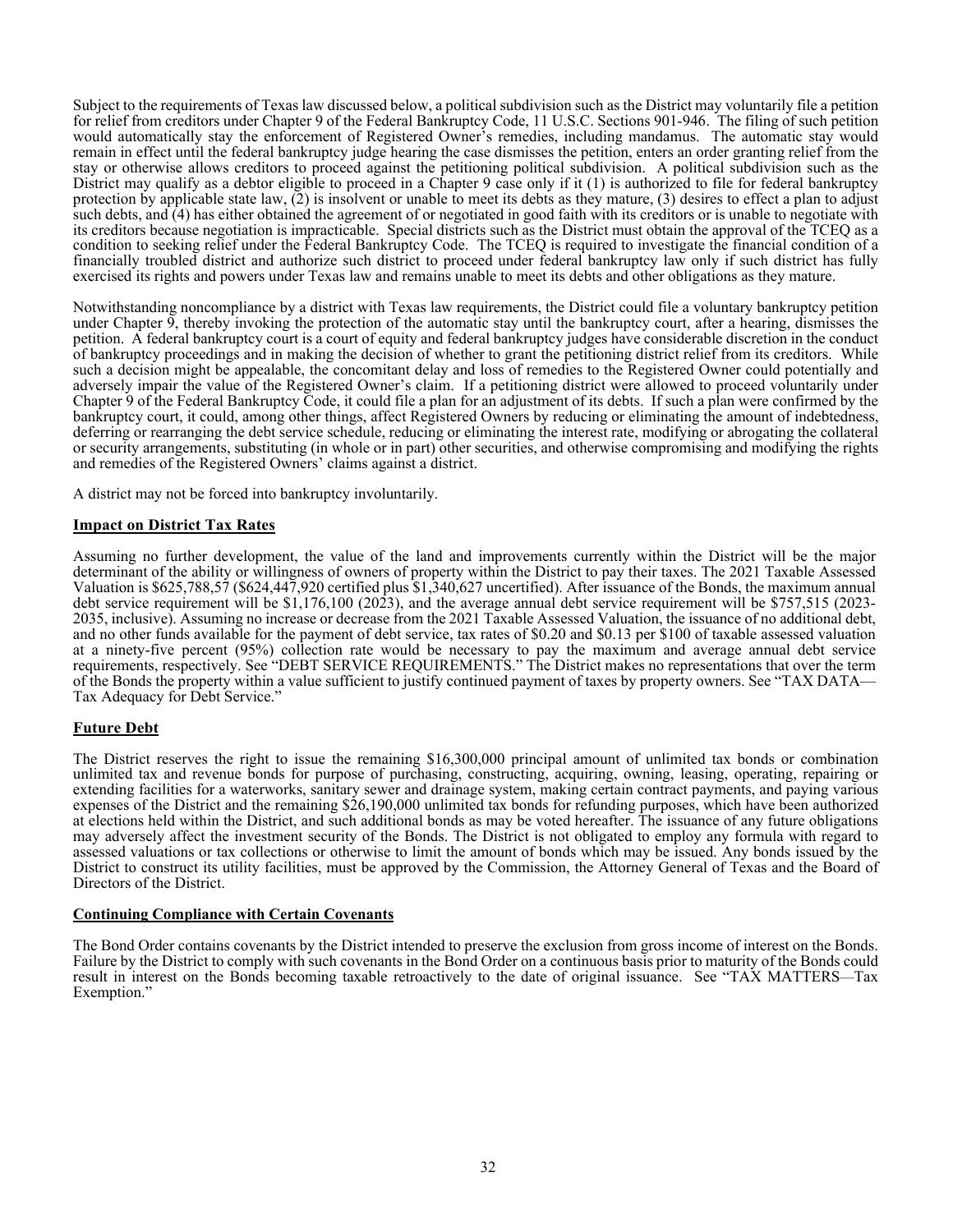Subject to the requirements of Texas law discussed below, a political subdivision such as the District may voluntarily file a petition for relief from creditors under Chapter 9 of the Federal Bankruptcy Code, 11 U.S.C. Sections 901-946. The filing of such petition would automatically stay the enforcement of Registered Owner's remedies, including mandamus. The automatic stay would remain in effect until the federal bankruptcy judge hearing the case dismisses the petition, enters an order granting relief from the stay or otherwise allows creditors to proceed against the petitioning political subdivision. A political subdivision such as the District may qualify as a debtor eligible to proceed in a Chapter 9 case only if it (1) is authorized to file for federal bankruptcy protection by applicable state law, (2) is insolvent or unable to meet its debts as they mature, (3) desires to effect a plan to adjust such debts, and (4) has either obtained the agreement of or negotiated in good faith with its creditors or is unable to negotiate with its creditors because negotiation is impracticable. Special districts such as the District must obtain the approval of the TCEQ as a condition to seeking relief under the Federal Bankruptcy Code. The TCEQ is required to investigate the financial condition of a financially troubled district and authorize such district to proceed under federal bankruptcy law only if such district has fully exercised its rights and powers under Texas law and remains unable to meet its debts and other obligations as they mature.

Notwithstanding noncompliance by a district with Texas law requirements, the District could file a voluntary bankruptcy petition under Chapter 9, thereby invoking the protection of the automatic stay until the bankruptcy court, after a hearing, dismisses the petition. A federal bankruptcy court is a court of equity and federal bankruptcy judges have considerable discretion in the conduct of bankruptcy proceedings and in making the decision of whether to grant the petitioning district relief from its creditors. While such a decision might be appealable, the concomitant delay and loss of remedies to the Registered Owner could potentially and adversely impair the value of the Registered Owner's claim. If a petitioning district were allowed to proceed voluntarily under Chapter 9 of the Federal Bankruptcy Code, it could file a plan for an adjustment of its debts. If such a plan were confirmed by the bankruptcy court, it could, among other things, affect Registered Owners by reducing or eliminating the amount of indebtedness, deferring or rearranging the debt service schedule, reducing or eliminating the interest rate, modifying or abrogating the collateral or security arrangements, substituting (in whole or in part) other securities, and otherwise compromising and modifying the rights and remedies of the Registered Owners' claims against a district.

A district may not be forced into bankruptcy involuntarily.

## Impact on District Tax Rates

Assuming no further development, the value of the land and improvements currently within the District will be the major determinant of the ability or willingness of owners of property within the District to pay their taxes. The 2021 Taxable Assessed Valuation is $625,788,57 ($624,447,920 certified plus $1,340,627 uncertified). After issuance of the Bonds, the maximum annual debt service requirement will be $1,176,100 (2023), and the average annual debt service requirement will be $757,515 (2023-2035, inclusive). Assuming no increase or decrease from the 2021 Taxable Assessed Valuation, the issuance of no additional debt, and no other funds available for the payment of debt service, tax rates of $0.20 and $0.13 per $100 of taxable assessed valuation at a ninety-five percent (95%) collection rate would be necessary to pay the maximum and average annual debt service requirements, respectively. See "DEBT SERVICE REQUIREMENTS." The District makes no representations that over the term of the Bonds the property within a value sufficient to justify continued payment of taxes by property owners. See "TAX DATA—Tax Adequacy for Debt Service."

## Future Debt

The District reserves the right to issue the remaining $16,300,000 principal amount of unlimited tax bonds or combination unlimited tax and revenue bonds for purpose of purchasing, constructing, acquiring, owning, leasing, operating, repairing or extending facilities for a waterworks, sanitary sewer and drainage system, making certain contract payments, and paying various expenses of the District and the remaining $26,190,000 unlimited tax bonds for refunding purposes, which have been authorized at elections held within the District, and such additional bonds as may be voted hereafter. The issuance of any future obligations may adversely affect the investment security of the Bonds. The District is not obligated to employ any formula with regard to assessed valuations or tax collections or otherwise to limit the amount of bonds which may be issued. Any bonds issued by the District to construct its utility facilities, must be approved by the Commission, the Attorney General of Texas and the Board of Directors of the District.

## Continuing Compliance with Certain Covenants

The Bond Order contains covenants by the District intended to preserve the exclusion from gross income of interest on the Bonds. Failure by the District to comply with such covenants in the Bond Order on a continuous basis prior to maturity of the Bonds could result in interest on the Bonds becoming taxable retroactively to the date of original issuance. See "TAX MATTERS—Tax Exemption."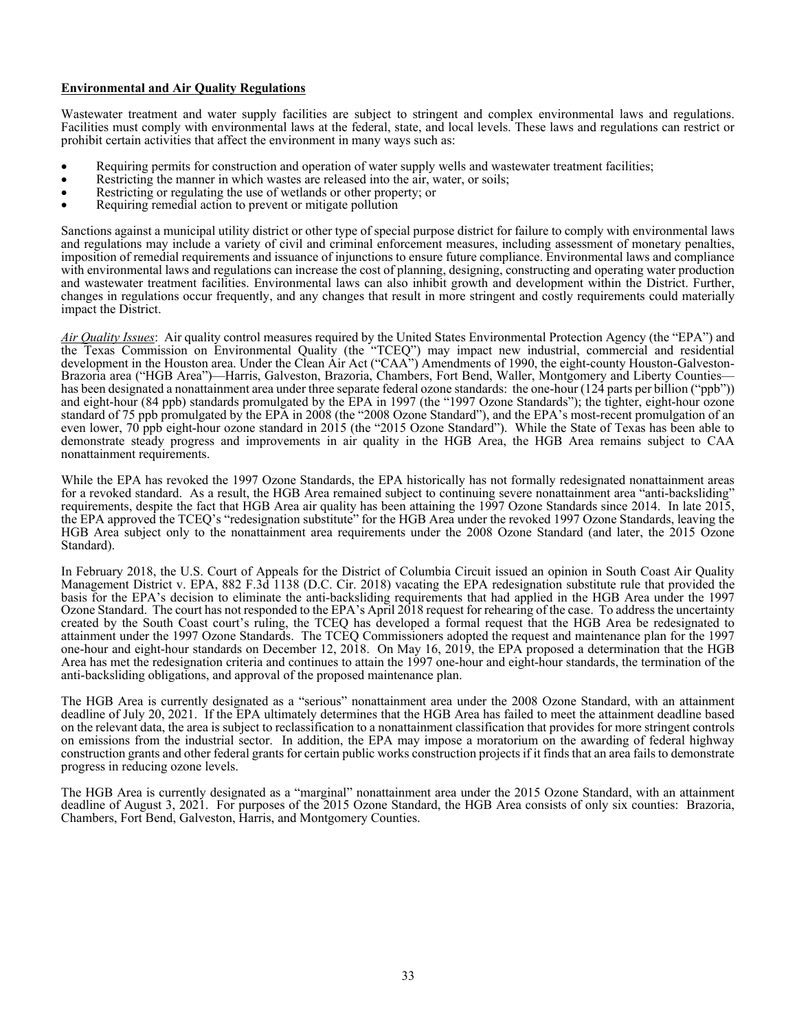**Environmental and Air Quality Regulations**

Wastewater treatment and water supply facilities are subject to stringent and complex environmental laws and regulations. Facilities must comply with environmental laws at the federal, state, and local levels. These laws and regulations can restrict or prohibit certain activities that affect the environment in many ways such as:

- Requiring permits for construction and operation of water supply wells and wastewater treatment facilities;
- Restricting the manner in which wastes are released into the air, water, or soils;
- Restricting or regulating the use of wetlands or other property; or
- Requiring remedial action to prevent or mitigate pollution

Sanctions against a municipal utility district or other type of special purpose district for failure to comply with environmental laws and regulations may include a variety of civil and criminal enforcement measures, including assessment of monetary penalties, imposition of remedial requirements and issuance of injunctions to ensure future compliance. Environmental laws and compliance with environmental laws and regulations can increase the cost of planning, designing, constructing and operating water production and wastewater treatment facilities. Environmental laws can also inhibit growth and development within the District. Further, changes in regulations occur frequently, and any changes that result in more stringent and costly requirements could materially impact the District.

*Air Quality Issues*: Air quality control measures required by the United States Environmental Protection Agency (the "EPA") and the Texas Commission on Environmental Quality (the "TCEQ") may impact new industrial, commercial and residential development in the Houston area. Under the Clean Air Act ("CAA") Amendments of 1990, the eight-county Houston-Galveston-Brazoria area ("HGB Area")—Harris, Galveston, Brazoria, Chambers, Fort Bend, Waller, Montgomery and Liberty Counties—has been designated a nonattainment area under three separate federal ozone standards: the one-hour (124 parts per billion ("ppb")) and eight-hour (84 ppb) standards promulgated by the EPA in 1997 (the "1997 Ozone Standards"); the tighter, eight-hour ozone standard of 75 ppb promulgated by the EPA in 2008 (the "2008 Ozone Standard"), and the EPA's most-recent promulgation of an even lower, 70 ppb eight-hour ozone standard in 2015 (the "2015 Ozone Standard"). While the State of Texas has been able to demonstrate steady progress and improvements in air quality in the HGB Area, the HGB Area remains subject to CAA nonattainment requirements.

While the EPA has revoked the 1997 Ozone Standards, the EPA historically has not formally redesignated nonattainment areas for a revoked standard. As a result, the HGB Area remained subject to continuing severe nonattainment area "anti-backsliding" requirements, despite the fact that HGB Area air quality has been attaining the 1997 Ozone Standards since 2014. In late 2015, the EPA approved the TCEQ's "redesignation substitute" for the HGB Area under the revoked 1997 Ozone Standards, leaving the HGB Area subject only to the nonattainment area requirements under the 2008 Ozone Standard (and later, the 2015 Ozone Standard).

In February 2018, the U.S. Court of Appeals for the District of Columbia Circuit issued an opinion in South Coast Air Quality Management District v. EPA, 882 F.3d 1138 (D.C. Cir. 2018) vacating the EPA redesignation substitute rule that provided the basis for the EPA's decision to eliminate the anti-backsliding requirements that had applied in the HGB Area under the 1997 Ozone Standard. The court has not responded to the EPA's April 2018 request for rehearing of the case. To address the uncertainty created by the South Coast court's ruling, the TCEQ has developed a formal request that the HGB Area be redesignated to attainment under the 1997 Ozone Standards. The TCEQ Commissioners adopted the request and maintenance plan for the 1997 one-hour and eight-hour standards on December 12, 2018. On May 16, 2019, the EPA proposed a determination that the HGB Area has met the redesignation criteria and continues to attain the 1997 one-hour and eight-hour standards, the termination of the anti-backsliding obligations, and approval of the proposed maintenance plan.

The HGB Area is currently designated as a "serious" nonattainment area under the 2008 Ozone Standard, with an attainment deadline of July 20, 2021. If the EPA ultimately determines that the HGB Area has failed to meet the attainment deadline based on the relevant data, the area is subject to reclassification to a nonattainment classification that provides for more stringent controls on emissions from the industrial sector. In addition, the EPA may impose a moratorium on the awarding of federal highway construction grants and other federal grants for certain public works construction projects if it finds that an area fails to demonstrate progress in reducing ozone levels.

The HGB Area is currently designated as a "marginal" nonattainment area under the 2015 Ozone Standard, with an attainment deadline of August 3, 2021. For purposes of the 2015 Ozone Standard, the HGB Area consists of only six counties: Brazoria, Chambers, Fort Bend, Galveston, Harris, and Montgomery Counties.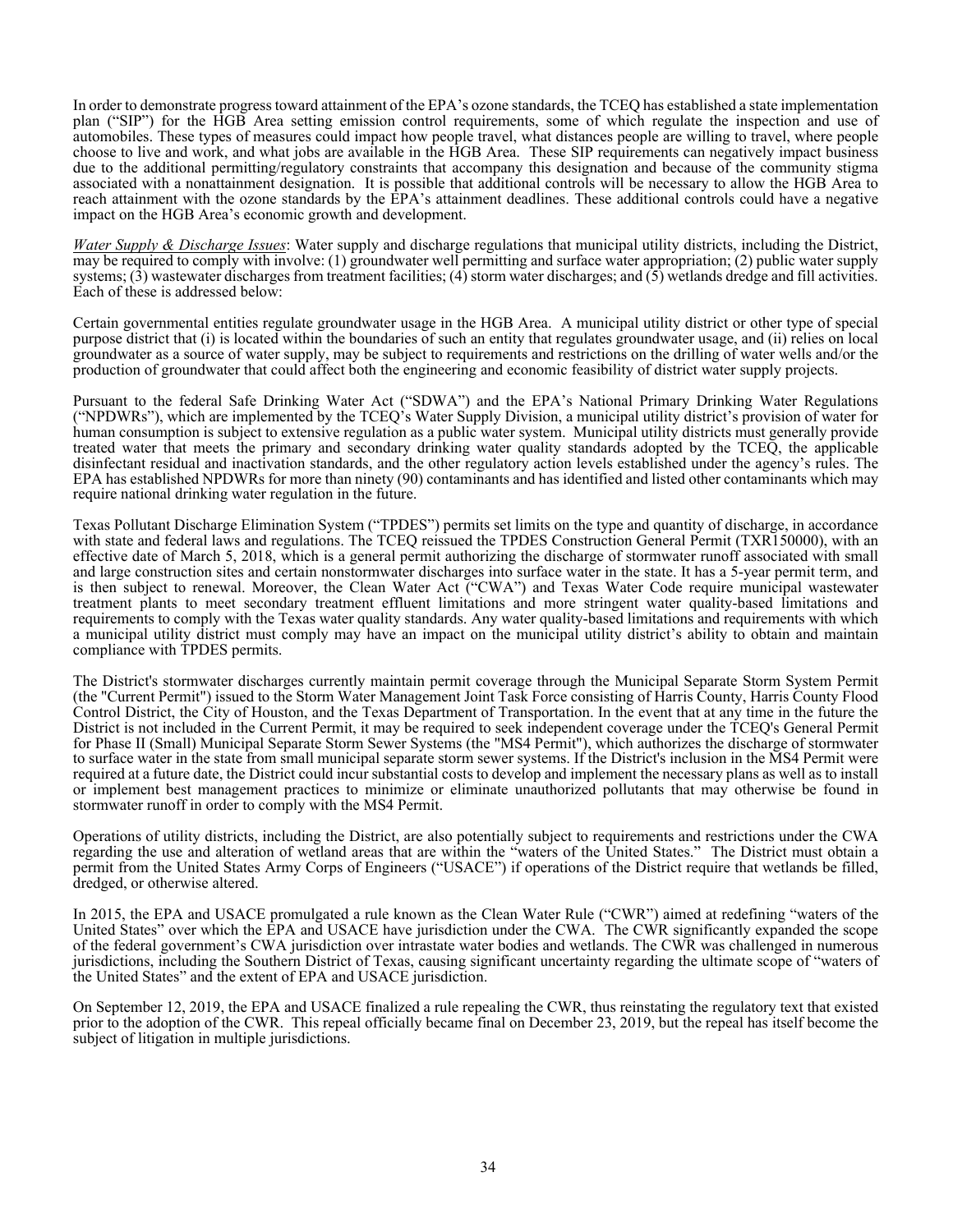In order to demonstrate progress toward attainment of the EPA's ozone standards, the TCEQ has established a state implementation plan ("SIP") for the HGB Area setting emission control requirements, some of which regulate the inspection and use of automobiles. These types of measures could impact how people travel, what distances people are willing to travel, where people choose to live and work, and what jobs are available in the HGB Area. These SIP requirements can negatively impact business due to the additional permitting/regulatory constraints that accompany this designation and because of the community stigma associated with a nonattainment designation. It is possible that additional controls will be necessary to allow the HGB Area to reach attainment with the ozone standards by the EPA's attainment deadlines. These additional controls could have a negative impact on the HGB Area's economic growth and development.

*Water Supply & Discharge Issues*: Water supply and discharge regulations that municipal utility districts, including the District, may be required to comply with involve: (1) groundwater well permitting and surface water appropriation; (2) public water supply systems; (3) wastewater discharges from treatment facilities; (4) storm water discharges; and (5) wetlands dredge and fill activities. Each of these is addressed below:

Certain governmental entities regulate groundwater usage in the HGB Area. A municipal utility district or other type of special purpose district that (i) is located within the boundaries of such an entity that regulates groundwater usage, and (ii) relies on local groundwater as a source of water supply, may be subject to requirements and restrictions on the drilling of water wells and/or the production of groundwater that could affect both the engineering and economic feasibility of district water supply projects.

Pursuant to the federal Safe Drinking Water Act ("SDWA") and the EPA's National Primary Drinking Water Regulations ("NPDWRs"), which are implemented by the TCEQ's Water Supply Division, a municipal utility district's provision of water for human consumption is subject to extensive regulation as a public water system. Municipal utility districts must generally provide treated water that meets the primary and secondary drinking water quality standards adopted by the TCEQ, the applicable disinfectant residual and inactivation standards, and the other regulatory action levels established under the agency's rules. The EPA has established NPDWRs for more than ninety (90) contaminants and has identified and listed other contaminants which may require national drinking water regulation in the future.

Texas Pollutant Discharge Elimination System ("TPDES") permits set limits on the type and quantity of discharge, in accordance with state and federal laws and regulations. The TCEQ reissued the TPDES Construction General Permit (TXR150000), with an effective date of March 5, 2018, which is a general permit authorizing the discharge of stormwater runoff associated with small and large construction sites and certain nonstormwater discharges into surface water in the state. It has a 5-year permit term, and is then subject to renewal. Moreover, the Clean Water Act ("CWA") and Texas Water Code require municipal wastewater treatment plants to meet secondary treatment effluent limitations and more stringent water quality-based limitations and requirements to comply with the Texas water quality standards. Any water quality-based limitations and requirements with which a municipal utility district must comply may have an impact on the municipal utility district's ability to obtain and maintain compliance with TPDES permits.

The District's stormwater discharges currently maintain permit coverage through the Municipal Separate Storm System Permit (the "Current Permit") issued to the Storm Water Management Joint Task Force consisting of Harris County, Harris County Flood Control District, the City of Houston, and the Texas Department of Transportation. In the event that at any time in the future the District is not included in the Current Permit, it may be required to seek independent coverage under the TCEQ's General Permit for Phase II (Small) Municipal Separate Storm Sewer Systems (the "MS4 Permit"), which authorizes the discharge of stormwater to surface water in the state from small municipal separate storm sewer systems. If the District's inclusion in the MS4 Permit were required at a future date, the District could incur substantial costs to develop and implement the necessary plans as well as to install or implement best management practices to minimize or eliminate unauthorized pollutants that may otherwise be found in stormwater runoff in order to comply with the MS4 Permit.

Operations of utility districts, including the District, are also potentially subject to requirements and restrictions under the CWA regarding the use and alteration of wetland areas that are within the "waters of the United States." The District must obtain a permit from the United States Army Corps of Engineers ("USACE") if operations of the District require that wetlands be filled, dredged, or otherwise altered.

In 2015, the EPA and USACE promulgated a rule known as the Clean Water Rule ("CWR") aimed at redefining "waters of the United States" over which the EPA and USACE have jurisdiction under the CWA. The CWR significantly expanded the scope of the federal government's CWA jurisdiction over intrastate water bodies and wetlands. The CWR was challenged in numerous jurisdictions, including the Southern District of Texas, causing significant uncertainty regarding the ultimate scope of "waters of the United States" and the extent of EPA and USACE jurisdiction.

On September 12, 2019, the EPA and USACE finalized a rule repealing the CWR, thus reinstating the regulatory text that existed prior to the adoption of the CWR. This repeal officially became final on December 23, 2019, but the repeal has itself become the subject of litigation in multiple jurisdictions.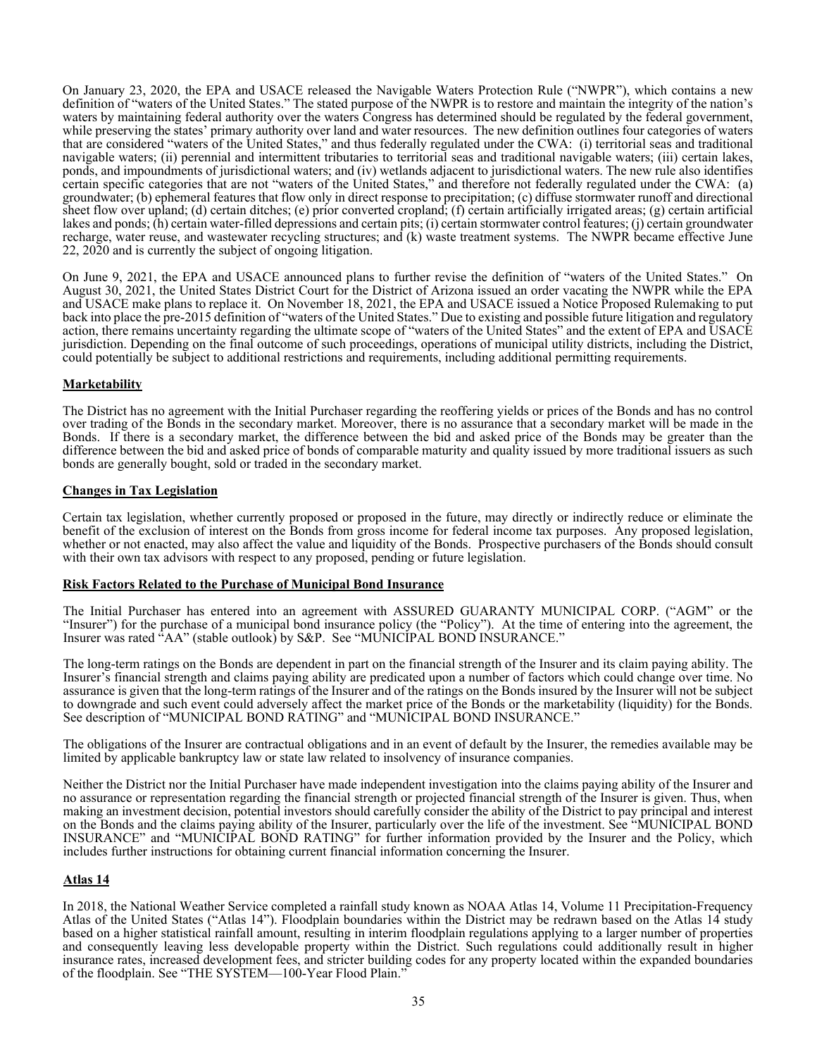On January 23, 2020, the EPA and USACE released the Navigable Waters Protection Rule ("NWPR"), which contains a new definition of "waters of the United States." The stated purpose of the NWPR is to restore and maintain the integrity of the nation's waters by maintaining federal authority over the waters Congress has determined should be regulated by the federal government, while preserving the states' primary authority over land and water resources. The new definition outlines four categories of waters that are considered "waters of the United States," and thus federally regulated under the CWA: (i) territorial seas and traditional navigable waters; (ii) perennial and intermittent tributaries to territorial seas and traditional navigable waters; (iii) certain lakes, ponds, and impoundments of jurisdictional waters; and (iv) wetlands adjacent to jurisdictional waters. The new rule also identifies certain specific categories that are not "waters of the United States," and therefore not federally regulated under the CWA: (a) groundwater; (b) ephemeral features that flow only in direct response to precipitation; (c) diffuse stormwater runoff and directional sheet flow over upland; (d) certain ditches; (e) prior converted cropland; (f) certain artificially irrigated areas; (g) certain artificial lakes and ponds; (h) certain water-filled depressions and certain pits; (i) certain stormwater control features; (j) certain groundwater recharge, water reuse, and wastewater recycling structures; and (k) waste treatment systems. The NWPR became effective June 22, 2020 and is currently the subject of ongoing litigation.

On June 9, 2021, the EPA and USACE announced plans to further revise the definition of "waters of the United States." On August 30, 2021, the United States District Court for the District of Arizona issued an order vacating the NWPR while the EPA and USACE make plans to replace it. On November 18, 2021, the EPA and USACE issued a Notice Proposed Rulemaking to put back into place the pre-2015 definition of "waters of the United States." Due to existing and possible future litigation and regulatory action, there remains uncertainty regarding the ultimate scope of "waters of the United States" and the extent of EPA and USACE jurisdiction. Depending on the final outcome of such proceedings, operations of municipal utility districts, including the District, could potentially be subject to additional restrictions and requirements, including additional permitting requirements.

**Marketability**

The District has no agreement with the Initial Purchaser regarding the reoffering yields or prices of the Bonds and has no control over trading of the Bonds in the secondary market. Moreover, there is no assurance that a secondary market will be made in the Bonds. If there is a secondary market, the difference between the bid and asked price of the Bonds may be greater than the difference between the bid and asked price of bonds of comparable maturity and quality issued by more traditional issuers as such bonds are generally bought, sold or traded in the secondary market.

**Changes in Tax Legislation**

Certain tax legislation, whether currently proposed or proposed in the future, may directly or indirectly reduce or eliminate the benefit of the exclusion of interest on the Bonds from gross income for federal income tax purposes. Any proposed legislation, whether or not enacted, may also affect the value and liquidity of the Bonds. Prospective purchasers of the Bonds should consult with their own tax advisors with respect to any proposed, pending or future legislation.

**Risk Factors Related to the Purchase of Municipal Bond Insurance**

The Initial Purchaser has entered into an agreement with ASSURED GUARANTY MUNICIPAL CORP. ("AGM" or the "Insurer") for the purchase of a municipal bond insurance policy (the "Policy"). At the time of entering into the agreement, the Insurer was rated "AA" (stable outlook) by S&P. See "MUNICIPAL BOND INSURANCE."

The long-term ratings on the Bonds are dependent in part on the financial strength of the Insurer and its claim paying ability. The Insurer's financial strength and claims paying ability are predicated upon a number of factors which could change over time. No assurance is given that the long-term ratings of the Insurer and of the ratings on the Bonds insured by the Insurer will not be subject to downgrade and such event could adversely affect the market price of the Bonds or the marketability (liquidity) for the Bonds. See description of "MUNICIPAL BOND RATING" and "MUNICIPAL BOND INSURANCE."

The obligations of the Insurer are contractual obligations and in an event of default by the Insurer, the remedies available may be limited by applicable bankruptcy law or state law related to insolvency of insurance companies.

Neither the District nor the Initial Purchaser have made independent investigation into the claims paying ability of the Insurer and no assurance or representation regarding the financial strength or projected financial strength of the Insurer is given. Thus, when making an investment decision, potential investors should carefully consider the ability of the District to pay principal and interest on the Bonds and the claims paying ability of the Insurer, particularly over the life of the investment. See "MUNICIPAL BOND INSURANCE" and "MUNICIPAL BOND RATING" for further information provided by the Insurer and the Policy, which includes further instructions for obtaining current financial information concerning the Insurer.

**Atlas 14**

In 2018, the National Weather Service completed a rainfall study known as NOAA Atlas 14, Volume 11 Precipitation-Frequency Atlas of the United States ("Atlas 14"). Floodplain boundaries within the District may be redrawn based on the Atlas 14 study based on a higher statistical rainfall amount, resulting in interim floodplain regulations applying to a larger number of properties and consequently leaving less developable property within the District. Such regulations could additionally result in higher insurance rates, increased development fees, and stricter building codes for any property located within the expanded boundaries of the floodplain. See "THE SYSTEM—100-Year Flood Plain."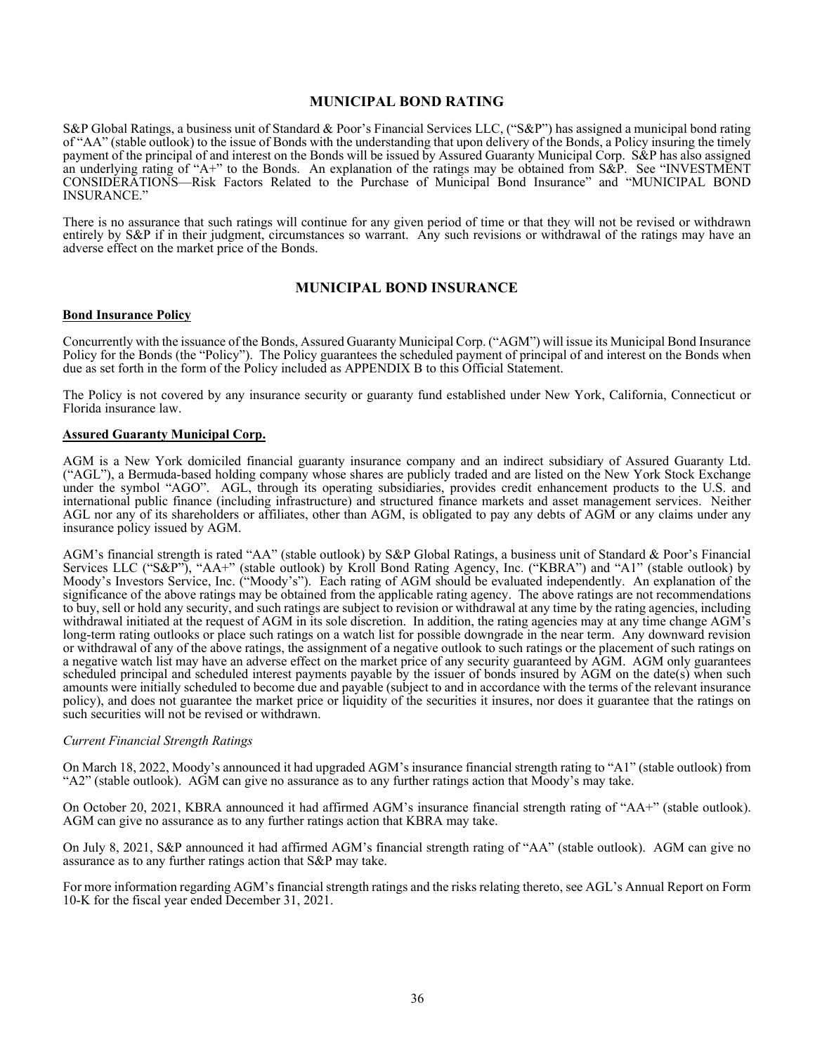## MUNICIPAL BOND RATING

S&P Global Ratings, a business unit of Standard & Poor's Financial Services LLC, ("S&P") has assigned a municipal bond rating of "AA" (stable outlook) to the issue of Bonds with the understanding that upon delivery of the Bonds, a Policy insuring the timely payment of the principal of and interest on the Bonds will be issued by Assured Guaranty Municipal Corp. S&P has also assigned an underlying rating of "A+" to the Bonds. An explanation of the ratings may be obtained from S&P. See "INVESTMENT CONSIDERATIONS—Risk Factors Related to the Purchase of Municipal Bond Insurance" and "MUNICIPAL BOND INSURANCE."

There is no assurance that such ratings will continue for any given period of time or that they will not be revised or withdrawn entirely by S&P if in their judgment, circumstances so warrant. Any such revisions or withdrawal of the ratings may have an adverse effect on the market price of the Bonds.

## MUNICIPAL BOND INSURANCE

### Bond Insurance Policy

Concurrently with the issuance of the Bonds, Assured Guaranty Municipal Corp. ("AGM") will issue its Municipal Bond Insurance Policy for the Bonds (the "Policy"). The Policy guarantees the scheduled payment of principal of and interest on the Bonds when due as set forth in the form of the Policy included as APPENDIX B to this Official Statement.

The Policy is not covered by any insurance security or guaranty fund established under New York, California, Connecticut or Florida insurance law.

### Assured Guaranty Municipal Corp.

AGM is a New York domiciled financial guaranty insurance company and an indirect subsidiary of Assured Guaranty Ltd. ("AGL"), a Bermuda-based holding company whose shares are publicly traded and are listed on the New York Stock Exchange under the symbol "AGO". AGL, through its operating subsidiaries, provides credit enhancement products to the U.S. and international public finance (including infrastructure) and structured finance markets and asset management services. Neither AGL nor any of its shareholders or affiliates, other than AGM, is obligated to pay any debts of AGM or any claims under any insurance policy issued by AGM.

AGM's financial strength is rated "AA" (stable outlook) by S&P Global Ratings, a business unit of Standard & Poor's Financial Services LLC ("S&P"), "AA+" (stable outlook) by Kroll Bond Rating Agency, Inc. ("KBRA") and "A1" (stable outlook) by Moody's Investors Service, Inc. ("Moody's"). Each rating of AGM should be evaluated independently. An explanation of the significance of the above ratings may be obtained from the applicable rating agency. The above ratings are not recommendations to buy, sell or hold any security, and such ratings are subject to revision or withdrawal at any time by the rating agencies, including withdrawal initiated at the request of AGM in its sole discretion. In addition, the rating agencies may at any time change AGM's long-term rating outlooks or place such ratings on a watch list for possible downgrade in the near term. Any downward revision or withdrawal of any of the above ratings, the assignment of a negative outlook to such ratings or the placement of such ratings on a negative watch list may have an adverse effect on the market price of any security guaranteed by AGM. AGM only guarantees scheduled principal and scheduled interest payments payable by the issuer of bonds insured by AGM on the date(s) when such amounts were initially scheduled to become due and payable (subject to and in accordance with the terms of the relevant insurance policy), and does not guarantee the market price or liquidity of the securities it insures, nor does it guarantee that the ratings on such securities will not be revised or withdrawn.

*Current Financial Strength Ratings*

On March 18, 2022, Moody's announced it had upgraded AGM's insurance financial strength rating to "A1" (stable outlook) from "A2" (stable outlook). AGM can give no assurance as to any further ratings action that Moody's may take.

On October 20, 2021, KBRA announced it had affirmed AGM's insurance financial strength rating of "AA+" (stable outlook). AGM can give no assurance as to any further ratings action that KBRA may take.

On July 8, 2021, S&P announced it had affirmed AGM's financial strength rating of "AA" (stable outlook). AGM can give no assurance as to any further ratings action that S&P may take.

For more information regarding AGM's financial strength ratings and the risks relating thereto, see AGL's Annual Report on Form 10-K for the fiscal year ended December 31, 2021.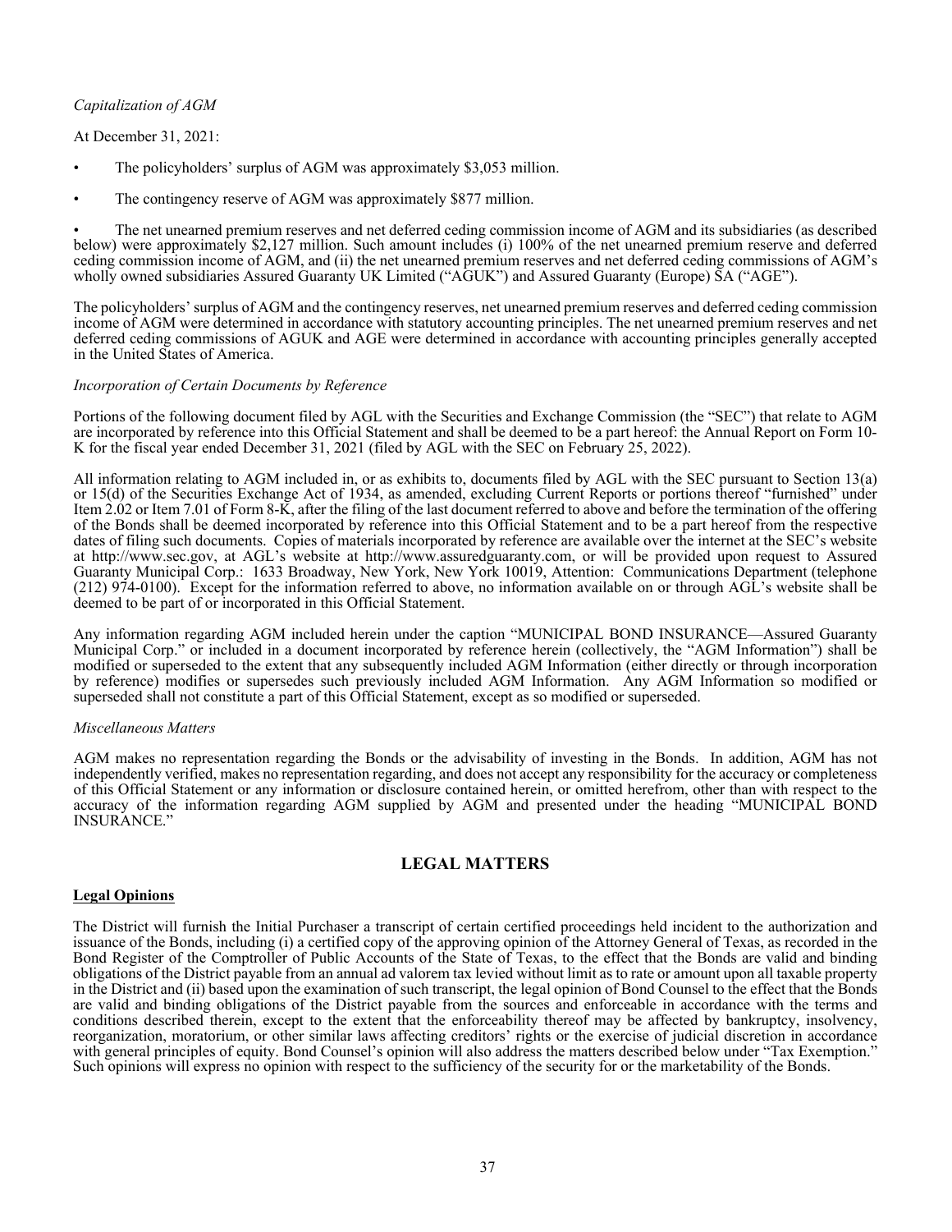*Capitalization of AGM*

At December 31, 2021:

- The policyholders' surplus of AGM was approximately $3,053 million.
- The contingency reserve of AGM was approximately $877 million.
- The net unearned premium reserves and net deferred ceding commission income of AGM and its subsidiaries (as described below) were approximately $2,127 million. Such amount includes (i) 100% of the net unearned premium reserve and deferred ceding commission income of AGM, and (ii) the net unearned premium reserves and net deferred ceding commissions of AGM's wholly owned subsidiaries Assured Guaranty UK Limited ("AGUK") and Assured Guaranty (Europe) SA ("AGE").

The policyholders' surplus of AGM and the contingency reserves, net unearned premium reserves and deferred ceding commission income of AGM were determined in accordance with statutory accounting principles. The net unearned premium reserves and net deferred ceding commissions of AGUK and AGE were determined in accordance with accounting principles generally accepted in the United States of America.

*Incorporation of Certain Documents by Reference*

Portions of the following document filed by AGL with the Securities and Exchange Commission (the "SEC") that relate to AGM are incorporated by reference into this Official Statement and shall be deemed to be a part hereof: the Annual Report on Form 10-K for the fiscal year ended December 31, 2021 (filed by AGL with the SEC on February 25, 2022).

All information relating to AGM included in, or as exhibits to, documents filed by AGL with the SEC pursuant to Section 13(a) or 15(d) of the Securities Exchange Act of 1934, as amended, excluding Current Reports or portions thereof "furnished" under Item 2.02 or Item 7.01 of Form 8-K, after the filing of the last document referred to above and before the termination of the offering of the Bonds shall be deemed incorporated by reference into this Official Statement and to be a part hereof from the respective dates of filing such documents. Copies of materials incorporated by reference are available over the internet at the SEC's website at http://www.sec.gov, at AGL's website at http://www.assuredguaranty.com, or will be provided upon request to Assured Guaranty Municipal Corp.: 1633 Broadway, New York, New York 10019, Attention: Communications Department (telephone (212) 974-0100). Except for the information referred to above, no information available on or through AGL's website shall be deemed to be part of or incorporated in this Official Statement.

Any information regarding AGM included herein under the caption "MUNICIPAL BOND INSURANCE—Assured Guaranty Municipal Corp." or included in a document incorporated by reference herein (collectively, the "AGM Information") shall be modified or superseded to the extent that any subsequently included AGM Information (either directly or through incorporation by reference) modifies or supersedes such previously included AGM Information. Any AGM Information so modified or superseded shall not constitute a part of this Official Statement, except as so modified or superseded.

*Miscellaneous Matters*

AGM makes no representation regarding the Bonds or the advisability of investing in the Bonds. In addition, AGM has not independently verified, makes no representation regarding, and does not accept any responsibility for the accuracy or completeness of this Official Statement or any information or disclosure contained herein, or omitted herefrom, other than with respect to the accuracy of the information regarding AGM supplied by AGM and presented under the heading "MUNICIPAL BOND INSURANCE."

## LEGAL MATTERS

### Legal Opinions

The District will furnish the Initial Purchaser a transcript of certain certified proceedings held incident to the authorization and issuance of the Bonds, including (i) a certified copy of the approving opinion of the Attorney General of Texas, as recorded in the Bond Register of the Comptroller of Public Accounts of the State of Texas, to the effect that the Bonds are valid and binding obligations of the District payable from an annual ad valorem tax levied without limit as to rate or amount upon all taxable property in the District and (ii) based upon the examination of such transcript, the legal opinion of Bond Counsel to the effect that the Bonds are valid and binding obligations of the District payable from the sources and enforceable in accordance with the terms and conditions described therein, except to the extent that the enforceability thereof may be affected by bankruptcy, insolvency, reorganization, moratorium, or other similar laws affecting creditors' rights or the exercise of judicial discretion in accordance with general principles of equity. Bond Counsel's opinion will also address the matters described below under "Tax Exemption." Such opinions will express no opinion with respect to the sufficiency of the security for or the marketability of the Bonds.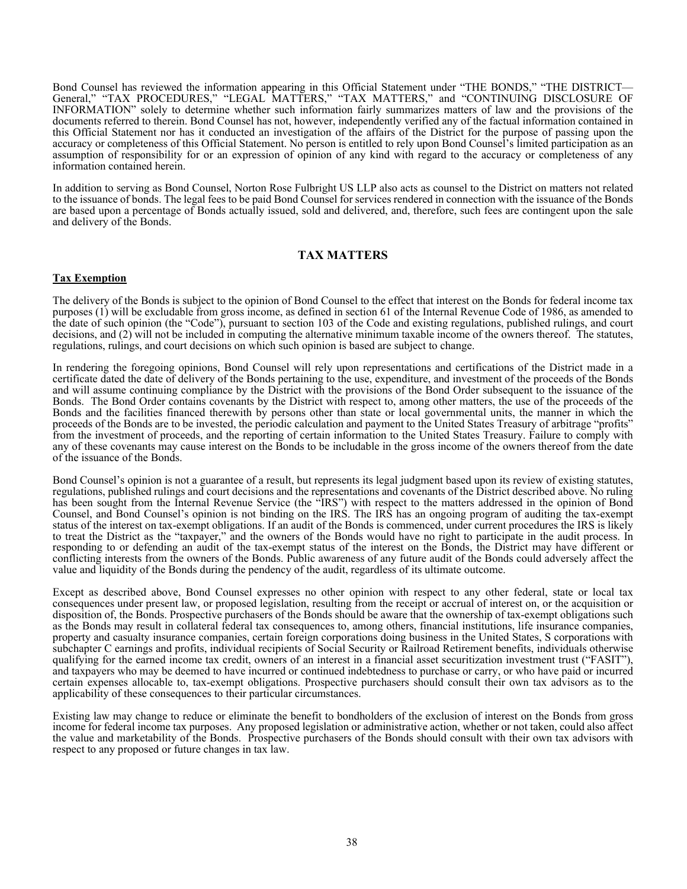Bond Counsel has reviewed the information appearing in this Official Statement under "THE BONDS," "THE DISTRICT—General," "TAX PROCEDURES," "LEGAL MATTERS," "TAX MATTERS," and "CONTINUING DISCLOSURE OF INFORMATION" solely to determine whether such information fairly summarizes matters of law and the provisions of the documents referred to therein. Bond Counsel has not, however, independently verified any of the factual information contained in this Official Statement nor has it conducted an investigation of the affairs of the District for the purpose of passing upon the accuracy or completeness of this Official Statement. No person is entitled to rely upon Bond Counsel's limited participation as an assumption of responsibility for or an expression of opinion of any kind with regard to the accuracy or completeness of any information contained herein.

In addition to serving as Bond Counsel, Norton Rose Fulbright US LLP also acts as counsel to the District on matters not related to the issuance of bonds. The legal fees to be paid Bond Counsel for services rendered in connection with the issuance of the Bonds are based upon a percentage of Bonds actually issued, sold and delivered, and, therefore, such fees are contingent upon the sale and delivery of the Bonds.

## TAX MATTERS

### Tax Exemption

The delivery of the Bonds is subject to the opinion of Bond Counsel to the effect that interest on the Bonds for federal income tax purposes (1) will be excludable from gross income, as defined in section 61 of the Internal Revenue Code of 1986, as amended to the date of such opinion (the "Code"), pursuant to section 103 of the Code and existing regulations, published rulings, and court decisions, and (2) will not be included in computing the alternative minimum taxable income of the owners thereof. The statutes, regulations, rulings, and court decisions on which such opinion is based are subject to change.

In rendering the foregoing opinions, Bond Counsel will rely upon representations and certifications of the District made in a certificate dated the date of delivery of the Bonds pertaining to the use, expenditure, and investment of the proceeds of the Bonds and will assume continuing compliance by the District with the provisions of the Bond Order subsequent to the issuance of the Bonds. The Bond Order contains covenants by the District with respect to, among other matters, the use of the proceeds of the Bonds and the facilities financed therewith by persons other than state or local governmental units, the manner in which the proceeds of the Bonds are to be invested, the periodic calculation and payment to the United States Treasury of arbitrage "profits" from the investment of proceeds, and the reporting of certain information to the United States Treasury. Failure to comply with any of these covenants may cause interest on the Bonds to be includable in the gross income of the owners thereof from the date of the issuance of the Bonds.

Bond Counsel's opinion is not a guarantee of a result, but represents its legal judgment based upon its review of existing statutes, regulations, published rulings and court decisions and the representations and covenants of the District described above. No ruling has been sought from the Internal Revenue Service (the "IRS") with respect to the matters addressed in the opinion of Bond Counsel, and Bond Counsel's opinion is not binding on the IRS. The IRS has an ongoing program of auditing the tax-exempt status of the interest on tax-exempt obligations. If an audit of the Bonds is commenced, under current procedures the IRS is likely to treat the District as the "taxpayer," and the owners of the Bonds would have no right to participate in the audit process. In responding to or defending an audit of the tax-exempt status of the interest on the Bonds, the District may have different or conflicting interests from the owners of the Bonds. Public awareness of any future audit of the Bonds could adversely affect the value and liquidity of the Bonds during the pendency of the audit, regardless of its ultimate outcome.

Except as described above, Bond Counsel expresses no other opinion with respect to any other federal, state or local tax consequences under present law, or proposed legislation, resulting from the receipt or accrual of interest on, or the acquisition or disposition of, the Bonds. Prospective purchasers of the Bonds should be aware that the ownership of tax-exempt obligations such as the Bonds may result in collateral federal tax consequences to, among others, financial institutions, life insurance companies, property and casualty insurance companies, certain foreign corporations doing business in the United States, S corporations with subchapter C earnings and profits, individual recipients of Social Security or Railroad Retirement benefits, individuals otherwise qualifying for the earned income tax credit, owners of an interest in a financial asset securitization investment trust ("FASIT"), and taxpayers who may be deemed to have incurred or continued indebtedness to purchase or carry, or who have paid or incurred certain expenses allocable to, tax-exempt obligations. Prospective purchasers should consult their own tax advisors as to the applicability of these consequences to their particular circumstances.

Existing law may change to reduce or eliminate the benefit to bondholders of the exclusion of interest on the Bonds from gross income for federal income tax purposes. Any proposed legislation or administrative action, whether or not taken, could also affect the value and marketability of the Bonds. Prospective purchasers of the Bonds should consult with their own tax advisors with respect to any proposed or future changes in tax law.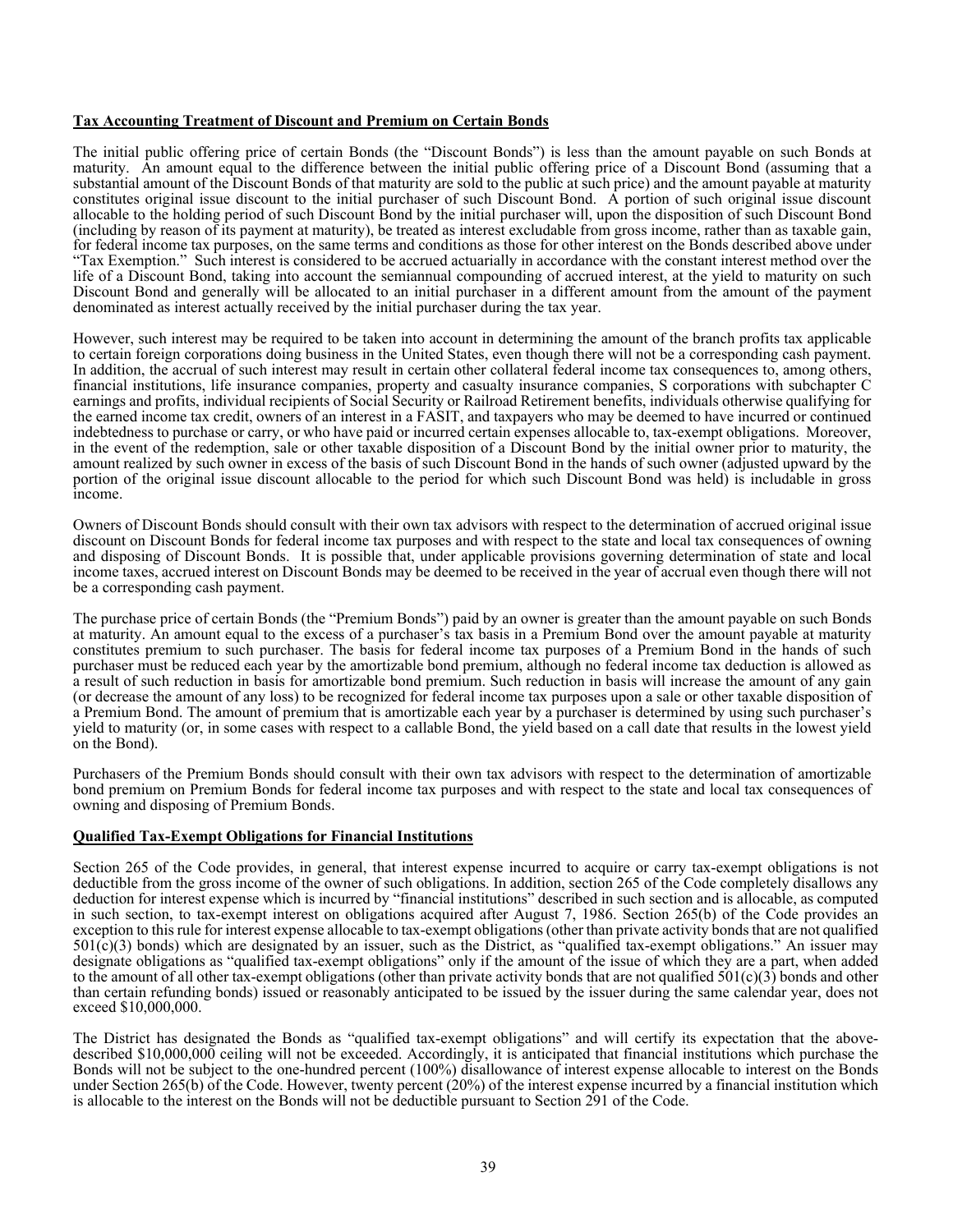**Tax Accounting Treatment of Discount and Premium on Certain Bonds**

The initial public offering price of certain Bonds (the "Discount Bonds") is less than the amount payable on such Bonds at maturity. An amount equal to the difference between the initial public offering price of a Discount Bond (assuming that a substantial amount of the Discount Bonds of that maturity are sold to the public at such price) and the amount payable at maturity constitutes original issue discount to the initial purchaser of such Discount Bond. A portion of such original issue discount allocable to the holding period of such Discount Bond by the initial purchaser will, upon the disposition of such Discount Bond (including by reason of its payment at maturity), be treated as interest excludable from gross income, rather than as taxable gain, for federal income tax purposes, on the same terms and conditions as those for other interest on the Bonds described above under "Tax Exemption." Such interest is considered to be accrued actuarially in accordance with the constant interest method over the life of a Discount Bond, taking into account the semiannual compounding of accrued interest, at the yield to maturity on such Discount Bond and generally will be allocated to an initial purchaser in a different amount from the amount of the payment denominated as interest actually received by the initial purchaser during the tax year.

However, such interest may be required to be taken into account in determining the amount of the branch profits tax applicable to certain foreign corporations doing business in the United States, even though there will not be a corresponding cash payment. In addition, the accrual of such interest may result in certain other collateral federal income tax consequences to, among others, financial institutions, life insurance companies, property and casualty insurance companies, S corporations with subchapter C earnings and profits, individual recipients of Social Security or Railroad Retirement benefits, individuals otherwise qualifying for the earned income tax credit, owners of an interest in a FASIT, and taxpayers who may be deemed to have incurred or continued indebtedness to purchase or carry, or who have paid or incurred certain expenses allocable to, tax-exempt obligations. Moreover, in the event of the redemption, sale or other taxable disposition of a Discount Bond by the initial owner prior to maturity, the amount realized by such owner in excess of the basis of such Discount Bond in the hands of such owner (adjusted upward by the portion of the original issue discount allocable to the period for which such Discount Bond was held) is includable in gross income.

Owners of Discount Bonds should consult with their own tax advisors with respect to the determination of accrued original issue discount on Discount Bonds for federal income tax purposes and with respect to the state and local tax consequences of owning and disposing of Discount Bonds. It is possible that, under applicable provisions governing determination of state and local income taxes, accrued interest on Discount Bonds may be deemed to be received in the year of accrual even though there will not be a corresponding cash payment.

The purchase price of certain Bonds (the "Premium Bonds") paid by an owner is greater than the amount payable on such Bonds at maturity. An amount equal to the excess of a purchaser's tax basis in a Premium Bond over the amount payable at maturity constitutes premium to such purchaser. The basis for federal income tax purposes of a Premium Bond in the hands of such purchaser must be reduced each year by the amortizable bond premium, although no federal income tax deduction is allowed as a result of such reduction in basis for amortizable bond premium. Such reduction in basis will increase the amount of any gain (or decrease the amount of any loss) to be recognized for federal income tax purposes upon a sale or other taxable disposition of a Premium Bond. The amount of premium that is amortizable each year by a purchaser is determined by using such purchaser's yield to maturity (or, in some cases with respect to a callable Bond, the yield based on a call date that results in the lowest yield on the Bond).

Purchasers of the Premium Bonds should consult with their own tax advisors with respect to the determination of amortizable bond premium on Premium Bonds for federal income tax purposes and with respect to the state and local tax consequences of owning and disposing of Premium Bonds.

**Qualified Tax-Exempt Obligations for Financial Institutions**

Section 265 of the Code provides, in general, that interest expense incurred to acquire or carry tax-exempt obligations is not deductible from the gross income of the owner of such obligations. In addition, section 265 of the Code completely disallows any deduction for interest expense which is incurred by "financial institutions" described in such section and is allocable, as computed in such section, to tax-exempt interest on obligations acquired after August 7, 1986. Section 265(b) of the Code provides an exception to this rule for interest expense allocable to tax-exempt obligations (other than private activity bonds that are not qualified 501(c)(3) bonds) which are designated by an issuer, such as the District, as "qualified tax-exempt obligations." An issuer may designate obligations as "qualified tax-exempt obligations" only if the amount of the issue of which they are a part, when added to the amount of all other tax-exempt obligations (other than private activity bonds that are not qualified 501(c)(3) bonds and other than certain refunding bonds) issued or reasonably anticipated to be issued by the issuer during the same calendar year, does not exceed $10,000,000.

The District has designated the Bonds as "qualified tax-exempt obligations" and will certify its expectation that the above-described $10,000,000 ceiling will not be exceeded. Accordingly, it is anticipated that financial institutions which purchase the Bonds will not be subject to the one-hundred percent (100%) disallowance of interest expense allocable to interest on the Bonds under Section 265(b) of the Code. However, twenty percent (20%) of the interest expense incurred by a financial institution which is allocable to the interest on the Bonds will not be deductible pursuant to Section 291 of the Code.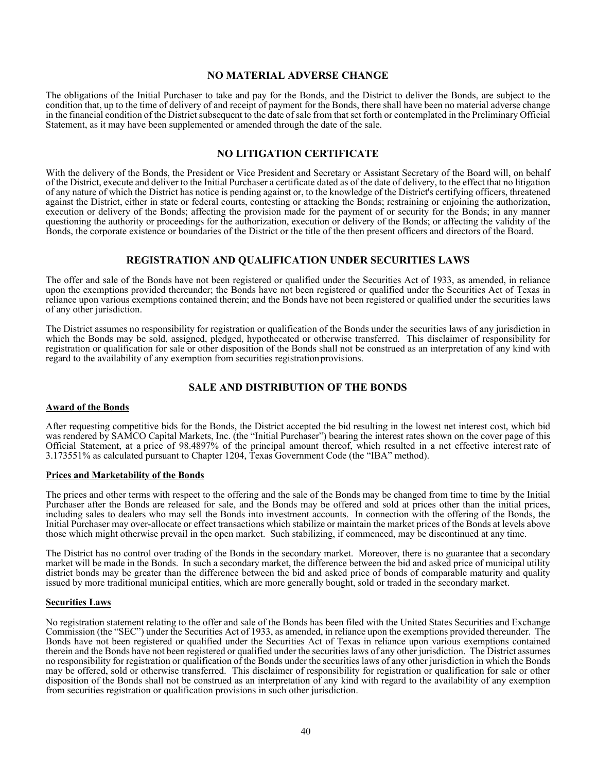## NO MATERIAL ADVERSE CHANGE

The obligations of the Initial Purchaser to take and pay for the Bonds, and the District to deliver the Bonds, are subject to the condition that, up to the time of delivery of and receipt of payment for the Bonds, there shall have been no material adverse change in the financial condition of the District subsequent to the date of sale from that set forth or contemplated in the Preliminary Official Statement, as it may have been supplemented or amended through the date of the sale.

## NO LITIGATION CERTIFICATE

With the delivery of the Bonds, the President or Vice President and Secretary or Assistant Secretary of the Board will, on behalf of the District, execute and deliver to the Initial Purchaser a certificate dated as of the date of delivery, to the effect that no litigation of any nature of which the District has notice is pending against or, to the knowledge of the District's certifying officers, threatened against the District, either in state or federal courts, contesting or attacking the Bonds; restraining or enjoining the authorization, execution or delivery of the Bonds; affecting the provision made for the payment of or security for the Bonds; in any manner questioning the authority or proceedings for the authorization, execution or delivery of the Bonds; or affecting the validity of the Bonds, the corporate existence or boundaries of the District or the title of the then present officers and directors of the Board.

## REGISTRATION AND QUALIFICATION UNDER SECURITIES LAWS

The offer and sale of the Bonds have not been registered or qualified under the Securities Act of 1933, as amended, in reliance upon the exemptions provided thereunder; the Bonds have not been registered or qualified under the Securities Act of Texas in reliance upon various exemptions contained therein; and the Bonds have not been registered or qualified under the securities laws of any other jurisdiction.

The District assumes no responsibility for registration or qualification of the Bonds under the securities laws of any jurisdiction in which the Bonds may be sold, assigned, pledged, hypothecated or otherwise transferred. This disclaimer of responsibility for registration or qualification for sale or other disposition of the Bonds shall not be construed as an interpretation of any kind with regard to the availability of any exemption from securities registration provisions.

## SALE AND DISTRIBUTION OF THE BONDS

**Award of the Bonds**

After requesting competitive bids for the Bonds, the District accepted the bid resulting in the lowest net interest cost, which bid was rendered by SAMCO Capital Markets, Inc. (the "Initial Purchaser") bearing the interest rates shown on the cover page of this Official Statement, at a price of 98.4897% of the principal amount thereof, which resulted in a net effective interest rate of 3.173551% as calculated pursuant to Chapter 1204, Texas Government Code (the "IBA" method).

**Prices and Marketability of the Bonds**

The prices and other terms with respect to the offering and the sale of the Bonds may be changed from time to time by the Initial Purchaser after the Bonds are released for sale, and the Bonds may be offered and sold at prices other than the initial prices, including sales to dealers who may sell the Bonds into investment accounts. In connection with the offering of the Bonds, the Initial Purchaser may over-allocate or effect transactions which stabilize or maintain the market prices of the Bonds at levels above those which might otherwise prevail in the open market. Such stabilizing, if commenced, may be discontinued at any time.

The District has no control over trading of the Bonds in the secondary market. Moreover, there is no guarantee that a secondary market will be made in the Bonds. In such a secondary market, the difference between the bid and asked price of municipal utility district bonds may be greater than the difference between the bid and asked price of bonds of comparable maturity and quality issued by more traditional municipal entities, which are more generally bought, sold or traded in the secondary market.

**Securities Laws**

No registration statement relating to the offer and sale of the Bonds has been filed with the United States Securities and Exchange Commission (the "SEC") under the Securities Act of 1933, as amended, in reliance upon the exemptions provided thereunder. The Bonds have not been registered or qualified under the Securities Act of Texas in reliance upon various exemptions contained therein and the Bonds have not been registered or qualified under the securities laws of any other jurisdiction. The District assumes no responsibility for registration or qualification of the Bonds under the securities laws of any other jurisdiction in which the Bonds may be offered, sold or otherwise transferred. This disclaimer of responsibility for registration or qualification for sale or other disposition of the Bonds shall not be construed as an interpretation of any kind with regard to the availability of any exemption from securities registration or qualification provisions in such other jurisdiction.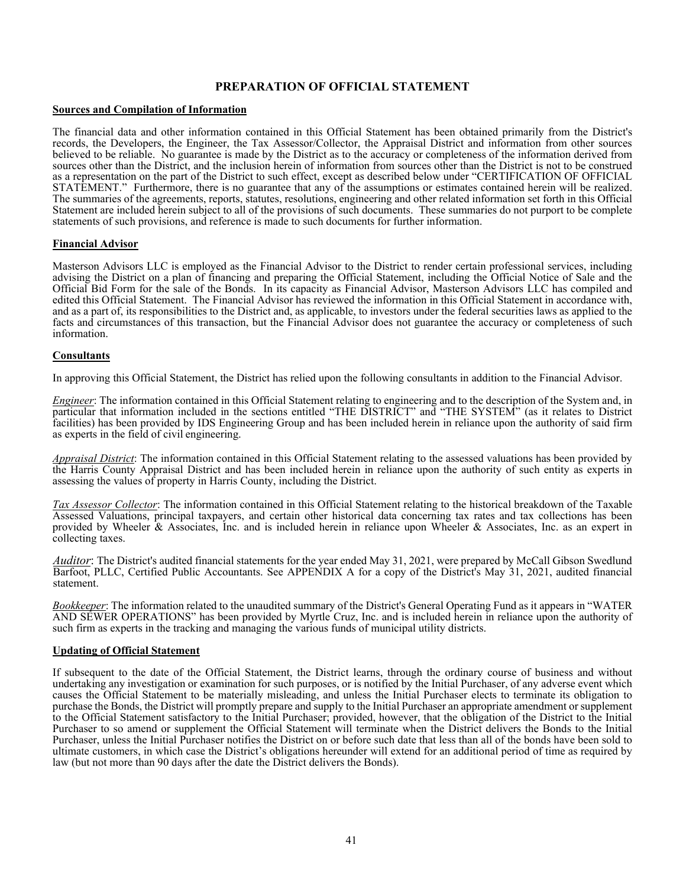# PREPARATION OF OFFICIAL STATEMENT

## Sources and Compilation of Information

The financial data and other information contained in this Official Statement has been obtained primarily from the District's records, the Developers, the Engineer, the Tax Assessor/Collector, the Appraisal District and information from other sources believed to be reliable. No guarantee is made by the District as to the accuracy or completeness of the information derived from sources other than the District, and the inclusion herein of information from sources other than the District is not to be construed as a representation on the part of the District to such effect, except as described below under "CERTIFICATION OF OFFICIAL STATEMENT." Furthermore, there is no guarantee that any of the assumptions or estimates contained herein will be realized. The summaries of the agreements, reports, statutes, resolutions, engineering and other related information set forth in this Official Statement are included herein subject to all of the provisions of such documents. These summaries do not purport to be complete statements of such provisions, and reference is made to such documents for further information.

## Financial Advisor

Masterson Advisors LLC is employed as the Financial Advisor to the District to render certain professional services, including advising the District on a plan of financing and preparing the Official Statement, including the Official Notice of Sale and the Official Bid Form for the sale of the Bonds. In its capacity as Financial Advisor, Masterson Advisors LLC has compiled and edited this Official Statement. The Financial Advisor has reviewed the information in this Official Statement in accordance with, and as a part of, its responsibilities to the District and, as applicable, to investors under the federal securities laws as applied to the facts and circumstances of this transaction, but the Financial Advisor does not guarantee the accuracy or completeness of such information.

## Consultants

In approving this Official Statement, the District has relied upon the following consultants in addition to the Financial Advisor.

*Engineer*: The information contained in this Official Statement relating to engineering and to the description of the System and, in particular that information included in the sections entitled "THE DISTRICT" and "THE SYSTEM" (as it relates to District facilities) has been provided by IDS Engineering Group and has been included herein in reliance upon the authority of said firm as experts in the field of civil engineering.

*Appraisal District*: The information contained in this Official Statement relating to the assessed valuations has been provided by the Harris County Appraisal District and has been included herein in reliance upon the authority of such entity as experts in assessing the values of property in Harris County, including the District.

*Tax Assessor Collector*: The information contained in this Official Statement relating to the historical breakdown of the Taxable Assessed Valuations, principal taxpayers, and certain other historical data concerning tax rates and tax collections has been provided by Wheeler & Associates, Inc. and is included herein in reliance upon Wheeler & Associates, Inc. as an expert in collecting taxes.

*Auditor*: The District's audited financial statements for the year ended May 31, 2021, were prepared by McCall Gibson Swedlund Barfoot, PLLC, Certified Public Accountants. See APPENDIX A for a copy of the District's May 31, 2021, audited financial statement.

*Bookkeeper*: The information related to the unaudited summary of the District's General Operating Fund as it appears in "WATER AND SEWER OPERATIONS" has been provided by Myrtle Cruz, Inc. and is included herein in reliance upon the authority of such firm as experts in the tracking and managing the various funds of municipal utility districts.

## Updating of Official Statement

If subsequent to the date of the Official Statement, the District learns, through the ordinary course of business and without undertaking any investigation or examination for such purposes, or is notified by the Initial Purchaser, of any adverse event which causes the Official Statement to be materially misleading, and unless the Initial Purchaser elects to terminate its obligation to purchase the Bonds, the District will promptly prepare and supply to the Initial Purchaser an appropriate amendment or supplement to the Official Statement satisfactory to the Initial Purchaser; provided, however, that the obligation of the District to the Initial Purchaser to so amend or supplement the Official Statement will terminate when the District delivers the Bonds to the Initial Purchaser, unless the Initial Purchaser notifies the District on or before such date that less than all of the bonds have been sold to ultimate customers, in which case the District's obligations hereunder will extend for an additional period of time as required by law (but not more than 90 days after the date the District delivers the Bonds).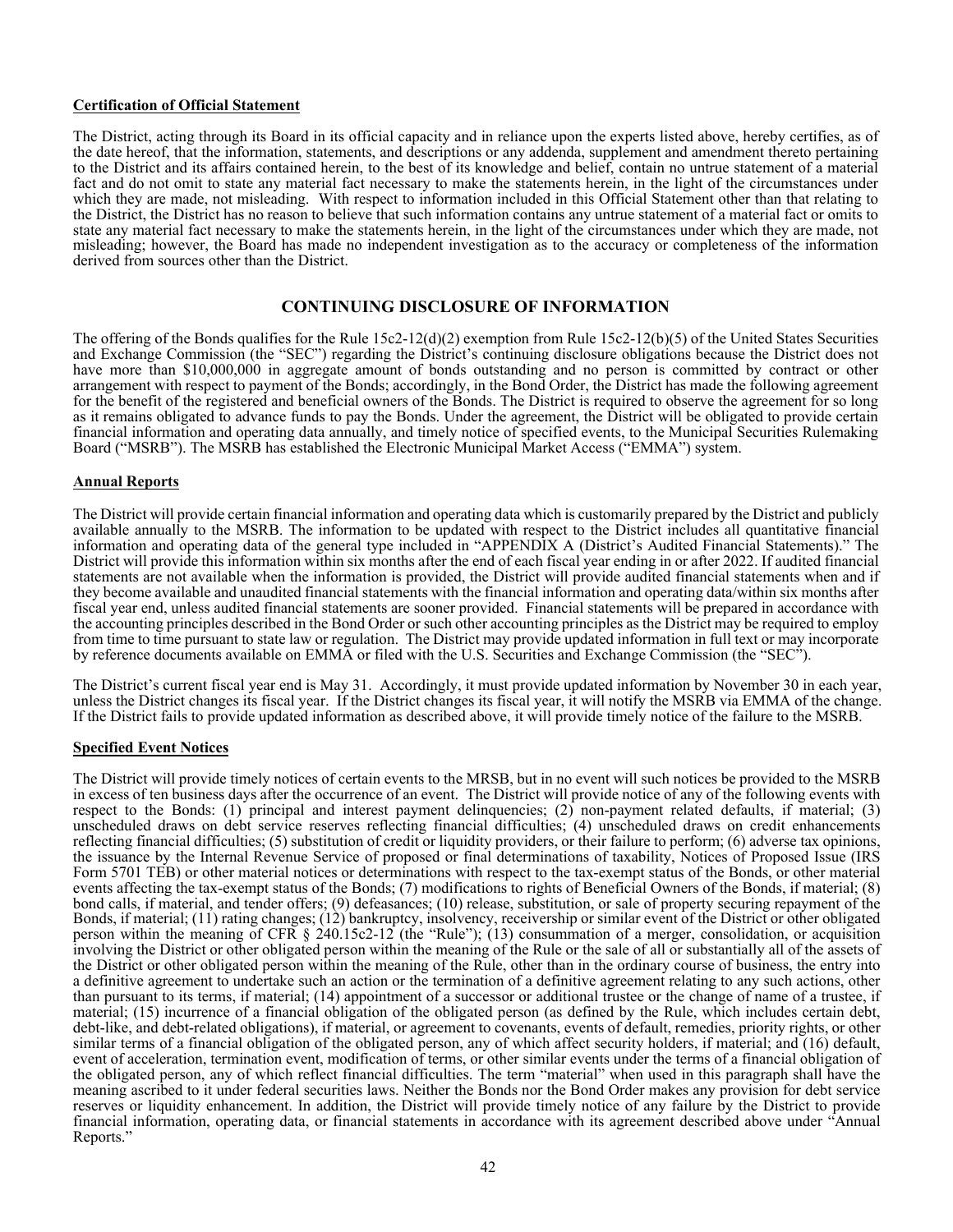**Certification of Official Statement**

The District, acting through its Board in its official capacity and in reliance upon the experts listed above, hereby certifies, as of the date hereof, that the information, statements, and descriptions or any addenda, supplement and amendment thereto pertaining to the District and its affairs contained herein, to the best of its knowledge and belief, contain no untrue statement of a material fact and do not omit to state any material fact necessary to make the statements herein, in the light of the circumstances under which they are made, not misleading. With respect to information included in this Official Statement other than that relating to the District, the District has no reason to believe that such information contains any untrue statement of a material fact or omits to state any material fact necessary to make the statements herein, in the light of the circumstances under which they are made, not misleading; however, the Board has made no independent investigation as to the accuracy or completeness of the information derived from sources other than the District.

## CONTINUING DISCLOSURE OF INFORMATION

The offering of the Bonds qualifies for the Rule 15c2-12(d)(2) exemption from Rule 15c2-12(b)(5) of the United States Securities and Exchange Commission (the "SEC") regarding the District's continuing disclosure obligations because the District does not have more than $10,000,000 in aggregate amount of bonds outstanding and no person is committed by contract or other arrangement with respect to payment of the Bonds; accordingly, in the Bond Order, the District has made the following agreement for the benefit of the registered and beneficial owners of the Bonds. The District is required to observe the agreement for so long as it remains obligated to advance funds to pay the Bonds. Under the agreement, the District will be obligated to provide certain financial information and operating data annually, and timely notice of specified events, to the Municipal Securities Rulemaking Board ("MSRB"). The MSRB has established the Electronic Municipal Market Access ("EMMA") system.

**Annual Reports**

The District will provide certain financial information and operating data which is customarily prepared by the District and publicly available annually to the MSRB. The information to be updated with respect to the District includes all quantitative financial information and operating data of the general type included in "APPENDIX A (District's Audited Financial Statements)." The District will provide this information within six months after the end of each fiscal year ending in or after 2022. If audited financial statements are not available when the information is provided, the District will provide audited financial statements when and if they become available and unaudited financial statements with the financial information and operating data/within six months after fiscal year end, unless audited financial statements are sooner provided. Financial statements will be prepared in accordance with the accounting principles described in the Bond Order or such other accounting principles as the District may be required to employ from time to time pursuant to state law or regulation. The District may provide updated information in full text or may incorporate by reference documents available on EMMA or filed with the U.S. Securities and Exchange Commission (the "SEC").

The District's current fiscal year end is May 31. Accordingly, it must provide updated information by November 30 in each year, unless the District changes its fiscal year. If the District changes its fiscal year, it will notify the MSRB via EMMA of the change. If the District fails to provide updated information as described above, it will provide timely notice of the failure to the MSRB.

**Specified Event Notices**

The District will provide timely notices of certain events to the MRSB, but in no event will such notices be provided to the MSRB in excess of ten business days after the occurrence of an event. The District will provide notice of any of the following events with respect to the Bonds: (1) principal and interest payment delinquencies; (2) non-payment related defaults, if material; (3) unscheduled draws on debt service reserves reflecting financial difficulties; (4) unscheduled draws on credit enhancements reflecting financial difficulties; (5) substitution of credit or liquidity providers, or their failure to perform; (6) adverse tax opinions, the issuance by the Internal Revenue Service of proposed or final determinations of taxability, Notices of Proposed Issue (IRS Form 5701 TEB) or other material notices or determinations with respect to the tax-exempt status of the Bonds, or other material events affecting the tax-exempt status of the Bonds; (7) modifications to rights of Beneficial Owners of the Bonds, if material; (8) bond calls, if material, and tender offers; (9) defeasances; (10) release, substitution, or sale of property securing repayment of the Bonds, if material; (11) rating changes; (12) bankruptcy, insolvency, receivership or similar event of the District or other obligated person within the meaning of CFR § 240.15c2-12 (the "Rule"); (13) consummation of a merger, consolidation, or acquisition involving the District or other obligated person within the meaning of the Rule or the sale of all or substantially all of the assets of the District or other obligated person within the meaning of the Rule, other than in the ordinary course of business, the entry into a definitive agreement to undertake such an action or the termination of a definitive agreement relating to any such actions, other than pursuant to its terms, if material; (14) appointment of a successor or additional trustee or the change of name of a trustee, if material; (15) incurrence of a financial obligation of the obligated person (as defined by the Rule, which includes certain debt, debt-like, and debt-related obligations), if material, or agreement to covenants, events of default, remedies, priority rights, or other similar terms of a financial obligation of the obligated person, any of which affect security holders, if material; and (16) default, event of acceleration, termination event, modification of terms, or other similar events under the terms of a financial obligation of the obligated person, any of which reflect financial difficulties. The term "material" when used in this paragraph shall have the meaning ascribed to it under federal securities laws. Neither the Bonds nor the Bond Order makes any provision for debt service reserves or liquidity enhancement. In addition, the District will provide timely notice of any failure by the District to provide financial information, operating data, or financial statements in accordance with its agreement described above under "Annual Reports."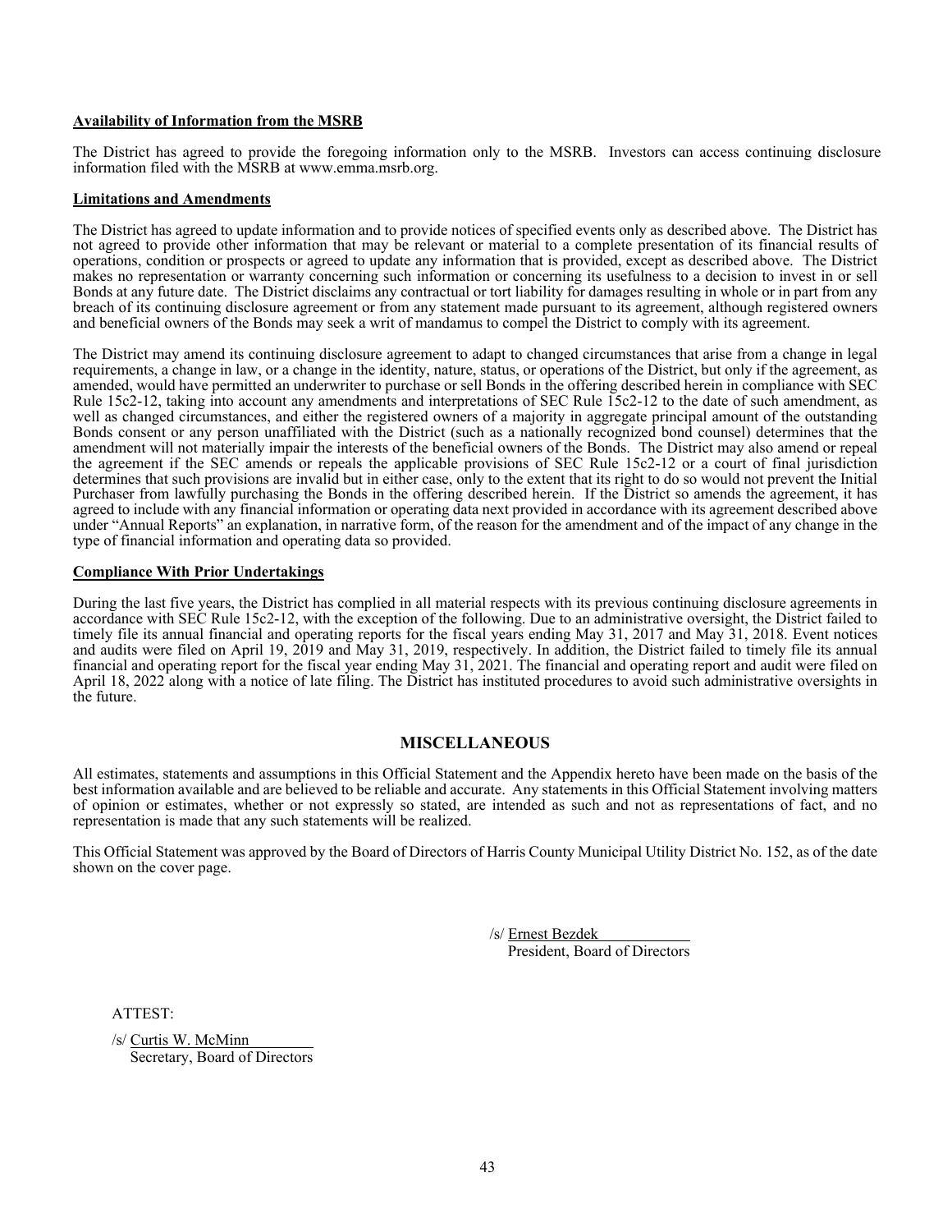**Availability of Information from the MSRB**

The District has agreed to provide the foregoing information only to the MSRB. Investors can access continuing disclosure information filed with the MSRB at www.emma.msrb.org.

**Limitations and Amendments**

The District has agreed to update information and to provide notices of specified events only as described above. The District has not agreed to provide other information that may be relevant or material to a complete presentation of its financial results of operations, condition or prospects or agreed to update any information that is provided, except as described above. The District makes no representation or warranty concerning such information or concerning its usefulness to a decision to invest in or sell Bonds at any future date. The District disclaims any contractual or tort liability for damages resulting in whole or in part from any breach of its continuing disclosure agreement or from any statement made pursuant to its agreement, although registered owners and beneficial owners of the Bonds may seek a writ of mandamus to compel the District to comply with its agreement.

The District may amend its continuing disclosure agreement to adapt to changed circumstances that arise from a change in legal requirements, a change in law, or a change in the identity, nature, status, or operations of the District, but only if the agreement, as amended, would have permitted an underwriter to purchase or sell Bonds in the offering described herein in compliance with SEC Rule 15c2-12, taking into account any amendments and interpretations of SEC Rule 15c2-12 to the date of such amendment, as well as changed circumstances, and either the registered owners of a majority in aggregate principal amount of the outstanding Bonds consent or any person unaffiliated with the District (such as a nationally recognized bond counsel) determines that the amendment will not materially impair the interests of the beneficial owners of the Bonds. The District may also amend or repeal the agreement if the SEC amends or repeals the applicable provisions of SEC Rule 15c2-12 or a court of final jurisdiction determines that such provisions are invalid but in either case, only to the extent that its right to do so would not prevent the Initial Purchaser from lawfully purchasing the Bonds in the offering described herein. If the District so amends the agreement, it has agreed to include with any financial information or operating data next provided in accordance with its agreement described above under "Annual Reports" an explanation, in narrative form, of the reason for the amendment and of the impact of any change in the type of financial information and operating data so provided.

**Compliance With Prior Undertakings**

During the last five years, the District has complied in all material respects with its previous continuing disclosure agreements in accordance with SEC Rule 15c2-12, with the exception of the following. Due to an administrative oversight, the District failed to timely file its annual financial and operating reports for the fiscal years ending May 31, 2017 and May 31, 2018. Event notices and audits were filed on April 19, 2019 and May 31, 2019, respectively. In addition, the District failed to timely file its annual financial and operating report for the fiscal year ending May 31, 2021. The financial and operating report and audit were filed on April 18, 2022 along with a notice of late filing. The District has instituted procedures to avoid such administrative oversights in the future.

## MISCELLANEOUS

All estimates, statements and assumptions in this Official Statement and the Appendix hereto have been made on the basis of the best information available and are believed to be reliable and accurate. Any statements in this Official Statement involving matters of opinion or estimates, whether or not expressly so stated, are intended as such and not as representations of fact, and no representation is made that any such statements will be realized.

This Official Statement was approved by the Board of Directors of Harris County Municipal Utility District No. 152, as of the date shown on the cover page.

/s/ Ernest Bezdek
President, Board of Directors

ATTEST:

/s/ Curtis W. McMinn
Secretary, Board of Directors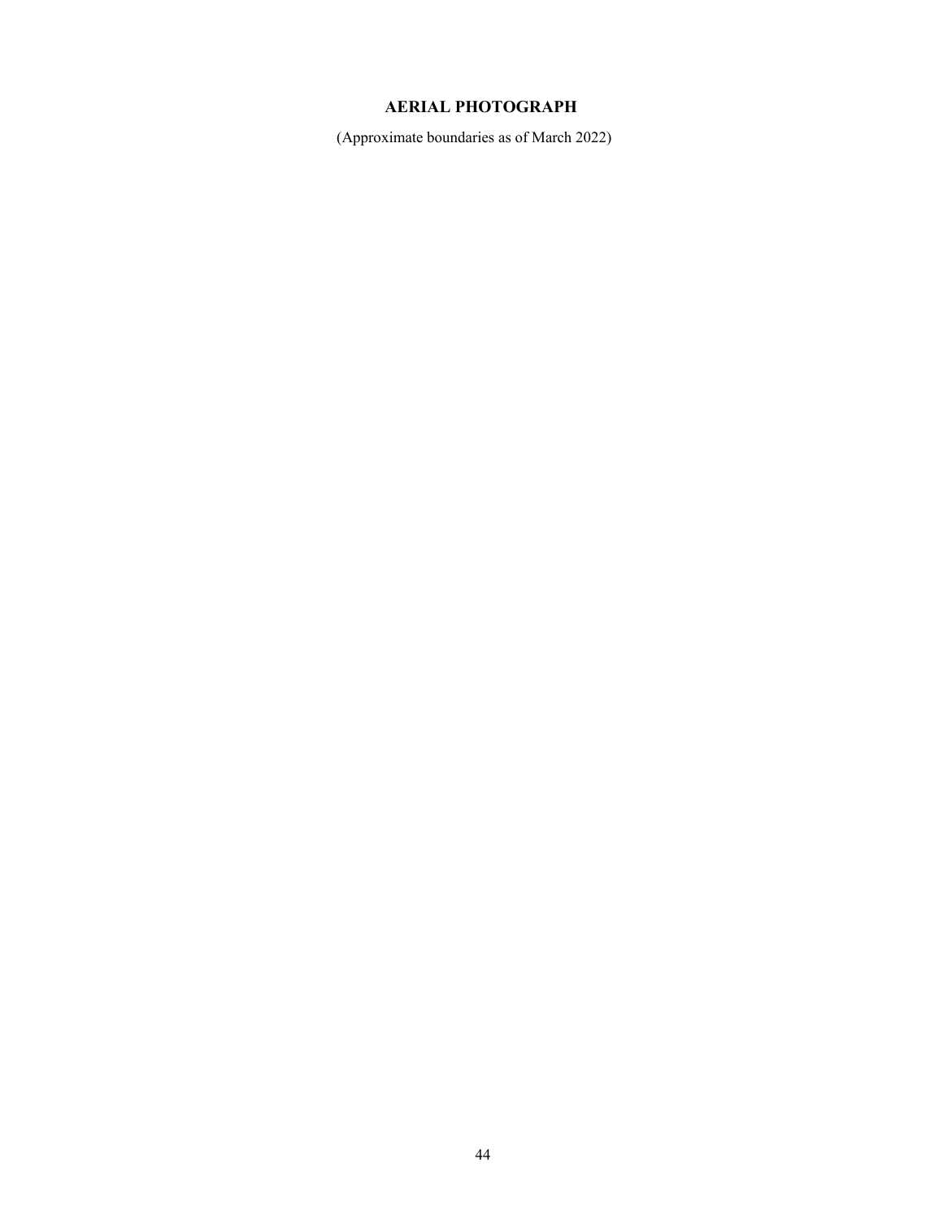**AERIAL PHOTOGRAPH**

(Approximate boundaries as of March 2022)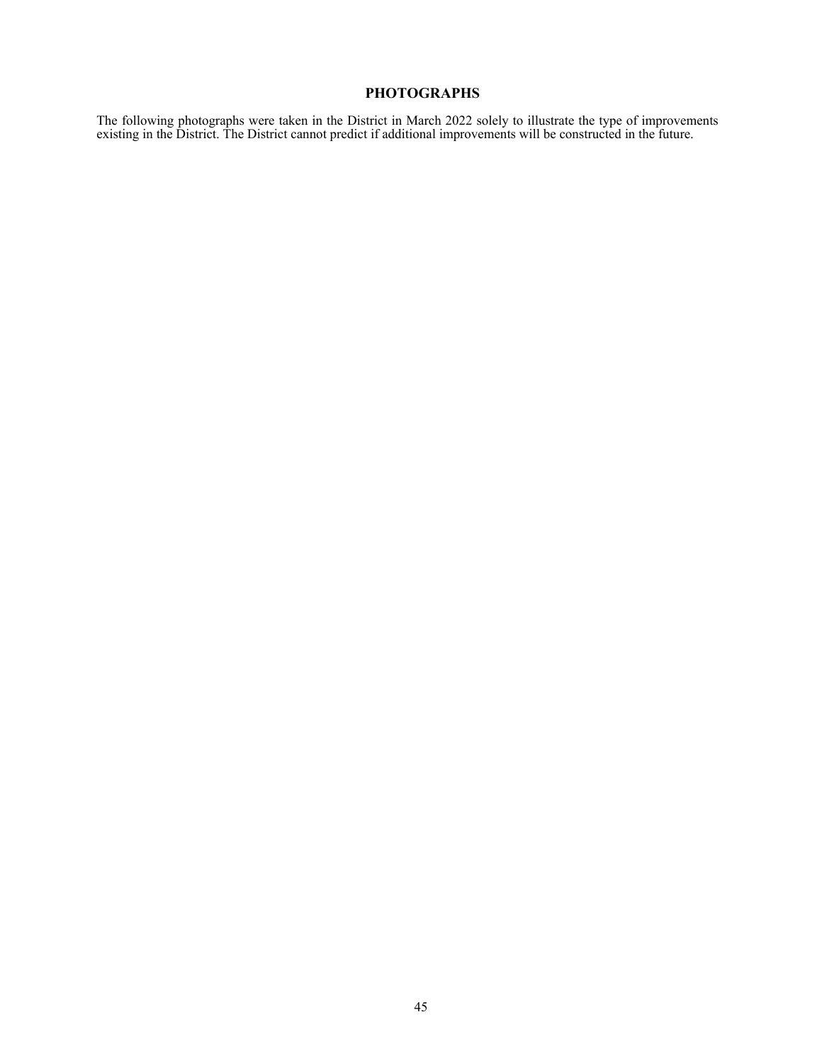# PHOTOGRAPHS

The following photographs were taken in the District in March 2022 solely to illustrate the type of improvements existing in the District. The District cannot predict if additional improvements will be constructed in the future.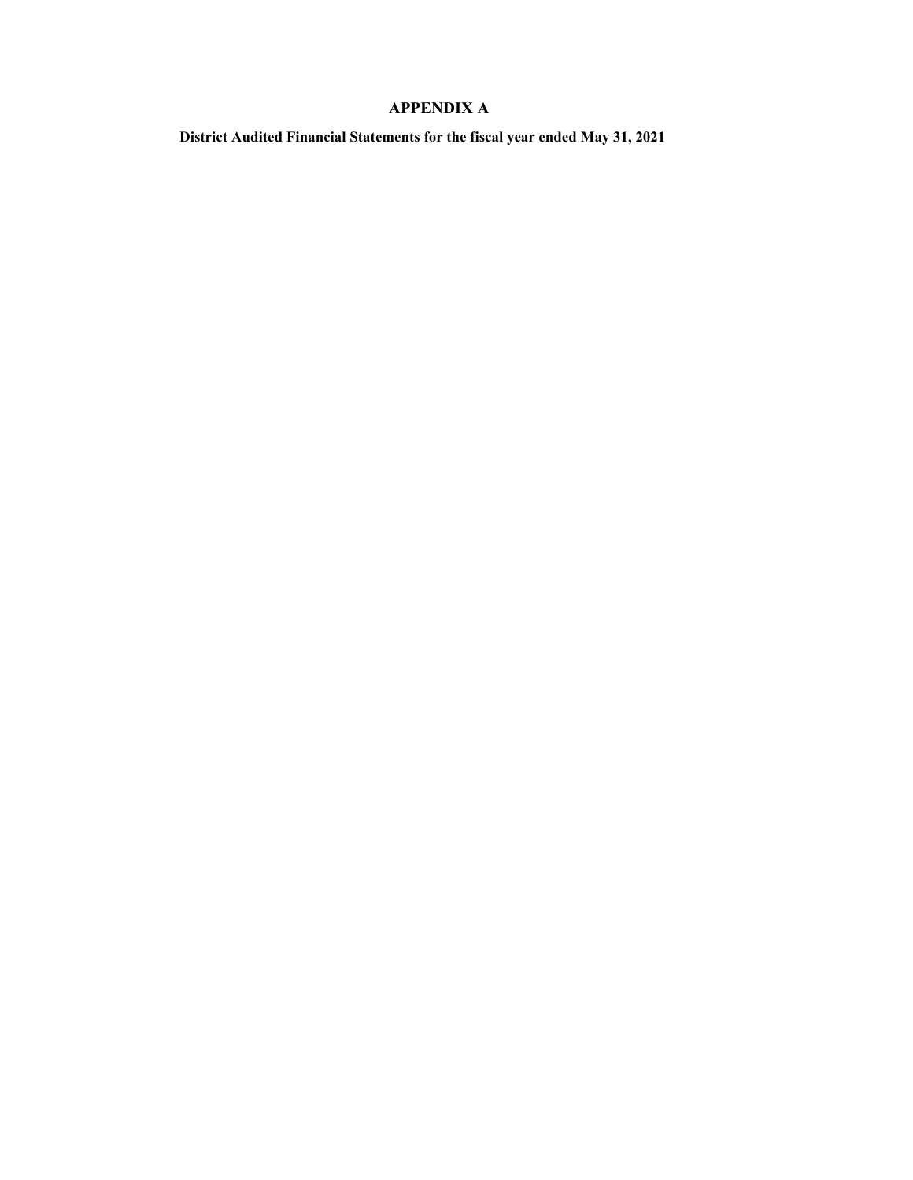# APPENDIX A

**District Audited Financial Statements for the fiscal year ended May 31, 2021**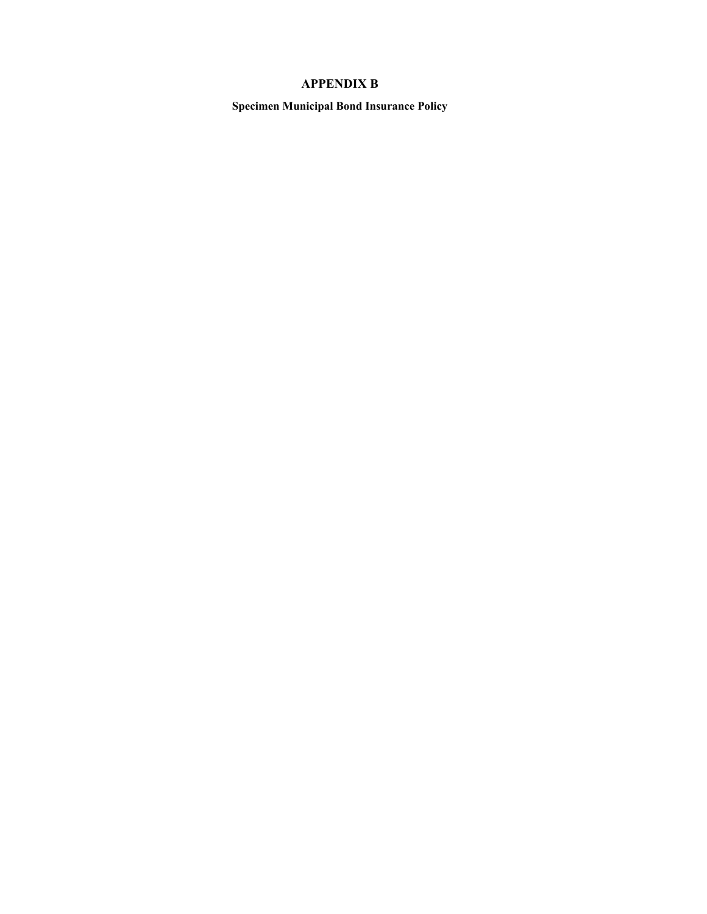# APPENDIX B

## Specimen Municipal Bond Insurance Policy